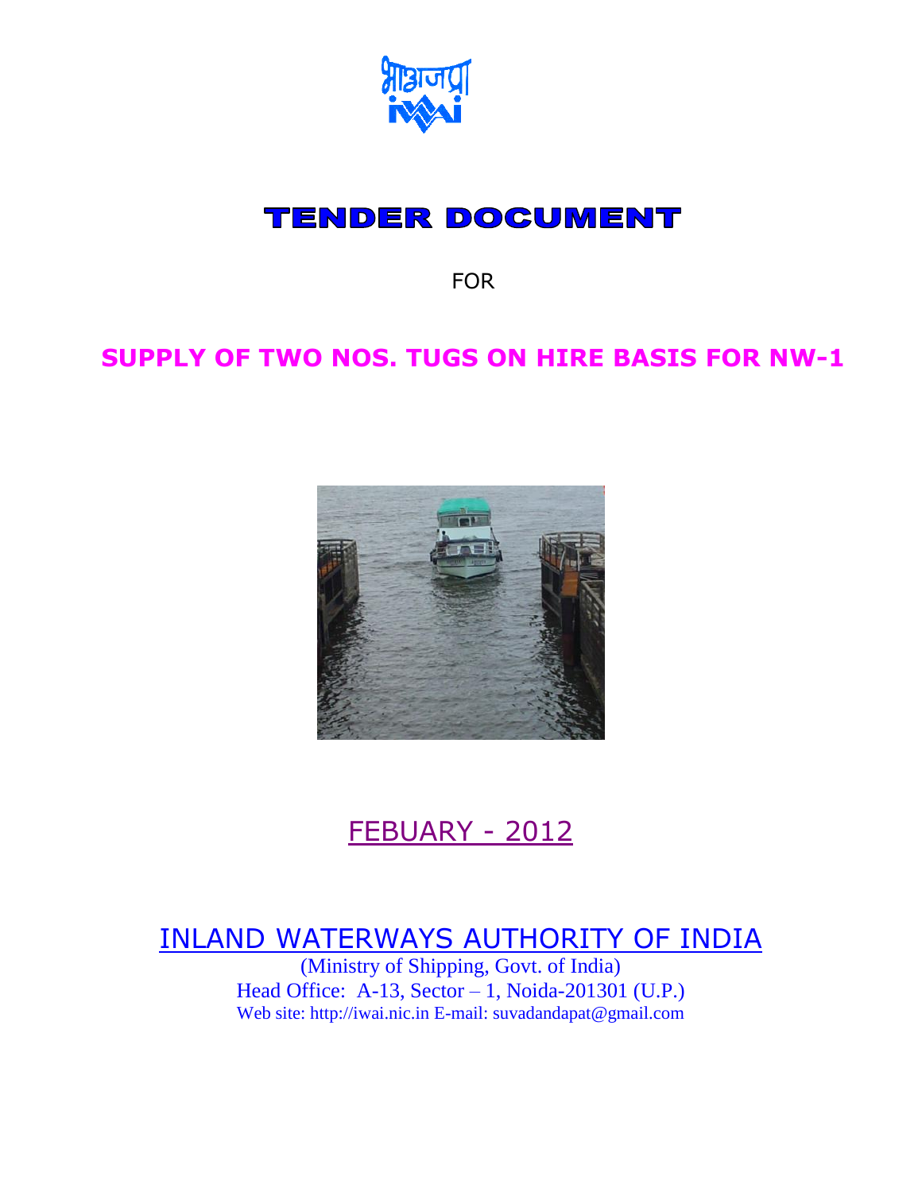भाअजप्रा
iwai

# TENDER DOCUMENT

FOR

## SUPPLY OF TWO NOS. TUGS ON HIRE BASIS FOR NW-1

FEBUARY - 2012

INLAND WATERWAYS AUTHORITY OF INDIA

(Ministry of Shipping, Govt. of India)

Head Office: A-13, Sector – 1, Noida-201301 (U.P.)

Web site: http://iwai.nic.in E-mail: suvadandapat@gmail.com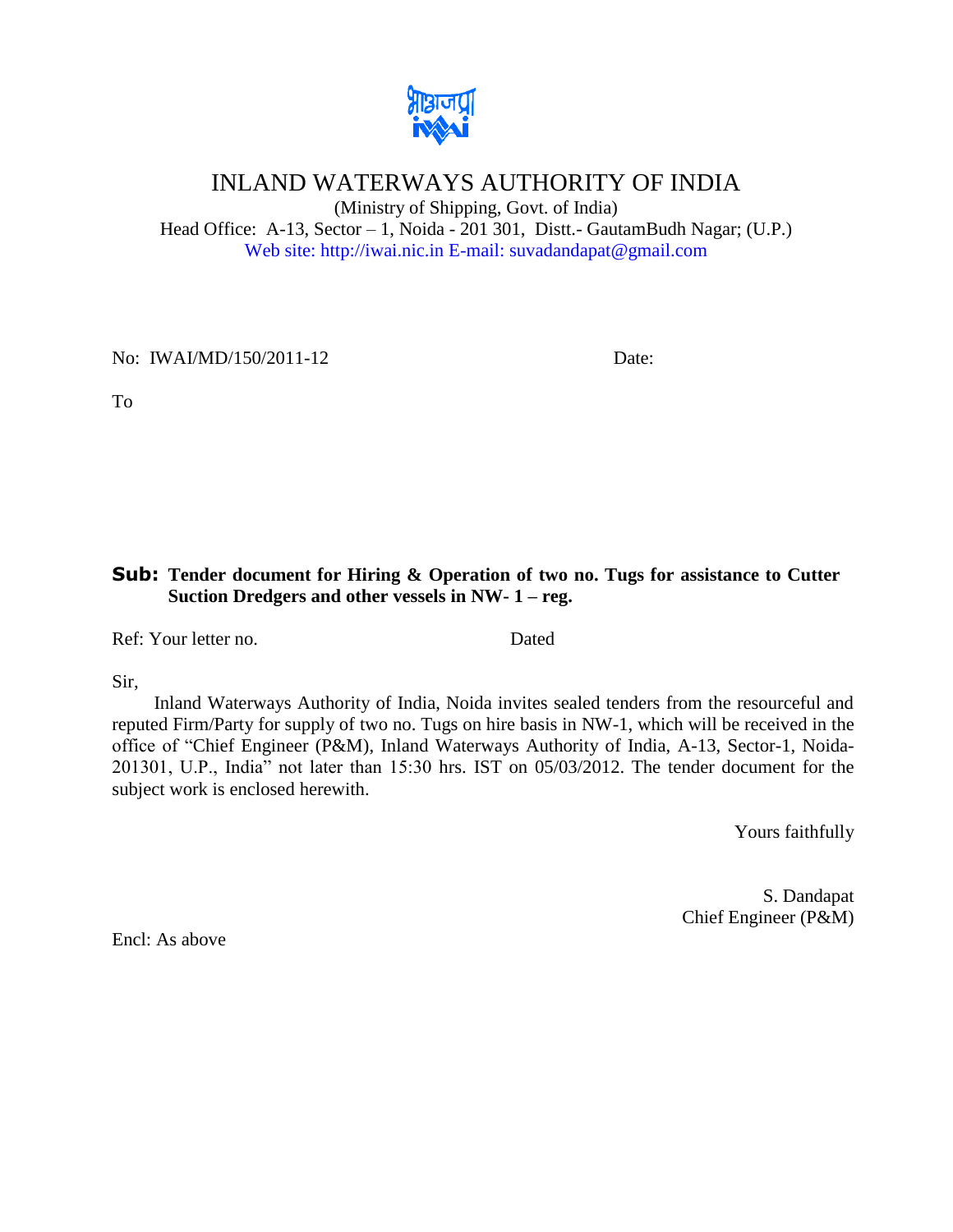भाअजप्रा
IWAI

# INLAND WATERWAYS AUTHORITY OF INDIA

(Ministry of Shipping, Govt. of India)
Head Office: A-13, Sector – 1, Noida - 201 301, Distt.- GautamBudh Nagar; (U.P.)
Web site: http://iwai.nic.in E-mail: suvadandapat@gmail.com

No: IWAI/MD/150/2011-12 Date:

To

**Sub: Tender document for Hiring & Operation of two no. Tugs for assistance to Cutter Suction Dredgers and other vessels in NW- 1 – reg.**

Ref: Your letter no. Dated

Sir,

Inland Waterways Authority of India, Noida invites sealed tenders from the resourceful and reputed Firm/Party for supply of two no. Tugs on hire basis in NW-1, which will be received in the office of "Chief Engineer (P&M), Inland Waterways Authority of India, A-13, Sector-1, Noida-201301, U.P., India" not later than 15:30 hrs. IST on 05/03/2012. The tender document for the subject work is enclosed herewith.

Yours faithfully

S. Dandapat
Chief Engineer (P&M)

Encl: As above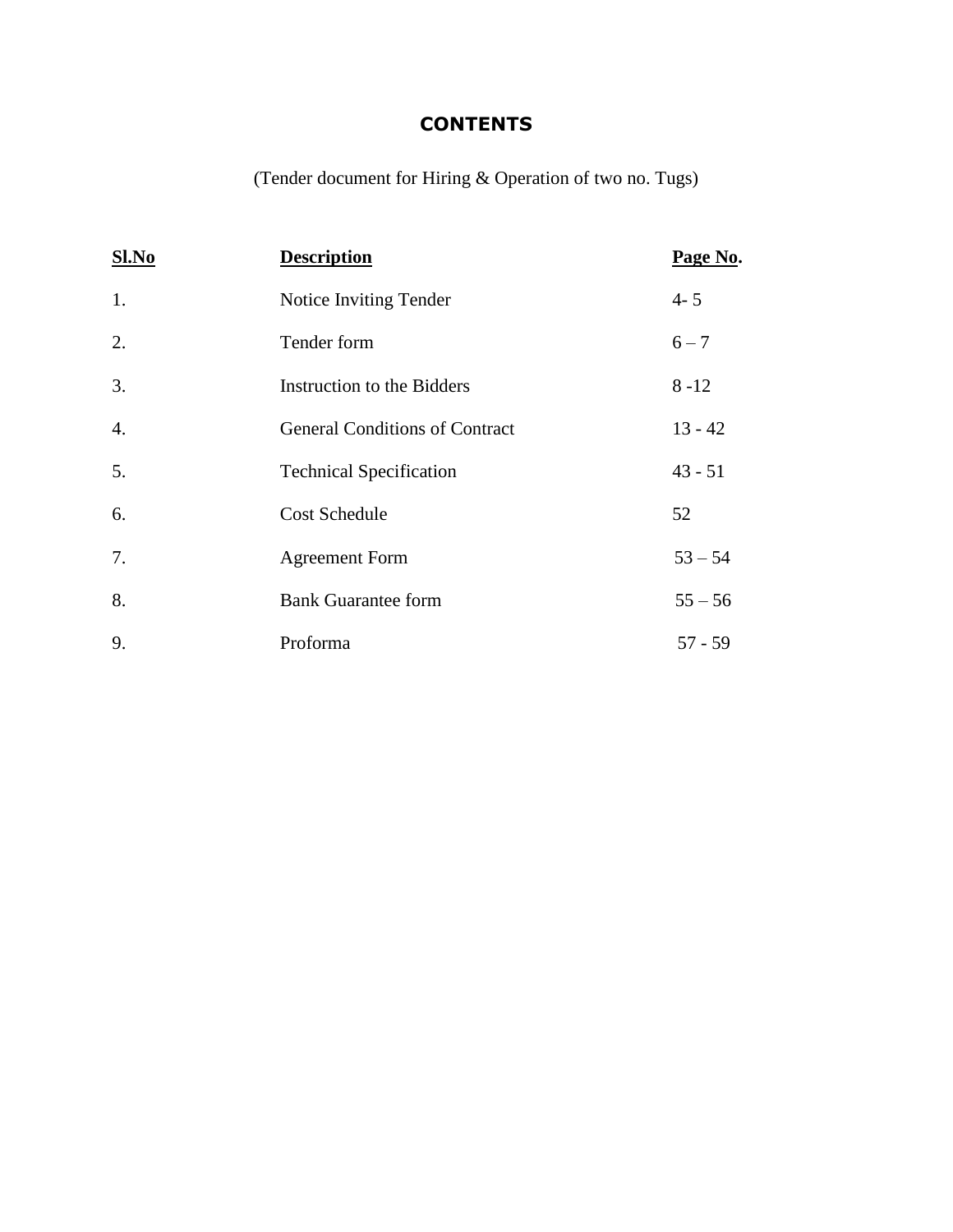# CONTENTS

(Tender document for Hiring & Operation of two no. Tugs)

| Sl.No | Description | Page No. |
|---|---|---|
| 1. | Notice Inviting Tender | 4- 5 |
| 2. | Tender form | 6 – 7 |
| 3. | Instruction to the Bidders | 8 -12 |
| 4. | General Conditions of Contract | 13 - 42 |
| 5. | Technical Specification | 43 - 51 |
| 6. | Cost Schedule | 52 |
| 7. | Agreement Form | 53 – 54 |
| 8. | Bank Guarantee form | 55 – 56 |
| 9. | Proforma | 57 - 59 |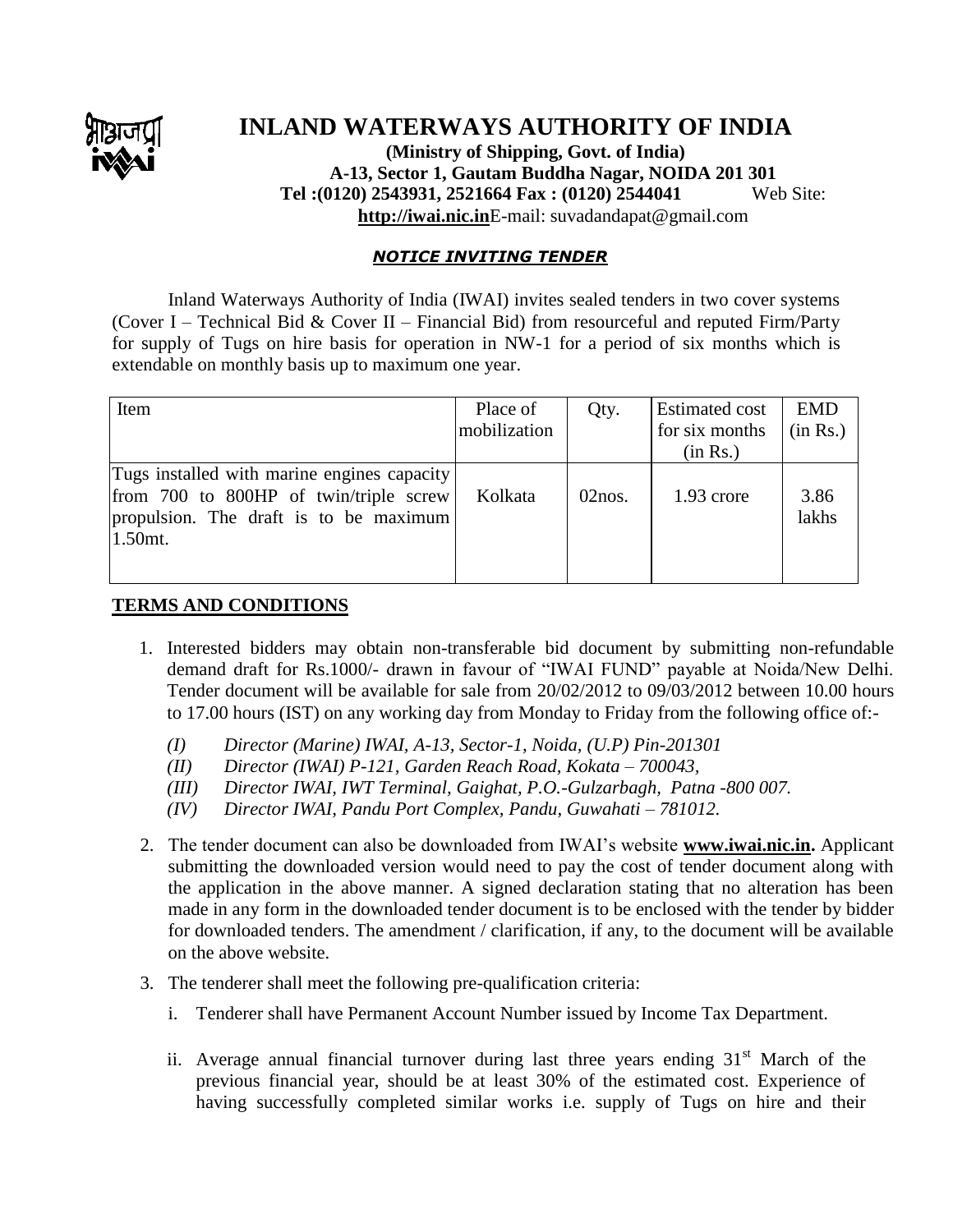# INLAND WATERWAYS AUTHORITY OF INDIA

**(Ministry of Shipping, Govt. of India)**
**A-13, Sector 1, Gautam Buddha Nagar, NOIDA 201 301**
**Tel :(0120) 2543931, 2521664 Fax : (0120) 2544041** Web Site: **http://iwai.nic.in** E-mail: suvadandapat@gmail.com

## ***NOTICE INVITING TENDER***

Inland Waterways Authority of India (IWAI) invites sealed tenders in two cover systems (Cover I – Technical Bid & Cover II – Financial Bid) from resourceful and reputed Firm/Party for supply of Tugs on hire basis for operation in NW-1 for a period of six months which is extendable on monthly basis up to maximum one year.

| Item | Place of mobilization | Qty. | Estimated cost for six months (in Rs.) | EMD (in Rs.) |
|---|---|---|---|---|
| Tugs installed with marine engines capacity from 700 to 800HP of twin/triple screw propulsion. The draft is to be maximum 1.50mt. | Kolkata | 02nos. | 1.93 crore | 3.86 lakhs |

**TERMS AND CONDITIONS**

1. Interested bidders may obtain non-transferable bid document by submitting non-refundable demand draft for Rs.1000/- drawn in favour of "IWAI FUND" payable at Noida/New Delhi. Tender document will be available for sale from 20/02/2012 to 09/03/2012 between 10.00 hours to 17.00 hours (IST) on any working day from Monday to Friday from the following office of:-
   - *(I) Director (Marine) IWAI, A-13, Sector-1, Noida, (U.P) Pin-201301*
   - *(II) Director (IWAI) P-121, Garden Reach Road, Kokata – 700043,*
   - *(III) Director IWAI, IWT Terminal, Gaighat, P.O.-Gulzarbagh, Patna -800 007.*
   - *(IV) Director IWAI, Pandu Port Complex, Pandu, Guwahati – 781012.*
2. The tender document can also be downloaded from IWAI's website **www.iwai.nic.in.** Applicant submitting the downloaded version would need to pay the cost of tender document along with the application in the above manner. A signed declaration stating that no alteration has been made in any form in the downloaded tender document is to be enclosed with the tender by bidder for downloaded tenders. The amendment / clarification, if any, to the document will be available on the above website.
3. The tenderer shall meet the following pre-qualification criteria:
   1. Tenderer shall have Permanent Account Number issued by Income Tax Department.
   2. Average annual financial turnover during last three years ending 31st March of the previous financial year, should be at least 30% of the estimated cost. Experience of having successfully completed similar works i.e. supply of Tugs on hire and their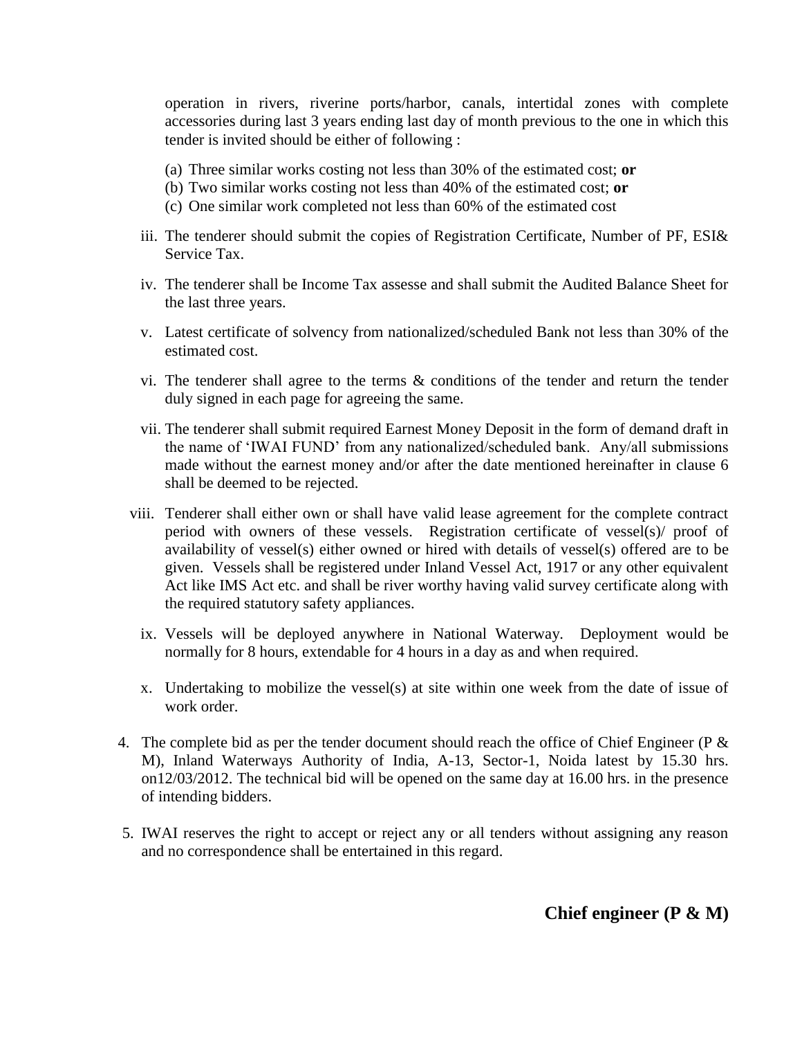operation in rivers, riverine ports/harbor, canals, intertidal zones with complete accessories during last 3 years ending last day of month previous to the one in which this tender is invited should be either of following :

(a) Three similar works costing not less than 30% of the estimated cost; **or**
(b) Two similar works costing not less than 40% of the estimated cost; **or**
(c) One similar work completed not less than 60% of the estimated cost

iii. The tenderer should submit the copies of Registration Certificate, Number of PF, ESI& Service Tax.

iv. The tenderer shall be Income Tax assesse and shall submit the Audited Balance Sheet for the last three years.

v. Latest certificate of solvency from nationalized/scheduled Bank not less than 30% of the estimated cost.

vi. The tenderer shall agree to the terms & conditions of the tender and return the tender duly signed in each page for agreeing the same.

vii. The tenderer shall submit required Earnest Money Deposit in the form of demand draft in the name of 'IWAI FUND' from any nationalized/scheduled bank. Any/all submissions made without the earnest money and/or after the date mentioned hereinafter in clause 6 shall be deemed to be rejected.

viii. Tenderer shall either own or shall have valid lease agreement for the complete contract period with owners of these vessels. Registration certificate of vessel(s)/ proof of availability of vessel(s) either owned or hired with details of vessel(s) offered are to be given. Vessels shall be registered under Inland Vessel Act, 1917 or any other equivalent Act like IMS Act etc. and shall be river worthy having valid survey certificate along with the required statutory safety appliances.

ix. Vessels will be deployed anywhere in National Waterway. Deployment would be normally for 8 hours, extendable for 4 hours in a day as and when required.

x. Undertaking to mobilize the vessel(s) at site within one week from the date of issue of work order.

4. The complete bid as per the tender document should reach the office of Chief Engineer (P & M), Inland Waterways Authority of India, A-13, Sector-1, Noida latest by 15.30 hrs. on12/03/2012. The technical bid will be opened on the same day at 16.00 hrs. in the presence of intending bidders.

5. IWAI reserves the right to accept or reject any or all tenders without assigning any reason and no correspondence shall be entertained in this regard.

**Chief engineer (P & M)**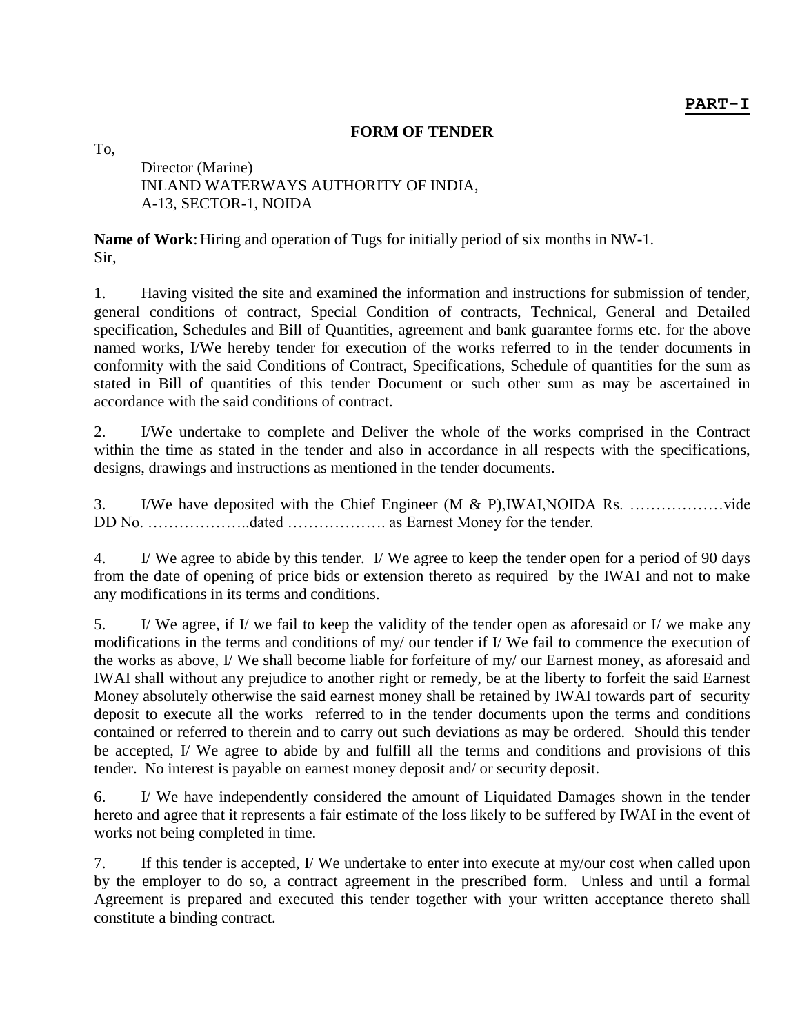**PART-I**

# FORM OF TENDER

To,

Director (Marine)
INLAND WATERWAYS AUTHORITY OF INDIA,
A-13, SECTOR-1, NOIDA

**Name of Work**: Hiring and operation of Tugs for initially period of six months in NW-1.

Sir,

1. Having visited the site and examined the information and instructions for submission of tender, general conditions of contract, Special Condition of contracts, Technical, General and Detailed specification, Schedules and Bill of Quantities, agreement and bank guarantee forms etc. for the above named works, I/We hereby tender for execution of the works referred to in the tender documents in conformity with the said Conditions of Contract, Specifications, Schedule of quantities for the sum as stated in Bill of quantities of this tender Document or such other sum as may be ascertained in accordance with the said conditions of contract.

2. I/We undertake to complete and Deliver the whole of the works comprised in the Contract within the time as stated in the tender and also in accordance in all respects with the specifications, designs, drawings and instructions as mentioned in the tender documents.

3. I/We have deposited with the Chief Engineer (M & P),IWAI,NOIDA Rs. ………………vide DD No. ………………..dated ………………. as Earnest Money for the tender.

4. I/ We agree to abide by this tender. I/ We agree to keep the tender open for a period of 90 days from the date of opening of price bids or extension thereto as required by the IWAI and not to make any modifications in its terms and conditions.

5. I/ We agree, if I/ we fail to keep the validity of the tender open as aforesaid or I/ we make any modifications in the terms and conditions of my/ our tender if I/ We fail to commence the execution of the works as above, I/ We shall become liable for forfeiture of my/ our Earnest money, as aforesaid and IWAI shall without any prejudice to another right or remedy, be at the liberty to forfeit the said Earnest Money absolutely otherwise the said earnest money shall be retained by IWAI towards part of security deposit to execute all the works referred to in the tender documents upon the terms and conditions contained or referred to therein and to carry out such deviations as may be ordered. Should this tender be accepted, I/ We agree to abide by and fulfill all the terms and conditions and provisions of this tender. No interest is payable on earnest money deposit and/ or security deposit.

6. I/ We have independently considered the amount of Liquidated Damages shown in the tender hereto and agree that it represents a fair estimate of the loss likely to be suffered by IWAI in the event of works not being completed in time.

7. If this tender is accepted, I/ We undertake to enter into execute at my/our cost when called upon by the employer to do so, a contract agreement in the prescribed form. Unless and until a formal Agreement is prepared and executed this tender together with your written acceptance thereto shall constitute a binding contract.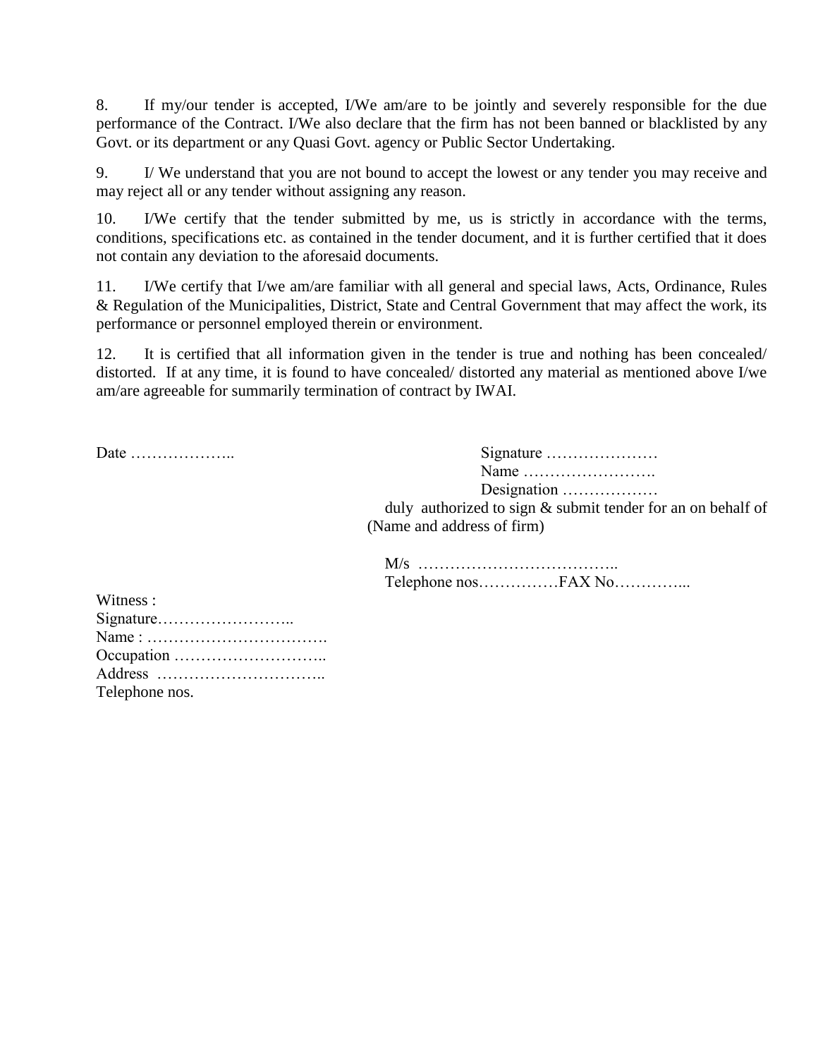8. If my/our tender is accepted, I/We am/are to be jointly and severely responsible for the due performance of the Contract. I/We also declare that the firm has not been banned or blacklisted by any Govt. or its department or any Quasi Govt. agency or Public Sector Undertaking.

9. I/ We understand that you are not bound to accept the lowest or any tender you may receive and may reject all or any tender without assigning any reason.

10. I/We certify that the tender submitted by me, us is strictly in accordance with the terms, conditions, specifications etc. as contained in the tender document, and it is further certified that it does not contain any deviation to the aforesaid documents.

11. I/We certify that I/we am/are familiar with all general and special laws, Acts, Ordinance, Rules & Regulation of the Municipalities, District, State and Central Government that may affect the work, its performance or personnel employed therein or environment.

12. It is certified that all information given in the tender is true and nothing has been concealed/ distorted. If at any time, it is found to have concealed/ distorted any material as mentioned above I/we am/are agreeable for summarily termination of contract by IWAI.

Date ………………..

Signature …………………
Name …………………….
Designation ………………
duly authorized to sign & submit tender for an on behalf of
(Name and address of firm)

M/s ………………………………..
Telephone nos……………FAX No…………...

Witness :
Signature……………………..
Name : …………………………….
Occupation ………………………..
Address …………………………..
Telephone nos.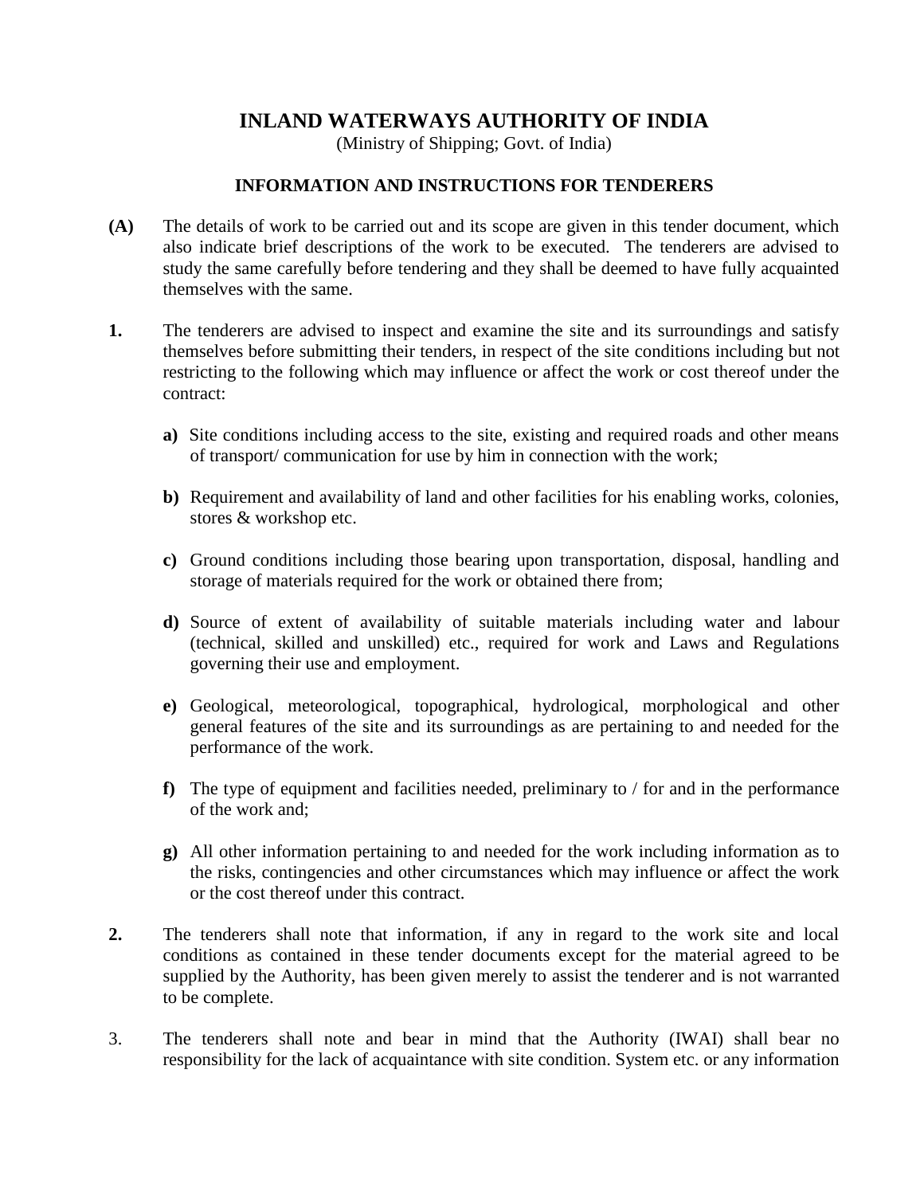# INLAND WATERWAYS AUTHORITY OF INDIA

(Ministry of Shipping; Govt. of India)

## INFORMATION AND INSTRUCTIONS FOR TENDERERS

**(A)** The details of work to be carried out and its scope are given in this tender document, which also indicate brief descriptions of the work to be executed. The tenderers are advised to study the same carefully before tendering and they shall be deemed to have fully acquainted themselves with the same.

**1.** The tenderers are advised to inspect and examine the site and its surroundings and satisfy themselves before submitting their tenders, in respect of the site conditions including but not restricting to the following which may influence or affect the work or cost thereof under the contract:

**a)** Site conditions including access to the site, existing and required roads and other means of transport/ communication for use by him in connection with the work;

**b)** Requirement and availability of land and other facilities for his enabling works, colonies, stores & workshop etc.

**c)** Ground conditions including those bearing upon transportation, disposal, handling and storage of materials required for the work or obtained there from;

**d)** Source of extent of availability of suitable materials including water and labour (technical, skilled and unskilled) etc., required for work and Laws and Regulations governing their use and employment.

**e)** Geological, meteorological, topographical, hydrological, morphological and other general features of the site and its surroundings as are pertaining to and needed for the performance of the work.

**f)** The type of equipment and facilities needed, preliminary to / for and in the performance of the work and;

**g)** All other information pertaining to and needed for the work including information as to the risks, contingencies and other circumstances which may influence or affect the work or the cost thereof under this contract.

**2.** The tenderers shall note that information, if any in regard to the work site and local conditions as contained in these tender documents except for the material agreed to be supplied by the Authority, has been given merely to assist the tenderer and is not warranted to be complete.

3. The tenderers shall note and bear in mind that the Authority (IWAI) shall bear no responsibility for the lack of acquaintance with site condition. System etc. or any information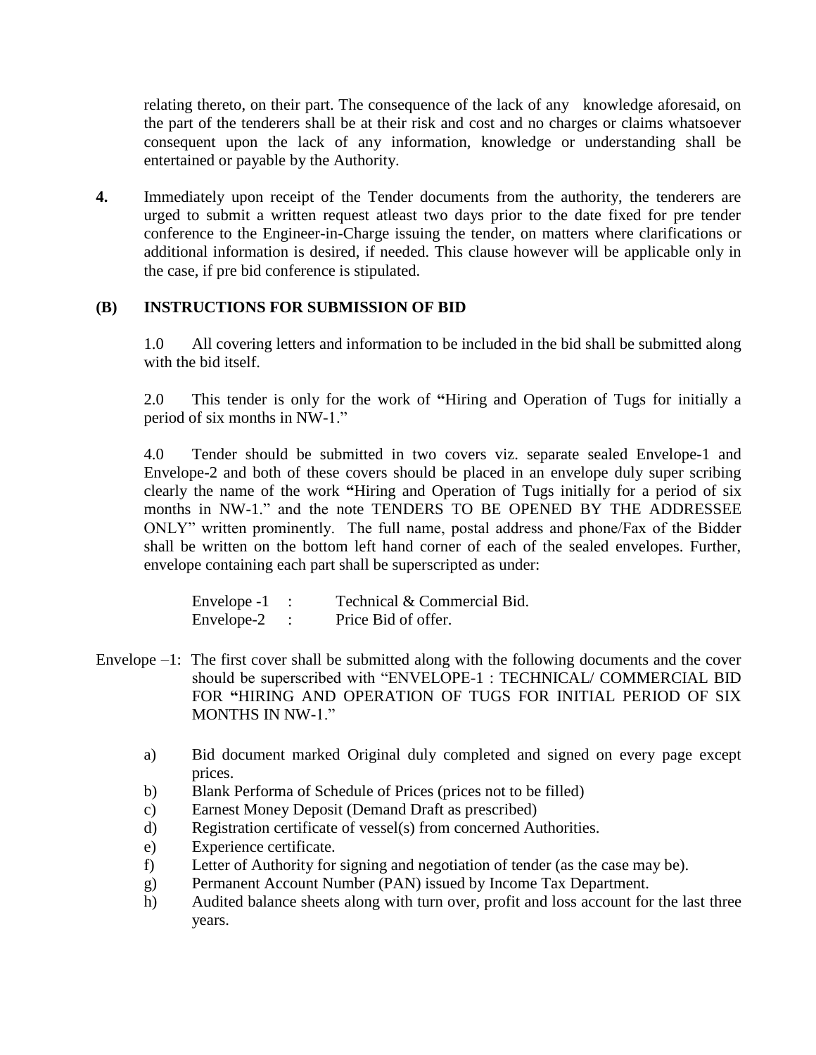relating thereto, on their part. The consequence of the lack of any knowledge aforesaid, on the part of the tenderers shall be at their risk and cost and no charges or claims whatsoever consequent upon the lack of any information, knowledge or understanding shall be entertained or payable by the Authority.

**4.** Immediately upon receipt of the Tender documents from the authority, the tenderers are urged to submit a written request atleast two days prior to the date fixed for pre tender conference to the Engineer-in-Charge issuing the tender, on matters where clarifications or additional information is desired, if needed. This clause however will be applicable only in the case, if pre bid conference is stipulated.

## (B) INSTRUCTIONS FOR SUBMISSION OF BID

1.0 All covering letters and information to be included in the bid shall be submitted along with the bid itself.

2.0 This tender is only for the work of **"**Hiring and Operation of Tugs for initially a period of six months in NW-1."

4.0 Tender should be submitted in two covers viz. separate sealed Envelope-1 and Envelope-2 and both of these covers should be placed in an envelope duly super scribing clearly the name of the work **"**Hiring and Operation of Tugs initially for a period of six months in NW-1." and the note TENDERS TO BE OPENED BY THE ADDRESSEE ONLY" written prominently. The full name, postal address and phone/Fax of the Bidder shall be written on the bottom left hand corner of each of the sealed envelopes. Further, envelope containing each part shall be superscripted as under:

Envelope -1 : Technical & Commercial Bid.
Envelope-2 : Price Bid of offer.

Envelope –1: The first cover shall be submitted along with the following documents and the cover should be superscribed with "ENVELOPE-1 : TECHNICAL/ COMMERCIAL BID FOR **"**HIRING AND OPERATION OF TUGS FOR INITIAL PERIOD OF SIX MONTHS IN NW-1."

a) Bid document marked Original duly completed and signed on every page except prices.
b) Blank Performa of Schedule of Prices (prices not to be filled)
c) Earnest Money Deposit (Demand Draft as prescribed)
d) Registration certificate of vessel(s) from concerned Authorities.
e) Experience certificate.
f) Letter of Authority for signing and negotiation of tender (as the case may be).
g) Permanent Account Number (PAN) issued by Income Tax Department.
h) Audited balance sheets along with turn over, profit and loss account for the last three years.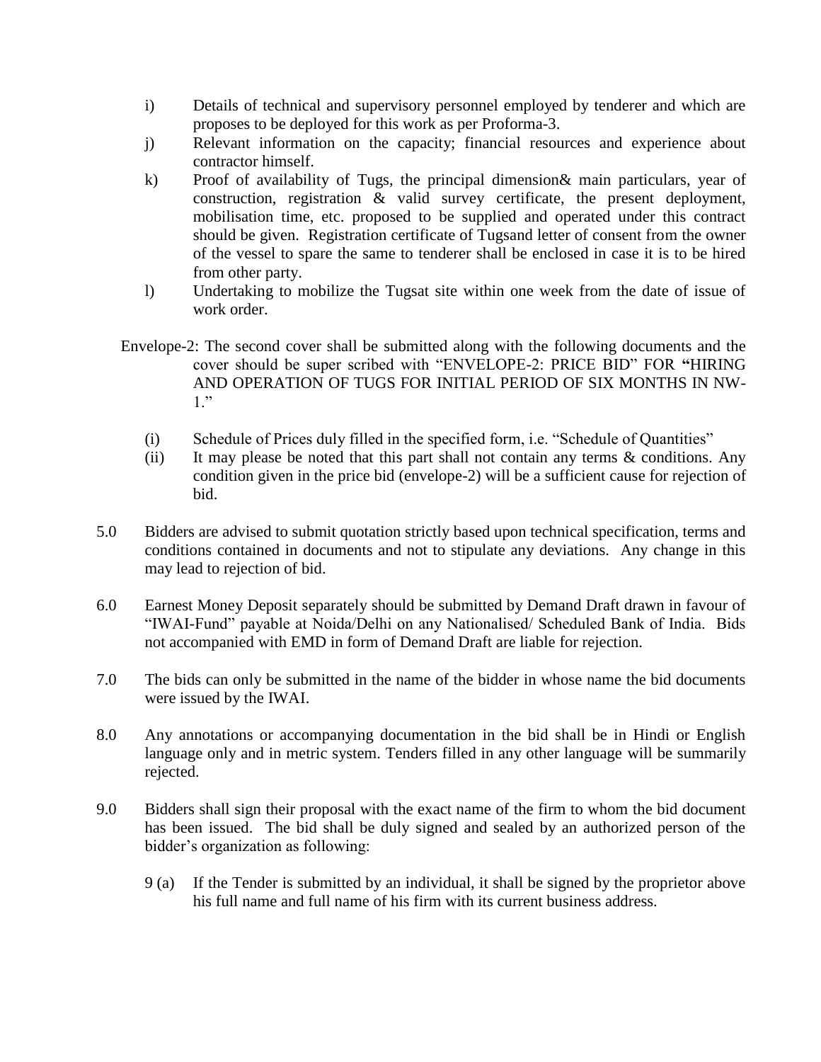i) Details of technical and supervisory personnel employed by tenderer and which are proposes to be deployed for this work as per Proforma-3.

j) Relevant information on the capacity; financial resources and experience about contractor himself.

k) Proof of availability of Tugs, the principal dimension& main particulars, year of construction, registration & valid survey certificate, the present deployment, mobilisation time, etc. proposed to be supplied and operated under this contract should be given. Registration certificate of Tugsand letter of consent from the owner of the vessel to spare the same to tenderer shall be enclosed in case it is to be hired from other party.

l) Undertaking to mobilize the Tugsat site within one week from the date of issue of work order.

Envelope-2: The second cover shall be submitted along with the following documents and the cover should be super scribed with "ENVELOPE-2: PRICE BID" FOR **"**HIRING AND OPERATION OF TUGS FOR INITIAL PERIOD OF SIX MONTHS IN NW-1."

(i) Schedule of Prices duly filled in the specified form, i.e. "Schedule of Quantities"

(ii) It may please be noted that this part shall not contain any terms & conditions. Any condition given in the price bid (envelope-2) will be a sufficient cause for rejection of bid.

5.0 Bidders are advised to submit quotation strictly based upon technical specification, terms and conditions contained in documents and not to stipulate any deviations. Any change in this may lead to rejection of bid.

6.0 Earnest Money Deposit separately should be submitted by Demand Draft drawn in favour of "IWAI-Fund" payable at Noida/Delhi on any Nationalised/ Scheduled Bank of India. Bids not accompanied with EMD in form of Demand Draft are liable for rejection.

7.0 The bids can only be submitted in the name of the bidder in whose name the bid documents were issued by the IWAI.

8.0 Any annotations or accompanying documentation in the bid shall be in Hindi or English language only and in metric system. Tenders filled in any other language will be summarily rejected.

9.0 Bidders shall sign their proposal with the exact name of the firm to whom the bid document has been issued. The bid shall be duly signed and sealed by an authorized person of the bidder's organization as following:

9 (a) If the Tender is submitted by an individual, it shall be signed by the proprietor above his full name and full name of his firm with its current business address.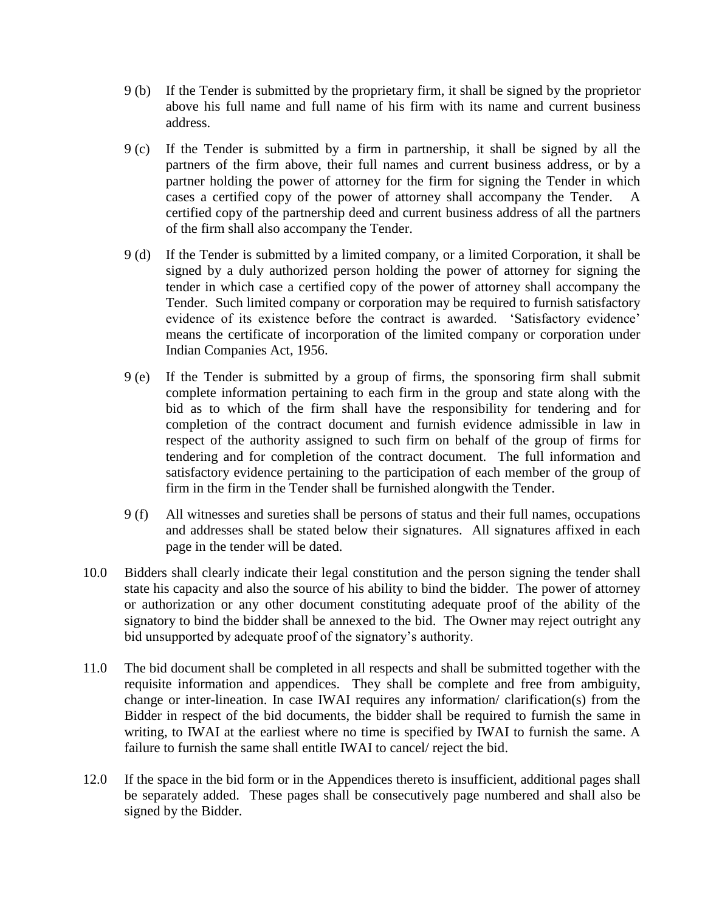9 (b) If the Tender is submitted by the proprietary firm, it shall be signed by the proprietor above his full name and full name of his firm with its name and current business address.

9 (c) If the Tender is submitted by a firm in partnership, it shall be signed by all the partners of the firm above, their full names and current business address, or by a partner holding the power of attorney for the firm for signing the Tender in which cases a certified copy of the power of attorney shall accompany the Tender. A certified copy of the partnership deed and current business address of all the partners of the firm shall also accompany the Tender.

9 (d) If the Tender is submitted by a limited company, or a limited Corporation, it shall be signed by a duly authorized person holding the power of attorney for signing the tender in which case a certified copy of the power of attorney shall accompany the Tender. Such limited company or corporation may be required to furnish satisfactory evidence of its existence before the contract is awarded. 'Satisfactory evidence' means the certificate of incorporation of the limited company or corporation under Indian Companies Act, 1956.

9 (e) If the Tender is submitted by a group of firms, the sponsoring firm shall submit complete information pertaining to each firm in the group and state along with the bid as to which of the firm shall have the responsibility for tendering and for completion of the contract document and furnish evidence admissible in law in respect of the authority assigned to such firm on behalf of the group of firms for tendering and for completion of the contract document. The full information and satisfactory evidence pertaining to the participation of each member of the group of firm in the firm in the Tender shall be furnished alongwith the Tender.

9 (f) All witnesses and sureties shall be persons of status and their full names, occupations and addresses shall be stated below their signatures. All signatures affixed in each page in the tender will be dated.

10.0 Bidders shall clearly indicate their legal constitution and the person signing the tender shall state his capacity and also the source of his ability to bind the bidder. The power of attorney or authorization or any other document constituting adequate proof of the ability of the signatory to bind the bidder shall be annexed to the bid. The Owner may reject outright any bid unsupported by adequate proof of the signatory's authority.

11.0 The bid document shall be completed in all respects and shall be submitted together with the requisite information and appendices. They shall be complete and free from ambiguity, change or inter-lineation. In case IWAI requires any information/ clarification(s) from the Bidder in respect of the bid documents, the bidder shall be required to furnish the same in writing, to IWAI at the earliest where no time is specified by IWAI to furnish the same. A failure to furnish the same shall entitle IWAI to cancel/ reject the bid.

12.0 If the space in the bid form or in the Appendices thereto is insufficient, additional pages shall be separately added. These pages shall be consecutively page numbered and shall also be signed by the Bidder.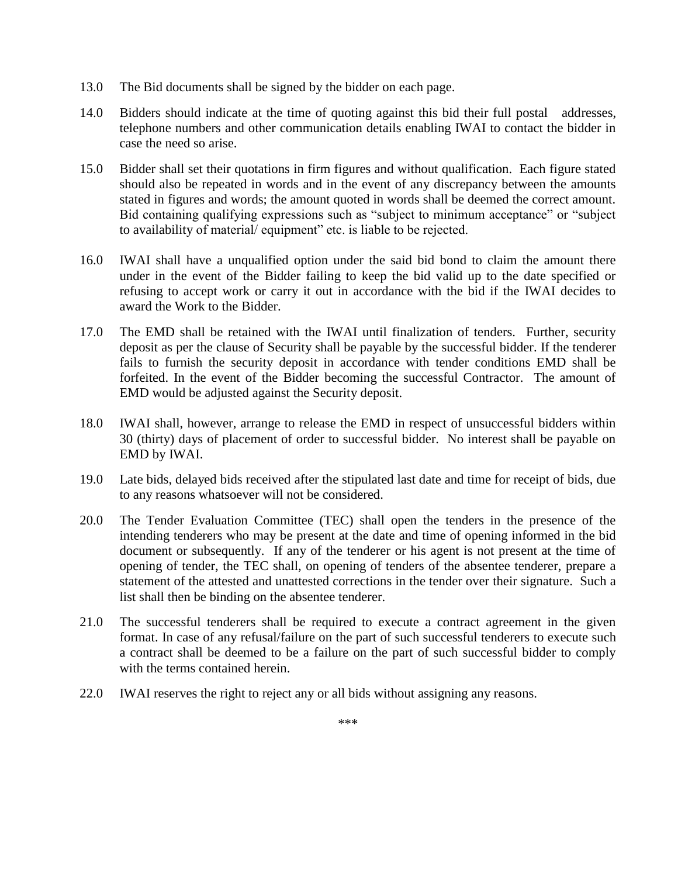13.0 The Bid documents shall be signed by the bidder on each page.

14.0 Bidders should indicate at the time of quoting against this bid their full postal addresses, telephone numbers and other communication details enabling IWAI to contact the bidder in case the need so arise.

15.0 Bidder shall set their quotations in firm figures and without qualification. Each figure stated should also be repeated in words and in the event of any discrepancy between the amounts stated in figures and words; the amount quoted in words shall be deemed the correct amount. Bid containing qualifying expressions such as "subject to minimum acceptance" or "subject to availability of material/ equipment" etc. is liable to be rejected.

16.0 IWAI shall have a unqualified option under the said bid bond to claim the amount there under in the event of the Bidder failing to keep the bid valid up to the date specified or refusing to accept work or carry it out in accordance with the bid if the IWAI decides to award the Work to the Bidder.

17.0 The EMD shall be retained with the IWAI until finalization of tenders. Further, security deposit as per the clause of Security shall be payable by the successful bidder. If the tenderer fails to furnish the security deposit in accordance with tender conditions EMD shall be forfeited. In the event of the Bidder becoming the successful Contractor. The amount of EMD would be adjusted against the Security deposit.

18.0 IWAI shall, however, arrange to release the EMD in respect of unsuccessful bidders within 30 (thirty) days of placement of order to successful bidder. No interest shall be payable on EMD by IWAI.

19.0 Late bids, delayed bids received after the stipulated last date and time for receipt of bids, due to any reasons whatsoever will not be considered.

20.0 The Tender Evaluation Committee (TEC) shall open the tenders in the presence of the intending tenderers who may be present at the date and time of opening informed in the bid document or subsequently. If any of the tenderer or his agent is not present at the time of opening of tender, the TEC shall, on opening of tenders of the absentee tenderer, prepare a statement of the attested and unattested corrections in the tender over their signature. Such a list shall then be binding on the absentee tenderer.

21.0 The successful tenderers shall be required to execute a contract agreement in the given format. In case of any refusal/failure on the part of such successful tenderers to execute such a contract shall be deemed to be a failure on the part of such successful bidder to comply with the terms contained herein.

22.0 IWAI reserves the right to reject any or all bids without assigning any reasons.

***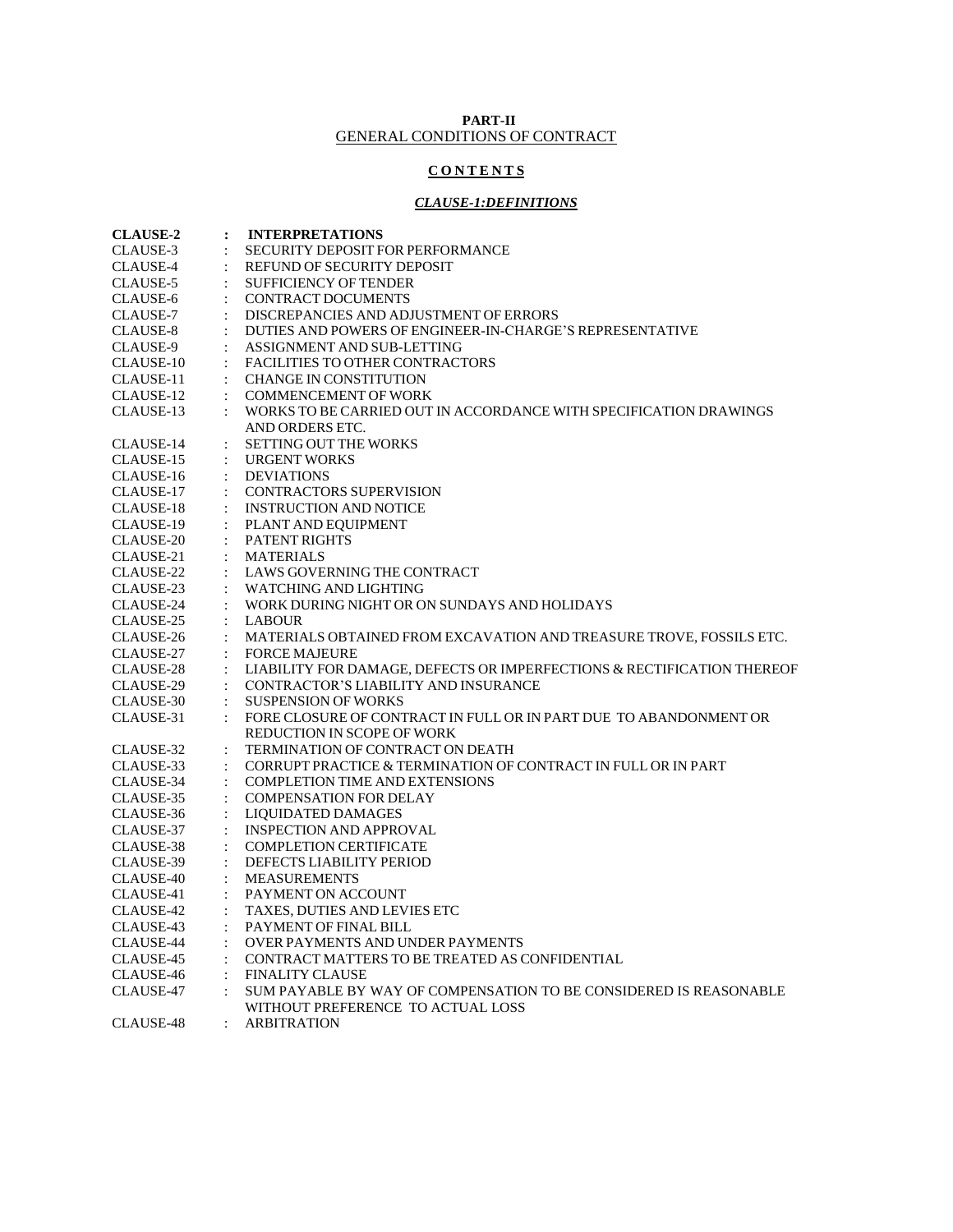**PART-II**

GENERAL CONDITIONS OF CONTRACT

**C O N T E N T S**

***CLAUSE-1:DEFINITIONS***

| | | |
|---|---|---|
| **CLAUSE-2** | **:** | **INTERPRETATIONS** |
| CLAUSE-3 | : | SECURITY DEPOSIT FOR PERFORMANCE |
| CLAUSE-4 | : | REFUND OF SECURITY DEPOSIT |
| CLAUSE-5 | : | SUFFICIENCY OF TENDER |
| CLAUSE-6 | : | CONTRACT DOCUMENTS |
| CLAUSE-7 | : | DISCREPANCIES AND ADJUSTMENT OF ERRORS |
| CLAUSE-8 | : | DUTIES AND POWERS OF ENGINEER-IN-CHARGE'S REPRESENTATIVE |
| CLAUSE-9 | : | ASSIGNMENT AND SUB-LETTING |
| CLAUSE-10 | : | FACILITIES TO OTHER CONTRACTORS |
| CLAUSE-11 | : | CHANGE IN CONSTITUTION |
| CLAUSE-12 | : | COMMENCEMENT OF WORK |
| CLAUSE-13 | : | WORKS TO BE CARRIED OUT IN ACCORDANCE WITH SPECIFICATION DRAWINGS AND ORDERS ETC. |
| CLAUSE-14 | : | SETTING OUT THE WORKS |
| CLAUSE-15 | : | URGENT WORKS |
| CLAUSE-16 | : | DEVIATIONS |
| CLAUSE-17 | : | CONTRACTORS SUPERVISION |
| CLAUSE-18 | : | INSTRUCTION AND NOTICE |
| CLAUSE-19 | : | PLANT AND EQUIPMENT |
| CLAUSE-20 | : | PATENT RIGHTS |
| CLAUSE-21 | : | MATERIALS |
| CLAUSE-22 | : | LAWS GOVERNING THE CONTRACT |
| CLAUSE-23 | : | WATCHING AND LIGHTING |
| CLAUSE-24 | : | WORK DURING NIGHT OR ON SUNDAYS AND HOLIDAYS |
| CLAUSE-25 | : | LABOUR |
| CLAUSE-26 | : | MATERIALS OBTAINED FROM EXCAVATION AND TREASURE TROVE, FOSSILS ETC. |
| CLAUSE-27 | : | FORCE MAJEURE |
| CLAUSE-28 | : | LIABILITY FOR DAMAGE, DEFECTS OR IMPERFECTIONS & RECTIFICATION THEREOF |
| CLAUSE-29 | : | CONTRACTOR'S LIABILITY AND INSURANCE |
| CLAUSE-30 | : | SUSPENSION OF WORKS |
| CLAUSE-31 | : | FORE CLOSURE OF CONTRACT IN FULL OR IN PART DUE TO ABANDONMENT OR REDUCTION IN SCOPE OF WORK |
| CLAUSE-32 | : | TERMINATION OF CONTRACT ON DEATH |
| CLAUSE-33 | : | CORRUPT PRACTICE & TERMINATION OF CONTRACT IN FULL OR IN PART |
| CLAUSE-34 | : | COMPLETION TIME AND EXTENSIONS |
| CLAUSE-35 | : | COMPENSATION FOR DELAY |
| CLAUSE-36 | : | LIQUIDATED DAMAGES |
| CLAUSE-37 | : | INSPECTION AND APPROVAL |
| CLAUSE-38 | : | COMPLETION CERTIFICATE |
| CLAUSE-39 | : | DEFECTS LIABILITY PERIOD |
| CLAUSE-40 | : | MEASUREMENTS |
| CLAUSE-41 | : | PAYMENT ON ACCOUNT |
| CLAUSE-42 | : | TAXES, DUTIES AND LEVIES ETC |
| CLAUSE-43 | : | PAYMENT OF FINAL BILL |
| CLAUSE-44 | : | OVER PAYMENTS AND UNDER PAYMENTS |
| CLAUSE-45 | : | CONTRACT MATTERS TO BE TREATED AS CONFIDENTIAL |
| CLAUSE-46 | : | FINALITY CLAUSE |
| CLAUSE-47 | : | SUM PAYABLE BY WAY OF COMPENSATION TO BE CONSIDERED IS REASONABLE WITHOUT PREFERENCE TO ACTUAL LOSS |
| CLAUSE-48 | : | ARBITRATION |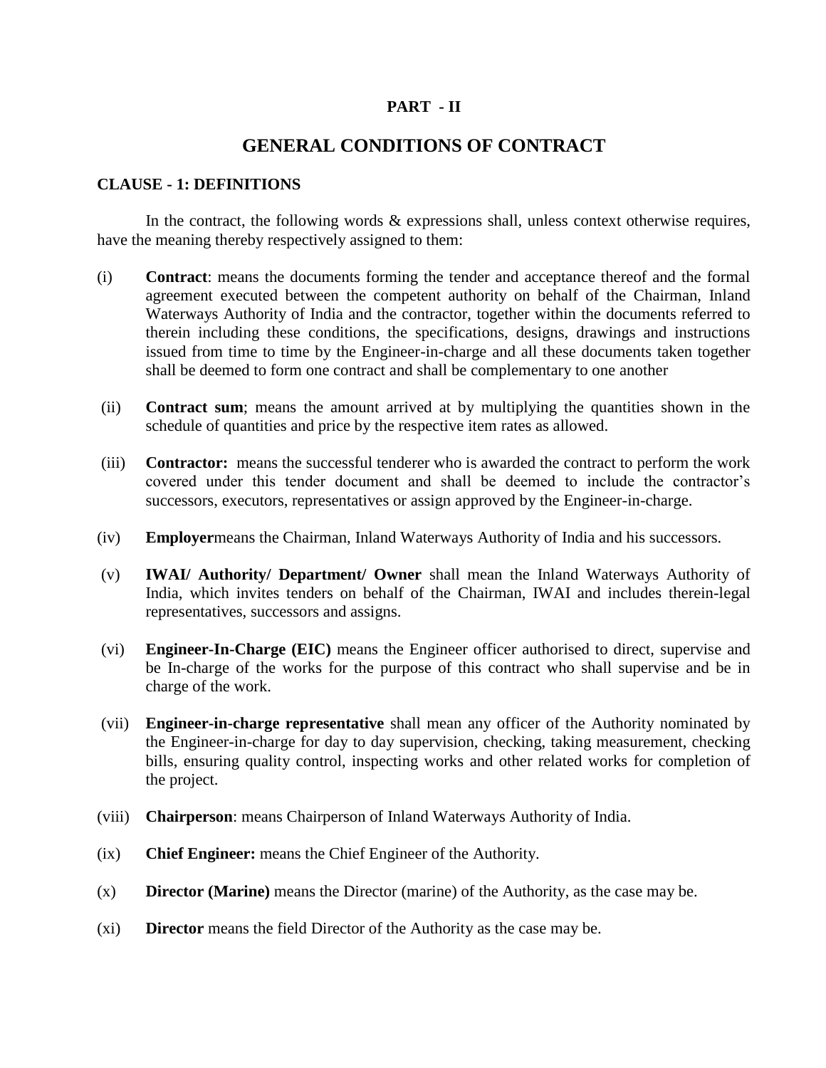## PART - II

# GENERAL CONDITIONS OF CONTRACT

### CLAUSE - 1: DEFINITIONS

In the contract, the following words & expressions shall, unless context otherwise requires, have the meaning thereby respectively assigned to them:

(i) **Contract**: means the documents forming the tender and acceptance thereof and the formal agreement executed between the competent authority on behalf of the Chairman, Inland Waterways Authority of India and the contractor, together within the documents referred to therein including these conditions, the specifications, designs, drawings and instructions issued from time to time by the Engineer-in-charge and all these documents taken together shall be deemed to form one contract and shall be complementary to one another

(ii) **Contract sum**; means the amount arrived at by multiplying the quantities shown in the schedule of quantities and price by the respective item rates as allowed.

(iii) **Contractor:** means the successful tenderer who is awarded the contract to perform the work covered under this tender document and shall be deemed to include the contractor's successors, executors, representatives or assign approved by the Engineer-in-charge.

(iv) **Employer**means the Chairman, Inland Waterways Authority of India and his successors.

(v) **IWAI/ Authority/ Department/ Owner** shall mean the Inland Waterways Authority of India, which invites tenders on behalf of the Chairman, IWAI and includes therein-legal representatives, successors and assigns.

(vi) **Engineer-In-Charge (EIC)** means the Engineer officer authorised to direct, supervise and be In-charge of the works for the purpose of this contract who shall supervise and be in charge of the work.

(vii) **Engineer-in-charge representative** shall mean any officer of the Authority nominated by the Engineer-in-charge for day to day supervision, checking, taking measurement, checking bills, ensuring quality control, inspecting works and other related works for completion of the project.

(viii) **Chairperson**: means Chairperson of Inland Waterways Authority of India.

(ix) **Chief Engineer:** means the Chief Engineer of the Authority.

(x) **Director (Marine)** means the Director (marine) of the Authority, as the case may be.

(xi) **Director** means the field Director of the Authority as the case may be.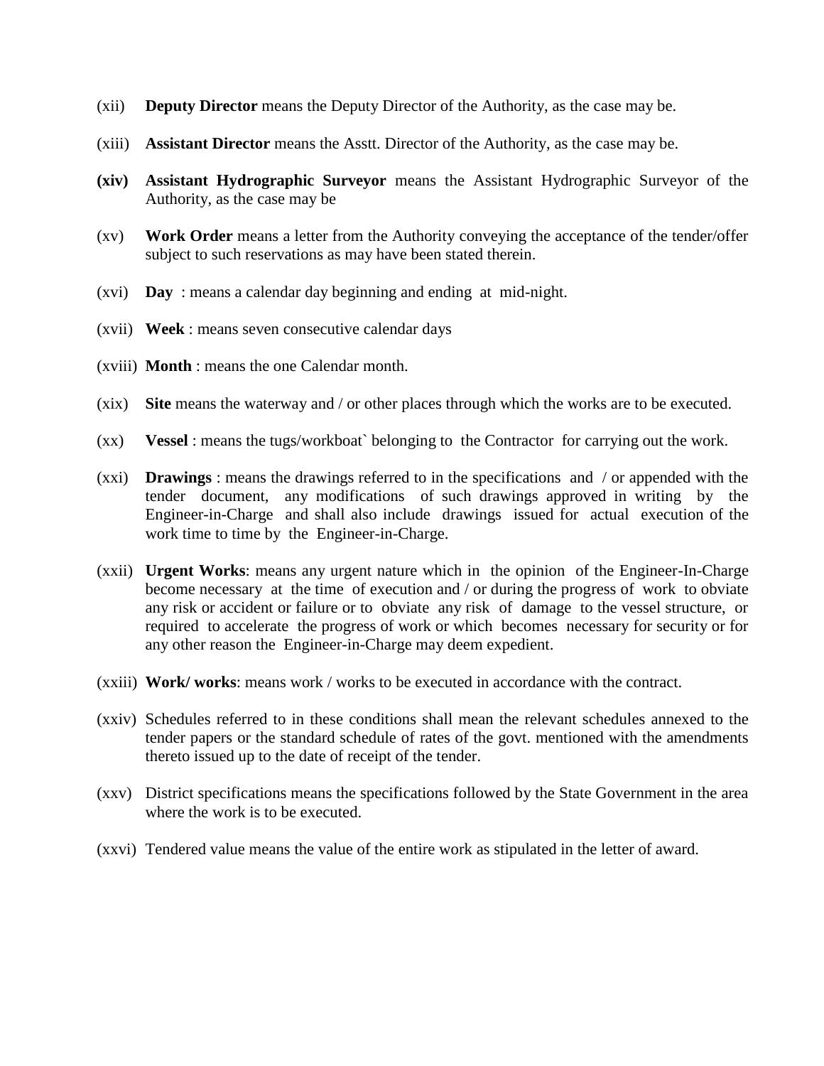(xii) **Deputy Director** means the Deputy Director of the Authority, as the case may be.

(xiii) **Assistant Director** means the Asstt. Director of the Authority, as the case may be.

**(xiv)** **Assistant Hydrographic Surveyor** means the Assistant Hydrographic Surveyor of the Authority, as the case may be

(xv) **Work Order** means a letter from the Authority conveying the acceptance of the tender/offer subject to such reservations as may have been stated therein.

(xvi) **Day** : means a calendar day beginning and ending at mid-night.

(xvii) **Week** : means seven consecutive calendar days

(xviii) **Month** : means the one Calendar month.

(xix) **Site** means the waterway and / or other places through which the works are to be executed.

(xx) **Vessel** : means the tugs/workboat` belonging to the Contractor for carrying out the work.

(xxi) **Drawings** : means the drawings referred to in the specifications and / or appended with the tender document, any modifications of such drawings approved in writing by the Engineer-in-Charge and shall also include drawings issued for actual execution of the work time to time by the Engineer-in-Charge.

(xxii) **Urgent Works**: means any urgent nature which in the opinion of the Engineer-In-Charge become necessary at the time of execution and / or during the progress of work to obviate any risk or accident or failure or to obviate any risk of damage to the vessel structure, or required to accelerate the progress of work or which becomes necessary for security or for any other reason the Engineer-in-Charge may deem expedient.

(xxiii) **Work/ works**: means work / works to be executed in accordance with the contract.

(xxiv) Schedules referred to in these conditions shall mean the relevant schedules annexed to the tender papers or the standard schedule of rates of the govt. mentioned with the amendments thereto issued up to the date of receipt of the tender.

(xxv) District specifications means the specifications followed by the State Government in the area where the work is to be executed.

(xxvi) Tendered value means the value of the entire work as stipulated in the letter of award.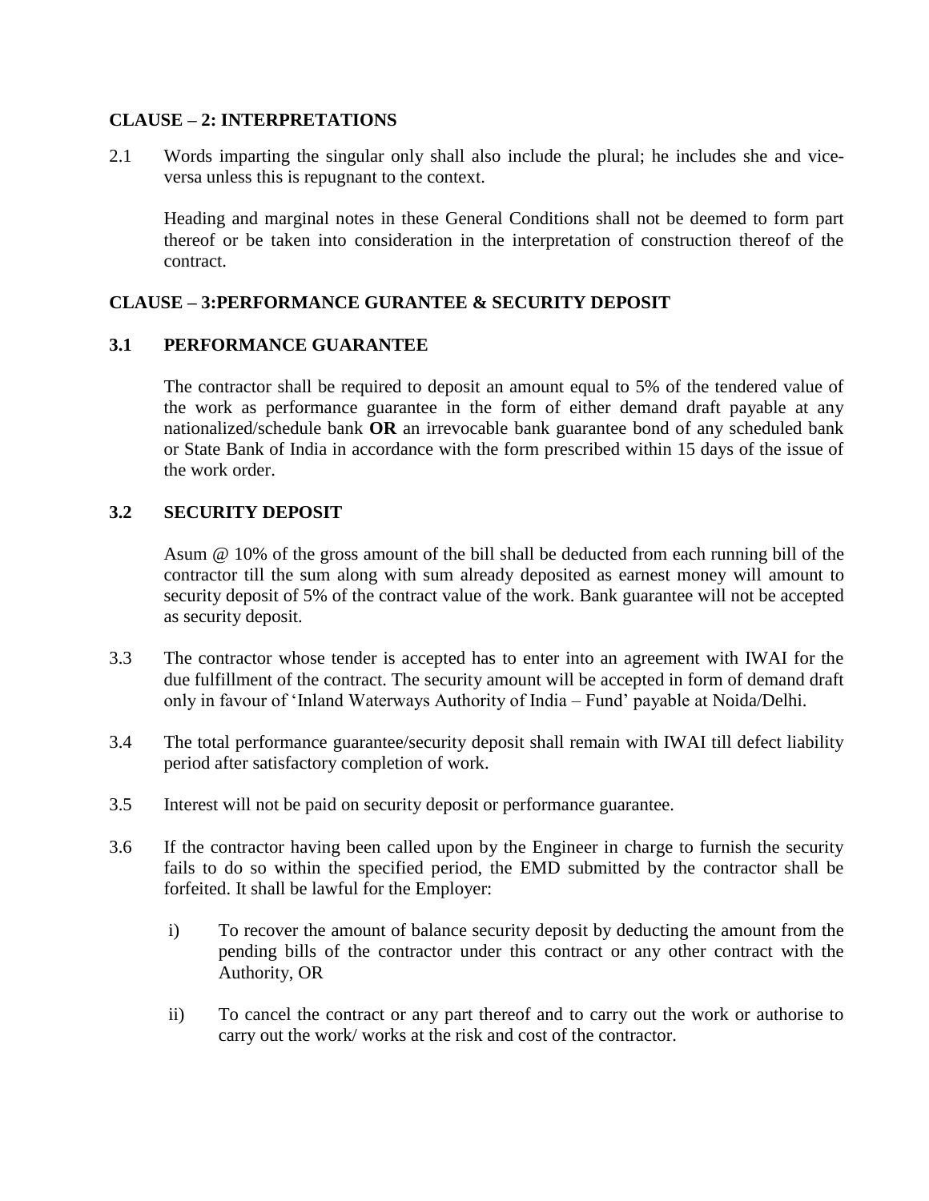**CLAUSE – 2: INTERPRETATIONS**

2.1 Words imparting the singular only shall also include the plural; he includes she and vice-versa unless this is repugnant to the context.

Heading and marginal notes in these General Conditions shall not be deemed to form part thereof or be taken into consideration in the interpretation of construction thereof of the contract.

**CLAUSE – 3:PERFORMANCE GURANTEE & SECURITY DEPOSIT**

**3.1 PERFORMANCE GUARANTEE**

The contractor shall be required to deposit an amount equal to 5% of the tendered value of the work as performance guarantee in the form of either demand draft payable at any nationalized/schedule bank **OR** an irrevocable bank guarantee bond of any scheduled bank or State Bank of India in accordance with the form prescribed within 15 days of the issue of the work order.

**3.2 SECURITY DEPOSIT**

Asum @ 10% of the gross amount of the bill shall be deducted from each running bill of the contractor till the sum along with sum already deposited as earnest money will amount to security deposit of 5% of the contract value of the work. Bank guarantee will not be accepted as security deposit.

3.3 The contractor whose tender is accepted has to enter into an agreement with IWAI for the due fulfillment of the contract. The security amount will be accepted in form of demand draft only in favour of 'Inland Waterways Authority of India – Fund' payable at Noida/Delhi.

3.4 The total performance guarantee/security deposit shall remain with IWAI till defect liability period after satisfactory completion of work.

3.5 Interest will not be paid on security deposit or performance guarantee.

3.6 If the contractor having been called upon by the Engineer in charge to furnish the security fails to do so within the specified period, the EMD submitted by the contractor shall be forfeited. It shall be lawful for the Employer:

i) To recover the amount of balance security deposit by deducting the amount from the pending bills of the contractor under this contract or any other contract with the Authority, OR

ii) To cancel the contract or any part thereof and to carry out the work or authorise to carry out the work/ works at the risk and cost of the contractor.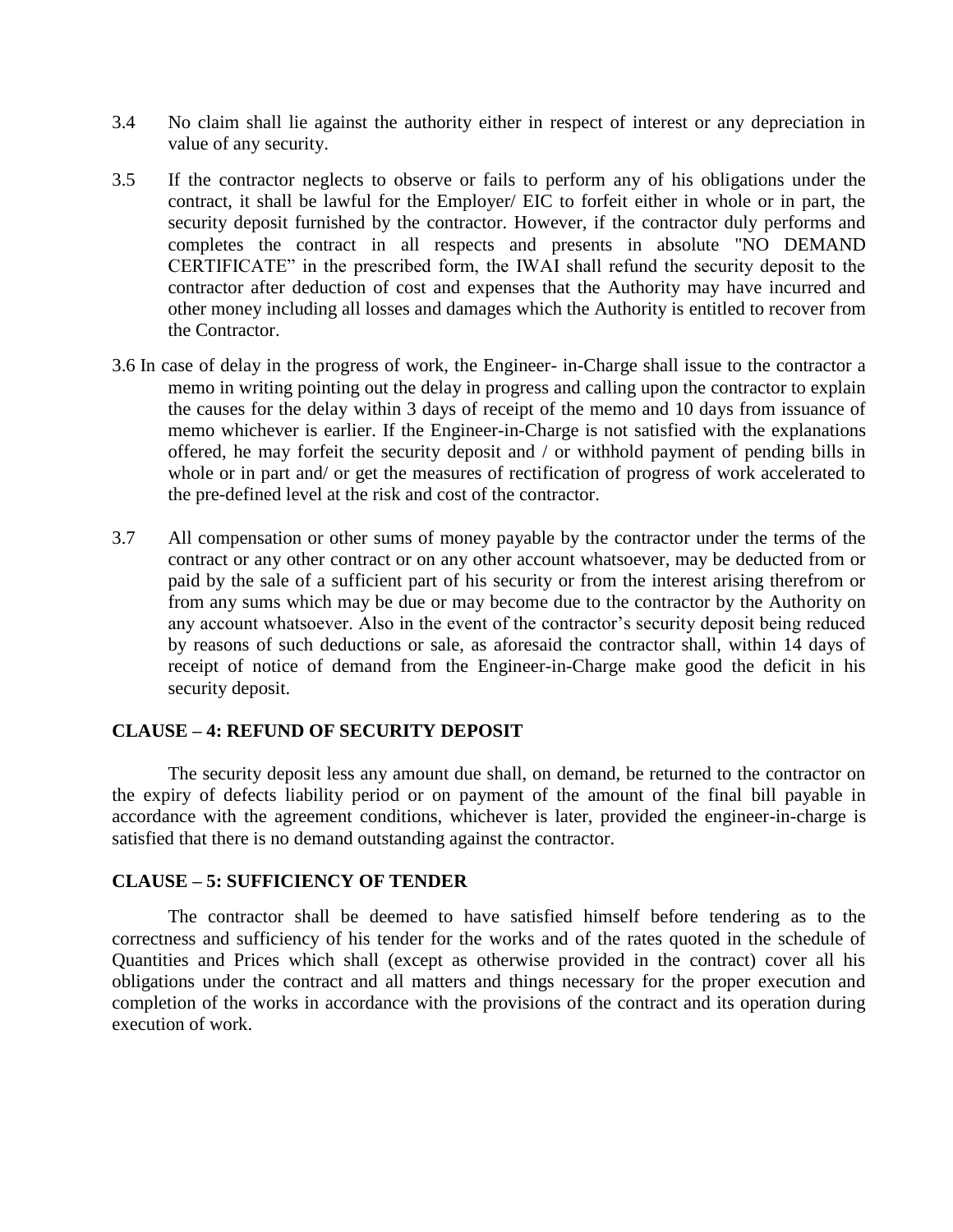3.4 No claim shall lie against the authority either in respect of interest or any depreciation in value of any security.

3.5 If the contractor neglects to observe or fails to perform any of his obligations under the contract, it shall be lawful for the Employer/ EIC to forfeit either in whole or in part, the security deposit furnished by the contractor. However, if the contractor duly performs and completes the contract in all respects and presents in absolute "NO DEMAND CERTIFICATE" in the prescribed form, the IWAI shall refund the security deposit to the contractor after deduction of cost and expenses that the Authority may have incurred and other money including all losses and damages which the Authority is entitled to recover from the Contractor.

3.6 In case of delay in the progress of work, the Engineer- in-Charge shall issue to the contractor a memo in writing pointing out the delay in progress and calling upon the contractor to explain the causes for the delay within 3 days of receipt of the memo and 10 days from issuance of memo whichever is earlier. If the Engineer-in-Charge is not satisfied with the explanations offered, he may forfeit the security deposit and / or withhold payment of pending bills in whole or in part and/ or get the measures of rectification of progress of work accelerated to the pre-defined level at the risk and cost of the contractor.

3.7 All compensation or other sums of money payable by the contractor under the terms of the contract or any other contract or on any other account whatsoever, may be deducted from or paid by the sale of a sufficient part of his security or from the interest arising therefrom or from any sums which may be due or may become due to the contractor by the Authority on any account whatsoever. Also in the event of the contractor's security deposit being reduced by reasons of such deductions or sale, as aforesaid the contractor shall, within 14 days of receipt of notice of demand from the Engineer-in-Charge make good the deficit in his security deposit.

## CLAUSE – 4: REFUND OF SECURITY DEPOSIT

The security deposit less any amount due shall, on demand, be returned to the contractor on the expiry of defects liability period or on payment of the amount of the final bill payable in accordance with the agreement conditions, whichever is later, provided the engineer-in-charge is satisfied that there is no demand outstanding against the contractor.

## CLAUSE – 5: SUFFICIENCY OF TENDER

The contractor shall be deemed to have satisfied himself before tendering as to the correctness and sufficiency of his tender for the works and of the rates quoted in the schedule of Quantities and Prices which shall (except as otherwise provided in the contract) cover all his obligations under the contract and all matters and things necessary for the proper execution and completion of the works in accordance with the provisions of the contract and its operation during execution of work.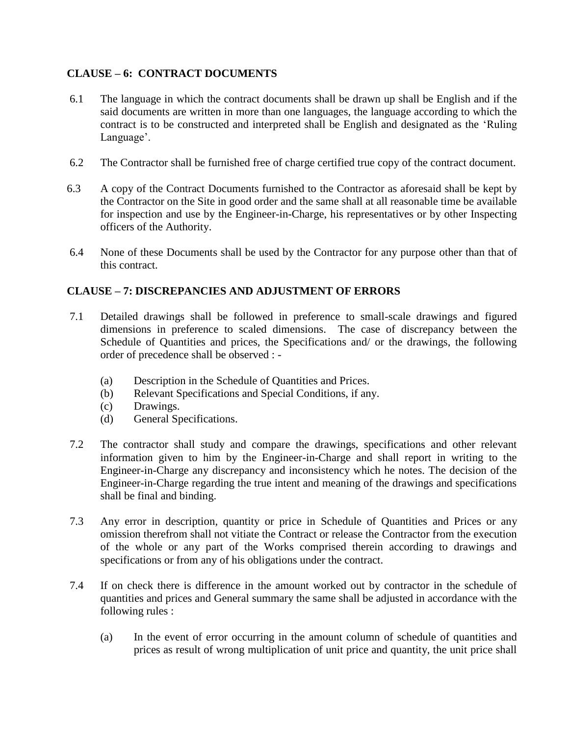**CLAUSE – 6: CONTRACT DOCUMENTS**

6.1 The language in which the contract documents shall be drawn up shall be English and if the said documents are written in more than one languages, the language according to which the contract is to be constructed and interpreted shall be English and designated as the 'Ruling Language'.

6.2 The Contractor shall be furnished free of charge certified true copy of the contract document.

6.3 A copy of the Contract Documents furnished to the Contractor as aforesaid shall be kept by the Contractor on the Site in good order and the same shall at all reasonable time be available for inspection and use by the Engineer-in-Charge, his representatives or by other Inspecting officers of the Authority.

6.4 None of these Documents shall be used by the Contractor for any purpose other than that of this contract.

**CLAUSE – 7: DISCREPANCIES AND ADJUSTMENT OF ERRORS**

7.1 Detailed drawings shall be followed in preference to small-scale drawings and figured dimensions in preference to scaled dimensions. The case of discrepancy between the Schedule of Quantities and prices, the Specifications and/ or the drawings, the following order of precedence shall be observed : -

(a) Description in the Schedule of Quantities and Prices.
(b) Relevant Specifications and Special Conditions, if any.
(c) Drawings.
(d) General Specifications.

7.2 The contractor shall study and compare the drawings, specifications and other relevant information given to him by the Engineer-in-Charge and shall report in writing to the Engineer-in-Charge any discrepancy and inconsistency which he notes. The decision of the Engineer-in-Charge regarding the true intent and meaning of the drawings and specifications shall be final and binding.

7.3 Any error in description, quantity or price in Schedule of Quantities and Prices or any omission therefrom shall not vitiate the Contract or release the Contractor from the execution of the whole or any part of the Works comprised therein according to drawings and specifications or from any of his obligations under the contract.

7.4 If on check there is difference in the amount worked out by contractor in the schedule of quantities and prices and General summary the same shall be adjusted in accordance with the following rules :

(a) In the event of error occurring in the amount column of schedule of quantities and prices as result of wrong multiplication of unit price and quantity, the unit price shall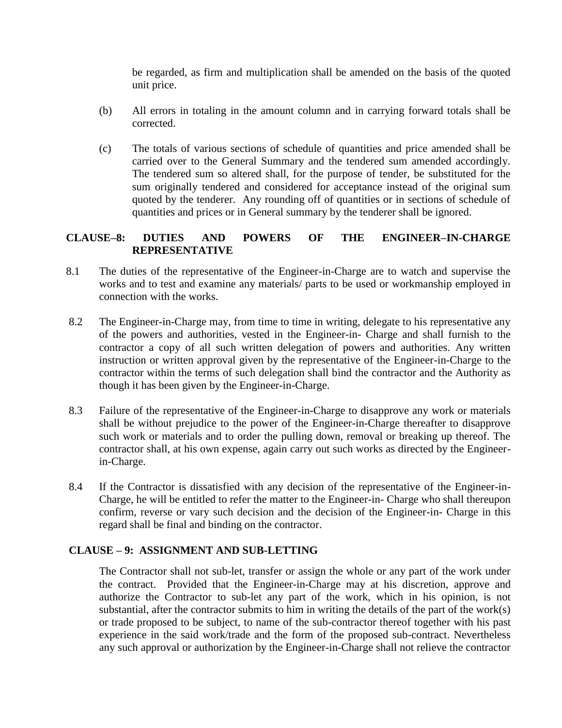be regarded, as firm and multiplication shall be amended on the basis of the quoted unit price.

(b) All errors in totaling in the amount column and in carrying forward totals shall be corrected.

(c) The totals of various sections of schedule of quantities and price amended shall be carried over to the General Summary and the tendered sum amended accordingly. The tendered sum so altered shall, for the purpose of tender, be substituted for the sum originally tendered and considered for acceptance instead of the original sum quoted by the tenderer. Any rounding off of quantities or in sections of schedule of quantities and prices or in General summary by the tenderer shall be ignored.

## CLAUSE–8: DUTIES AND POWERS OF THE ENGINEER–IN-CHARGE REPRESENTATIVE

8.1 The duties of the representative of the Engineer-in-Charge are to watch and supervise the works and to test and examine any materials/ parts to be used or workmanship employed in connection with the works.

8.2 The Engineer-in-Charge may, from time to time in writing, delegate to his representative any of the powers and authorities, vested in the Engineer-in- Charge and shall furnish to the contractor a copy of all such written delegation of powers and authorities. Any written instruction or written approval given by the representative of the Engineer-in-Charge to the contractor within the terms of such delegation shall bind the contractor and the Authority as though it has been given by the Engineer-in-Charge.

8.3 Failure of the representative of the Engineer-in-Charge to disapprove any work or materials shall be without prejudice to the power of the Engineer-in-Charge thereafter to disapprove such work or materials and to order the pulling down, removal or breaking up thereof. The contractor shall, at his own expense, again carry out such works as directed by the Engineer-in-Charge.

8.4 If the Contractor is dissatisfied with any decision of the representative of the Engineer-in-Charge, he will be entitled to refer the matter to the Engineer-in- Charge who shall thereupon confirm, reverse or vary such decision and the decision of the Engineer-in- Charge in this regard shall be final and binding on the contractor.

## CLAUSE – 9: ASSIGNMENT AND SUB-LETTING

The Contractor shall not sub-let, transfer or assign the whole or any part of the work under the contract. Provided that the Engineer-in-Charge may at his discretion, approve and authorize the Contractor to sub-let any part of the work, which in his opinion, is not substantial, after the contractor submits to him in writing the details of the part of the work(s) or trade proposed to be subject, to name of the sub-contractor thereof together with his past experience in the said work/trade and the form of the proposed sub-contract. Nevertheless any such approval or authorization by the Engineer-in-Charge shall not relieve the contractor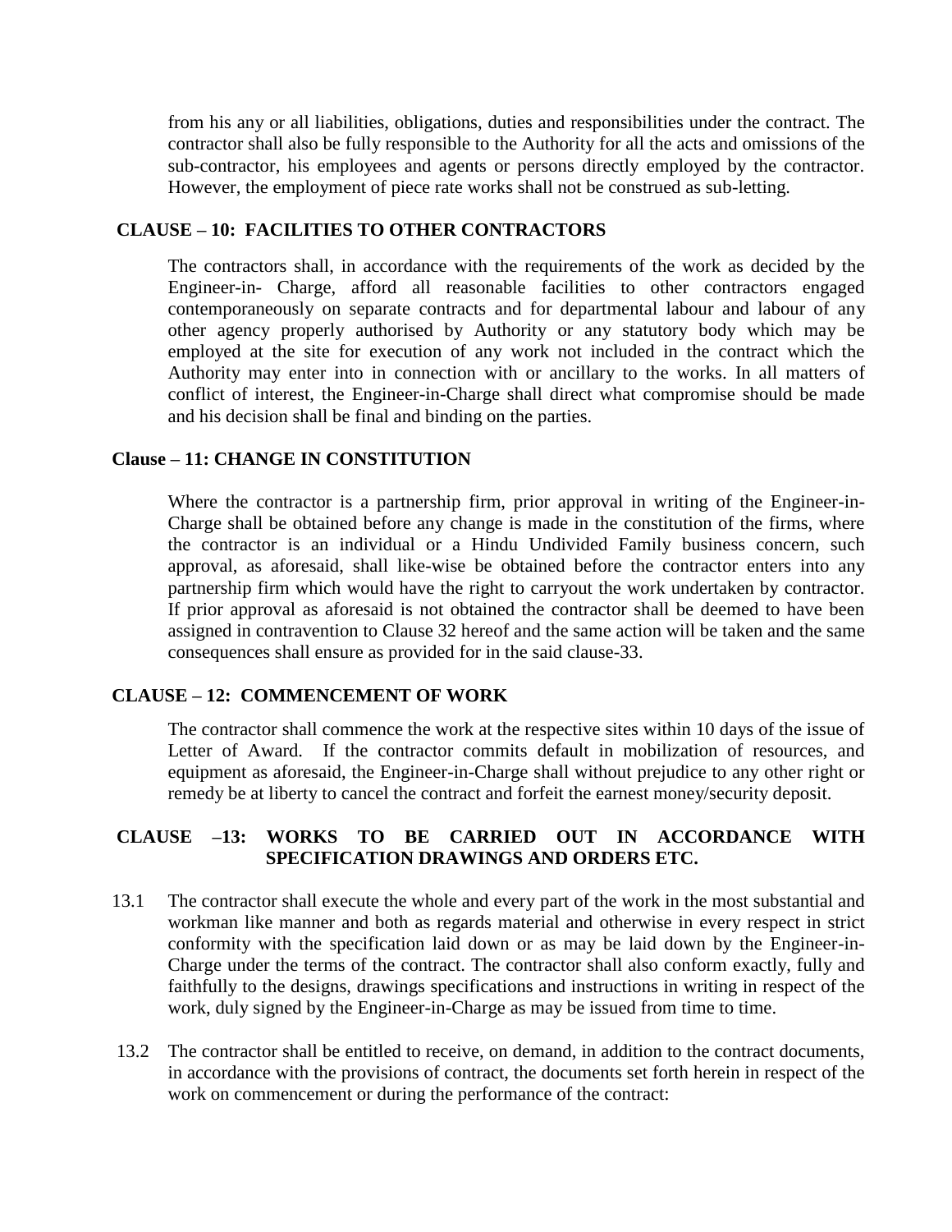from his any or all liabilities, obligations, duties and responsibilities under the contract. The contractor shall also be fully responsible to the Authority for all the acts and omissions of the sub-contractor, his employees and agents or persons directly employed by the contractor. However, the employment of piece rate works shall not be construed as sub-letting.

## CLAUSE – 10: FACILITIES TO OTHER CONTRACTORS

The contractors shall, in accordance with the requirements of the work as decided by the Engineer-in- Charge, afford all reasonable facilities to other contractors engaged contemporaneously on separate contracts and for departmental labour and labour of any other agency properly authorised by Authority or any statutory body which may be employed at the site for execution of any work not included in the contract which the Authority may enter into in connection with or ancillary to the works. In all matters of conflict of interest, the Engineer-in-Charge shall direct what compromise should be made and his decision shall be final and binding on the parties.

## Clause – 11: CHANGE IN CONSTITUTION

Where the contractor is a partnership firm, prior approval in writing of the Engineer-in-Charge shall be obtained before any change is made in the constitution of the firms, where the contractor is an individual or a Hindu Undivided Family business concern, such approval, as aforesaid, shall like-wise be obtained before the contractor enters into any partnership firm which would have the right to carryout the work undertaken by contractor. If prior approval as aforesaid is not obtained the contractor shall be deemed to have been assigned in contravention to Clause 32 hereof and the same action will be taken and the same consequences shall ensure as provided for in the said clause-33.

## CLAUSE – 12: COMMENCEMENT OF WORK

The contractor shall commence the work at the respective sites within 10 days of the issue of Letter of Award. If the contractor commits default in mobilization of resources, and equipment as aforesaid, the Engineer-in-Charge shall without prejudice to any other right or remedy be at liberty to cancel the contract and forfeit the earnest money/security deposit.

## CLAUSE –13: WORKS TO BE CARRIED OUT IN ACCORDANCE WITH SPECIFICATION DRAWINGS AND ORDERS ETC.

13.1 The contractor shall execute the whole and every part of the work in the most substantial and workman like manner and both as regards material and otherwise in every respect in strict conformity with the specification laid down or as may be laid down by the Engineer-in-Charge under the terms of the contract. The contractor shall also conform exactly, fully and faithfully to the designs, drawings specifications and instructions in writing in respect of the work, duly signed by the Engineer-in-Charge as may be issued from time to time.

13.2 The contractor shall be entitled to receive, on demand, in addition to the contract documents, in accordance with the provisions of contract, the documents set forth herein in respect of the work on commencement or during the performance of the contract: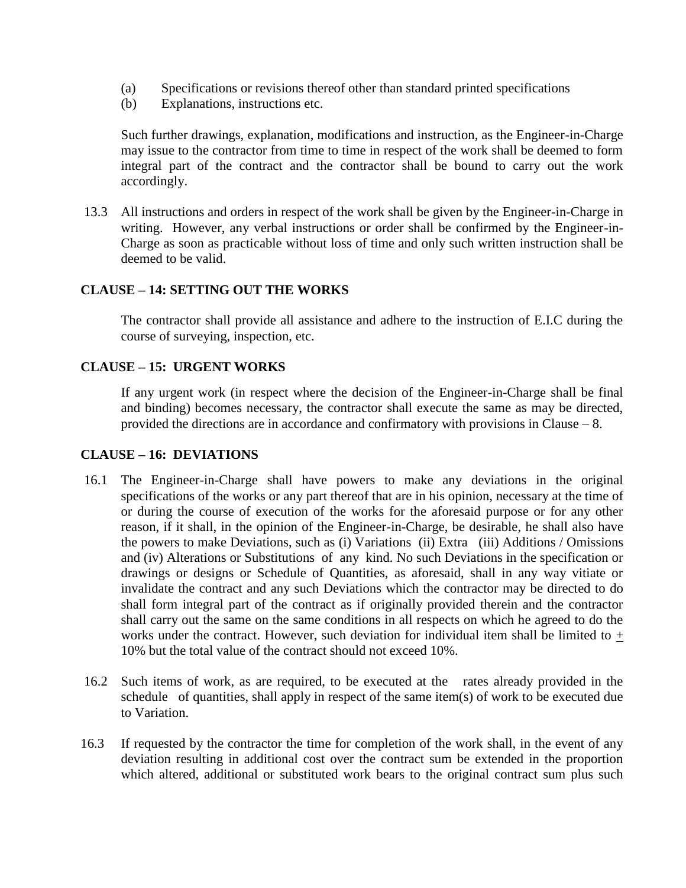(a) Specifications or revisions thereof other than standard printed specifications

(b) Explanations, instructions etc.

Such further drawings, explanation, modifications and instruction, as the Engineer-in-Charge may issue to the contractor from time to time in respect of the work shall be deemed to form integral part of the contract and the contractor shall be bound to carry out the work accordingly.

13.3 All instructions and orders in respect of the work shall be given by the Engineer-in-Charge in writing. However, any verbal instructions or order shall be confirmed by the Engineer-in-Charge as soon as practicable without loss of time and only such written instruction shall be deemed to be valid.

**CLAUSE – 14: SETTING OUT THE WORKS**

The contractor shall provide all assistance and adhere to the instruction of E.I.C during the course of surveying, inspection, etc.

**CLAUSE – 15: URGENT WORKS**

If any urgent work (in respect where the decision of the Engineer-in-Charge shall be final and binding) becomes necessary, the contractor shall execute the same as may be directed, provided the directions are in accordance and confirmatory with provisions in Clause – 8.

**CLAUSE – 16: DEVIATIONS**

16.1 The Engineer-in-Charge shall have powers to make any deviations in the original specifications of the works or any part thereof that are in his opinion, necessary at the time of or during the course of execution of the works for the aforesaid purpose or for any other reason, if it shall, in the opinion of the Engineer-in-Charge, be desirable, he shall also have the powers to make Deviations, such as (i) Variations (ii) Extra (iii) Additions / Omissions and (iv) Alterations or Substitutions of any kind. No such Deviations in the specification or drawings or designs or Schedule of Quantities, as aforesaid, shall in any way vitiate or invalidate the contract and any such Deviations which the contractor may be directed to do shall form integral part of the contract as if originally provided therein and the contractor shall carry out the same on the same conditions in all respects on which he agreed to do the works under the contract. However, such deviation for individual item shall be limited to ± 10% but the total value of the contract should not exceed 10%.

16.2 Such items of work, as are required, to be executed at the rates already provided in the schedule of quantities, shall apply in respect of the same item(s) of work to be executed due to Variation.

16.3 If requested by the contractor the time for completion of the work shall, in the event of any deviation resulting in additional cost over the contract sum be extended in the proportion which altered, additional or substituted work bears to the original contract sum plus such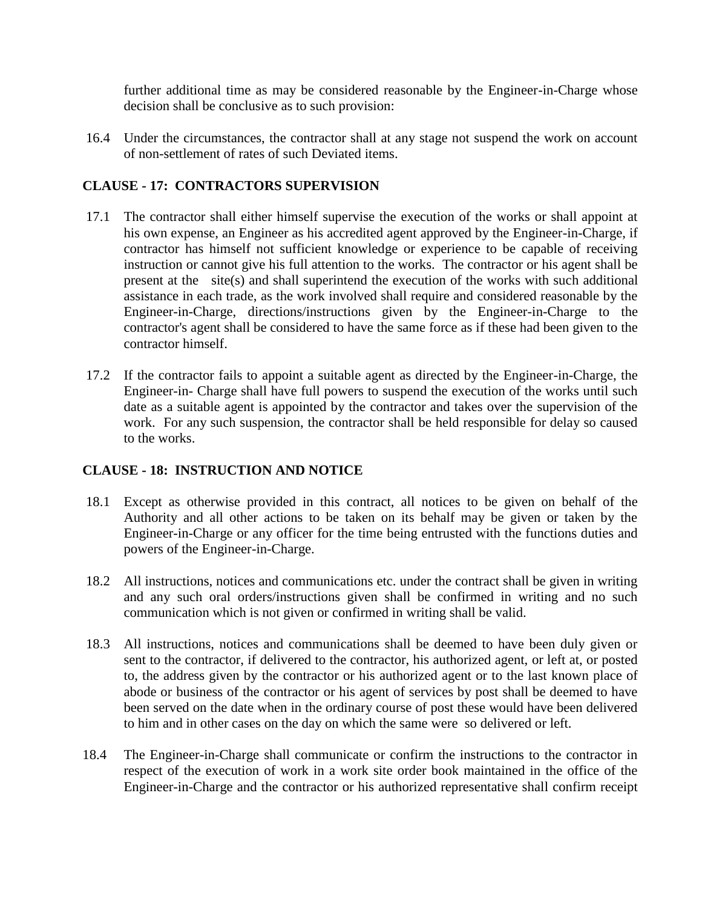further additional time as may be considered reasonable by the Engineer-in-Charge whose decision shall be conclusive as to such provision:

16.4 Under the circumstances, the contractor shall at any stage not suspend the work on account of non-settlement of rates of such Deviated items.

### CLAUSE - 17: CONTRACTORS SUPERVISION

17.1 The contractor shall either himself supervise the execution of the works or shall appoint at his own expense, an Engineer as his accredited agent approved by the Engineer-in-Charge, if contractor has himself not sufficient knowledge or experience to be capable of receiving instruction or cannot give his full attention to the works. The contractor or his agent shall be present at the site(s) and shall superintend the execution of the works with such additional assistance in each trade, as the work involved shall require and considered reasonable by the Engineer-in-Charge, directions/instructions given by the Engineer-in-Charge to the contractor's agent shall be considered to have the same force as if these had been given to the contractor himself.

17.2 If the contractor fails to appoint a suitable agent as directed by the Engineer-in-Charge, the Engineer-in- Charge shall have full powers to suspend the execution of the works until such date as a suitable agent is appointed by the contractor and takes over the supervision of the work. For any such suspension, the contractor shall be held responsible for delay so caused to the works.

### CLAUSE - 18: INSTRUCTION AND NOTICE

18.1 Except as otherwise provided in this contract, all notices to be given on behalf of the Authority and all other actions to be taken on its behalf may be given or taken by the Engineer-in-Charge or any officer for the time being entrusted with the functions duties and powers of the Engineer-in-Charge.

18.2 All instructions, notices and communications etc. under the contract shall be given in writing and any such oral orders/instructions given shall be confirmed in writing and no such communication which is not given or confirmed in writing shall be valid.

18.3 All instructions, notices and communications shall be deemed to have been duly given or sent to the contractor, if delivered to the contractor, his authorized agent, or left at, or posted to, the address given by the contractor or his authorized agent or to the last known place of abode or business of the contractor or his agent of services by post shall be deemed to have been served on the date when in the ordinary course of post these would have been delivered to him and in other cases on the day on which the same were so delivered or left.

18.4 The Engineer-in-Charge shall communicate or confirm the instructions to the contractor in respect of the execution of work in a work site order book maintained in the office of the Engineer-in-Charge and the contractor or his authorized representative shall confirm receipt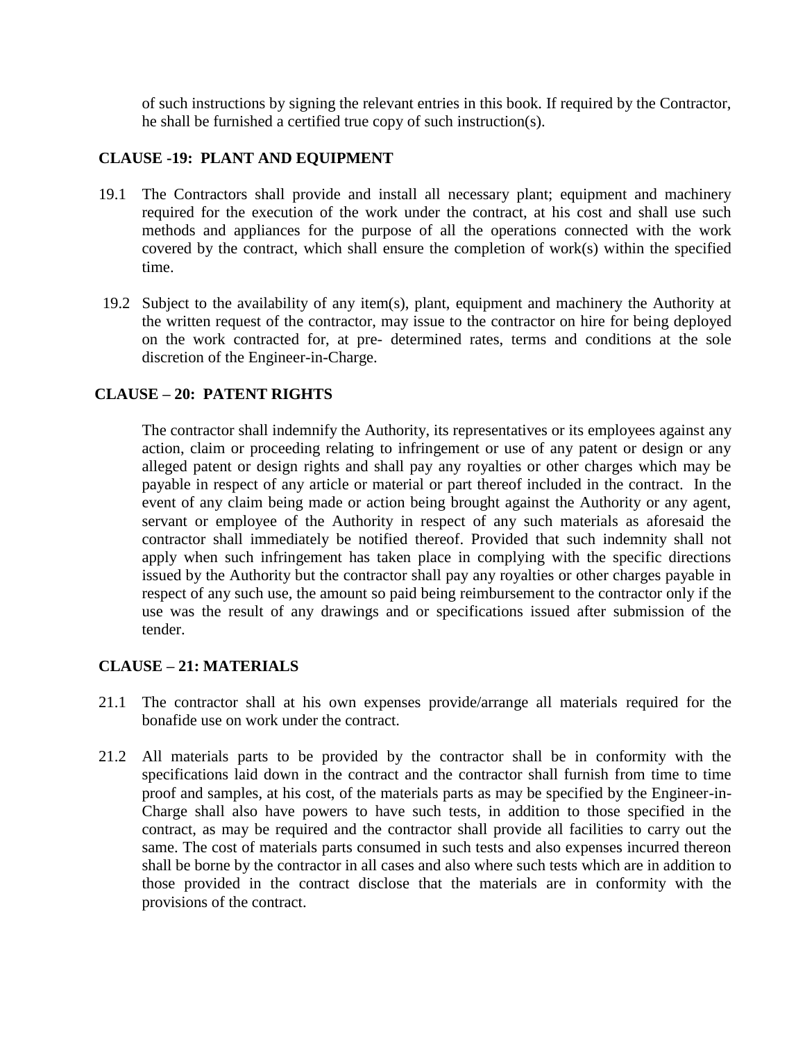of such instructions by signing the relevant entries in this book. If required by the Contractor, he shall be furnished a certified true copy of such instruction(s).

**CLAUSE -19: PLANT AND EQUIPMENT**

19.1 The Contractors shall provide and install all necessary plant; equipment and machinery required for the execution of the work under the contract, at his cost and shall use such methods and appliances for the purpose of all the operations connected with the work covered by the contract, which shall ensure the completion of work(s) within the specified time.

19.2 Subject to the availability of any item(s), plant, equipment and machinery the Authority at the written request of the contractor, may issue to the contractor on hire for being deployed on the work contracted for, at pre- determined rates, terms and conditions at the sole discretion of the Engineer-in-Charge.

**CLAUSE – 20: PATENT RIGHTS**

The contractor shall indemnify the Authority, its representatives or its employees against any action, claim or proceeding relating to infringement or use of any patent or design or any alleged patent or design rights and shall pay any royalties or other charges which may be payable in respect of any article or material or part thereof included in the contract. In the event of any claim being made or action being brought against the Authority or any agent, servant or employee of the Authority in respect of any such materials as aforesaid the contractor shall immediately be notified thereof. Provided that such indemnity shall not apply when such infringement has taken place in complying with the specific directions issued by the Authority but the contractor shall pay any royalties or other charges payable in respect of any such use, the amount so paid being reimbursement to the contractor only if the use was the result of any drawings and or specifications issued after submission of the tender.

**CLAUSE – 21: MATERIALS**

21.1 The contractor shall at his own expenses provide/arrange all materials required for the bonafide use on work under the contract.

21.2 All materials parts to be provided by the contractor shall be in conformity with the specifications laid down in the contract and the contractor shall furnish from time to time proof and samples, at his cost, of the materials parts as may be specified by the Engineer-in-Charge shall also have powers to have such tests, in addition to those specified in the contract, as may be required and the contractor shall provide all facilities to carry out the same. The cost of materials parts consumed in such tests and also expenses incurred thereon shall be borne by the contractor in all cases and also where such tests which are in addition to those provided in the contract disclose that the materials are in conformity with the provisions of the contract.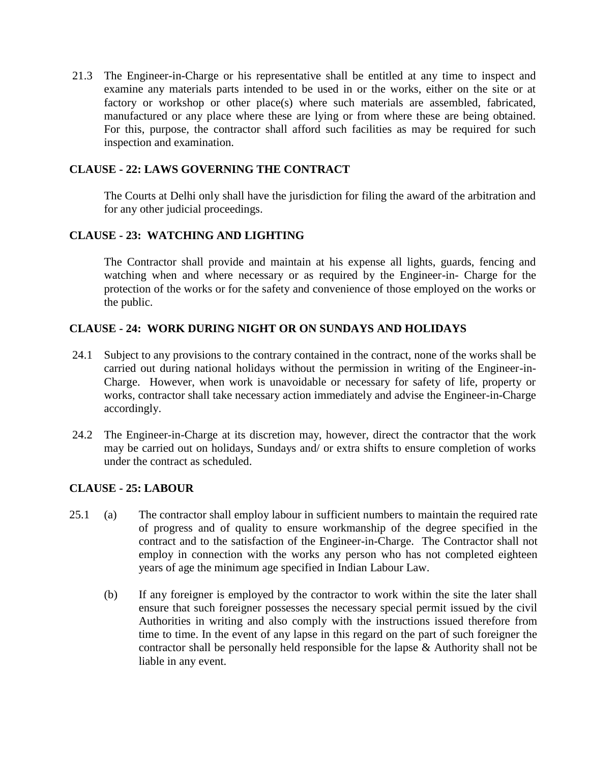21.3 The Engineer-in-Charge or his representative shall be entitled at any time to inspect and examine any materials parts intended to be used in or the works, either on the site or at factory or workshop or other place(s) where such materials are assembled, fabricated, manufactured or any place where these are lying or from where these are being obtained. For this, purpose, the contractor shall afford such facilities as may be required for such inspection and examination.

**CLAUSE - 22: LAWS GOVERNING THE CONTRACT**

The Courts at Delhi only shall have the jurisdiction for filing the award of the arbitration and for any other judicial proceedings.

**CLAUSE - 23: WATCHING AND LIGHTING**

The Contractor shall provide and maintain at his expense all lights, guards, fencing and watching when and where necessary or as required by the Engineer-in- Charge for the protection of the works or for the safety and convenience of those employed on the works or the public.

**CLAUSE - 24: WORK DURING NIGHT OR ON SUNDAYS AND HOLIDAYS**

24.1 Subject to any provisions to the contrary contained in the contract, none of the works shall be carried out during national holidays without the permission in writing of the Engineer-in-Charge. However, when work is unavoidable or necessary for safety of life, property or works, contractor shall take necessary action immediately and advise the Engineer-in-Charge accordingly.

24.2 The Engineer-in-Charge at its discretion may, however, direct the contractor that the work may be carried out on holidays, Sundays and/ or extra shifts to ensure completion of works under the contract as scheduled.

**CLAUSE - 25: LABOUR**

25.1 (a) The contractor shall employ labour in sufficient numbers to maintain the required rate of progress and of quality to ensure workmanship of the degree specified in the contract and to the satisfaction of the Engineer-in-Charge. The Contractor shall not employ in connection with the works any person who has not completed eighteen years of age the minimum age specified in Indian Labour Law.

(b) If any foreigner is employed by the contractor to work within the site the later shall ensure that such foreigner possesses the necessary special permit issued by the civil Authorities in writing and also comply with the instructions issued therefore from time to time. In the event of any lapse in this regard on the part of such foreigner the contractor shall be personally held responsible for the lapse & Authority shall not be liable in any event.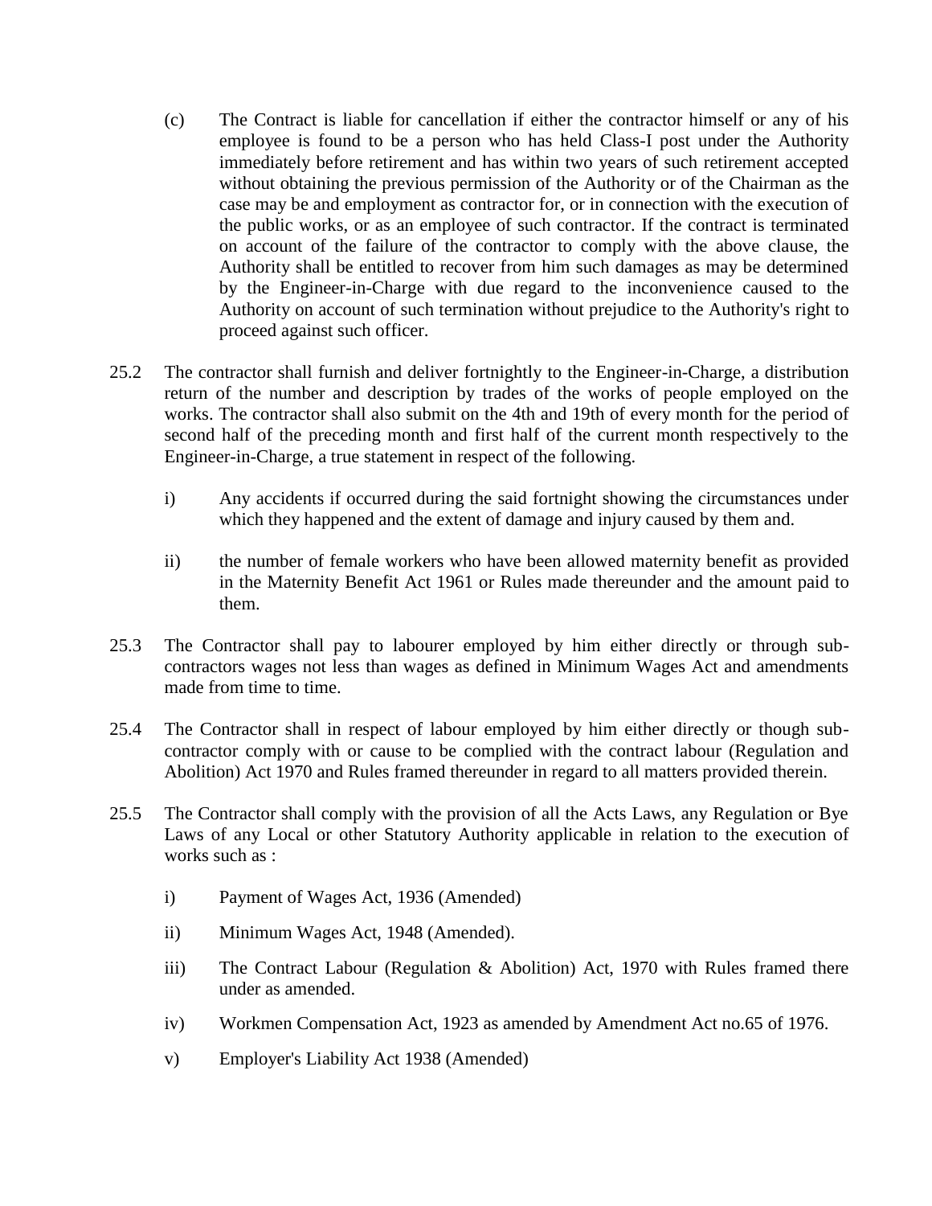(c) The Contract is liable for cancellation if either the contractor himself or any of his employee is found to be a person who has held Class-I post under the Authority immediately before retirement and has within two years of such retirement accepted without obtaining the previous permission of the Authority or of the Chairman as the case may be and employment as contractor for, or in connection with the execution of the public works, or as an employee of such contractor. If the contract is terminated on account of the failure of the contractor to comply with the above clause, the Authority shall be entitled to recover from him such damages as may be determined by the Engineer-in-Charge with due regard to the inconvenience caused to the Authority on account of such termination without prejudice to the Authority's right to proceed against such officer.

25.2 The contractor shall furnish and deliver fortnightly to the Engineer-in-Charge, a distribution return of the number and description by trades of the works of people employed on the works. The contractor shall also submit on the 4th and 19th of every month for the period of second half of the preceding month and first half of the current month respectively to the Engineer-in-Charge, a true statement in respect of the following.

i) Any accidents if occurred during the said fortnight showing the circumstances under which they happened and the extent of damage and injury caused by them and.

ii) the number of female workers who have been allowed maternity benefit as provided in the Maternity Benefit Act 1961 or Rules made thereunder and the amount paid to them.

25.3 The Contractor shall pay to labourer employed by him either directly or through sub-contractors wages not less than wages as defined in Minimum Wages Act and amendments made from time to time.

25.4 The Contractor shall in respect of labour employed by him either directly or though sub-contractor comply with or cause to be complied with the contract labour (Regulation and Abolition) Act 1970 and Rules framed thereunder in regard to all matters provided therein.

25.5 The Contractor shall comply with the provision of all the Acts Laws, any Regulation or Bye Laws of any Local or other Statutory Authority applicable in relation to the execution of works such as :

i) Payment of Wages Act, 1936 (Amended)

ii) Minimum Wages Act, 1948 (Amended).

iii) The Contract Labour (Regulation & Abolition) Act, 1970 with Rules framed there under as amended.

iv) Workmen Compensation Act, 1923 as amended by Amendment Act no.65 of 1976.

v) Employer's Liability Act 1938 (Amended)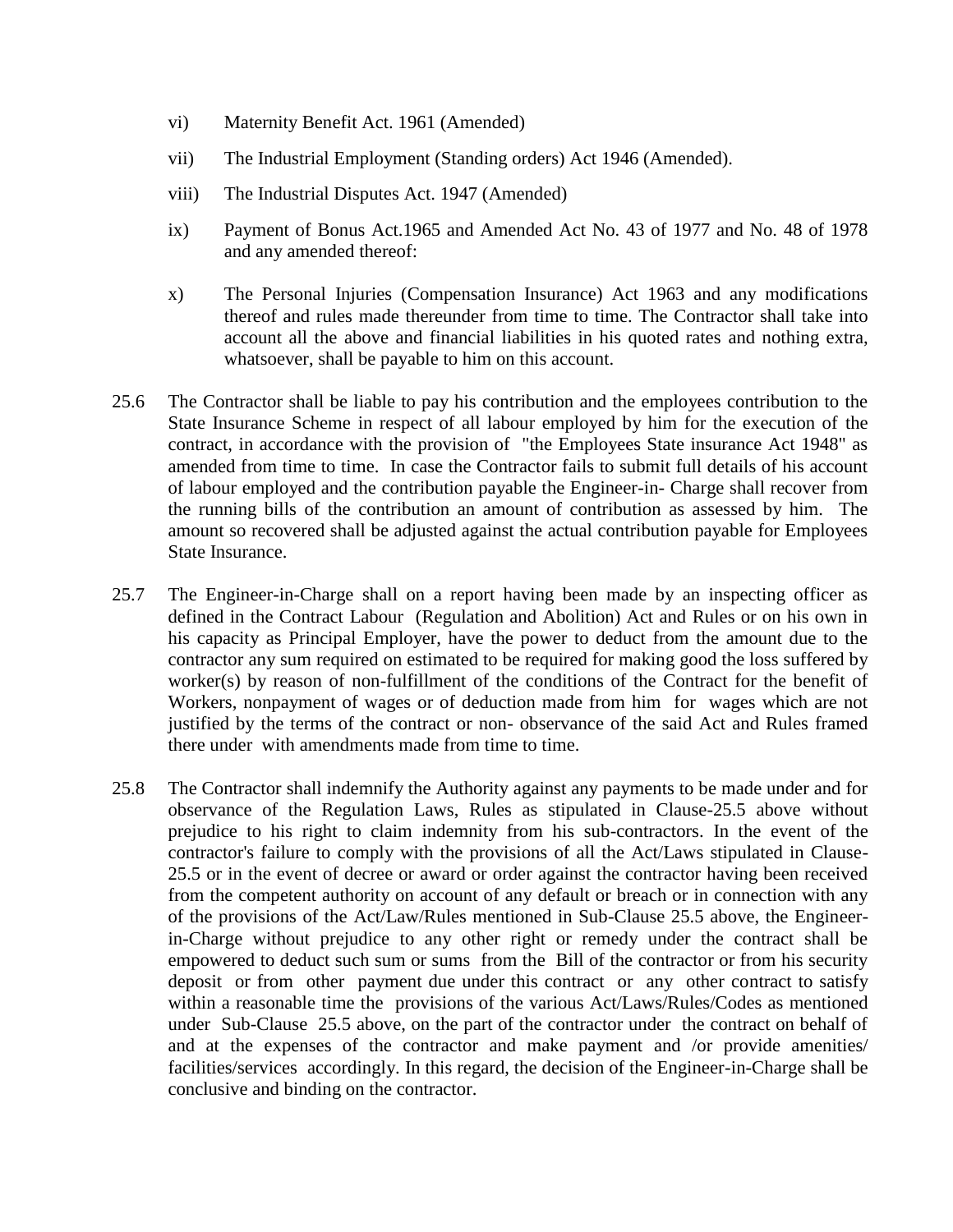vi) Maternity Benefit Act. 1961 (Amended)

vii) The Industrial Employment (Standing orders) Act 1946 (Amended).

viii) The Industrial Disputes Act. 1947 (Amended)

ix) Payment of Bonus Act.1965 and Amended Act No. 43 of 1977 and No. 48 of 1978 and any amended thereof:

x) The Personal Injuries (Compensation Insurance) Act 1963 and any modifications thereof and rules made thereunder from time to time. The Contractor shall take into account all the above and financial liabilities in his quoted rates and nothing extra, whatsoever, shall be payable to him on this account.

25.6 The Contractor shall be liable to pay his contribution and the employees contribution to the State Insurance Scheme in respect of all labour employed by him for the execution of the contract, in accordance with the provision of "the Employees State insurance Act 1948" as amended from time to time. In case the Contractor fails to submit full details of his account of labour employed and the contribution payable the Engineer-in- Charge shall recover from the running bills of the contribution an amount of contribution as assessed by him. The amount so recovered shall be adjusted against the actual contribution payable for Employees State Insurance.

25.7 The Engineer-in-Charge shall on a report having been made by an inspecting officer as defined in the Contract Labour (Regulation and Abolition) Act and Rules or on his own in his capacity as Principal Employer, have the power to deduct from the amount due to the contractor any sum required on estimated to be required for making good the loss suffered by worker(s) by reason of non-fulfillment of the conditions of the Contract for the benefit of Workers, nonpayment of wages or of deduction made from him for wages which are not justified by the terms of the contract or non- observance of the said Act and Rules framed there under with amendments made from time to time.

25.8 The Contractor shall indemnify the Authority against any payments to be made under and for observance of the Regulation Laws, Rules as stipulated in Clause-25.5 above without prejudice to his right to claim indemnity from his sub-contractors. In the event of the contractor's failure to comply with the provisions of all the Act/Laws stipulated in Clause-25.5 or in the event of decree or award or order against the contractor having been received from the competent authority on account of any default or breach or in connection with any of the provisions of the Act/Law/Rules mentioned in Sub-Clause 25.5 above, the Engineer-in-Charge without prejudice to any other right or remedy under the contract shall be empowered to deduct such sum or sums from the Bill of the contractor or from his security deposit or from other payment due under this contract or any other contract to satisfy within a reasonable time the provisions of the various Act/Laws/Rules/Codes as mentioned under Sub-Clause 25.5 above, on the part of the contractor under the contract on behalf of and at the expenses of the contractor and make payment and /or provide amenities/ facilities/services accordingly. In this regard, the decision of the Engineer-in-Charge shall be conclusive and binding on the contractor.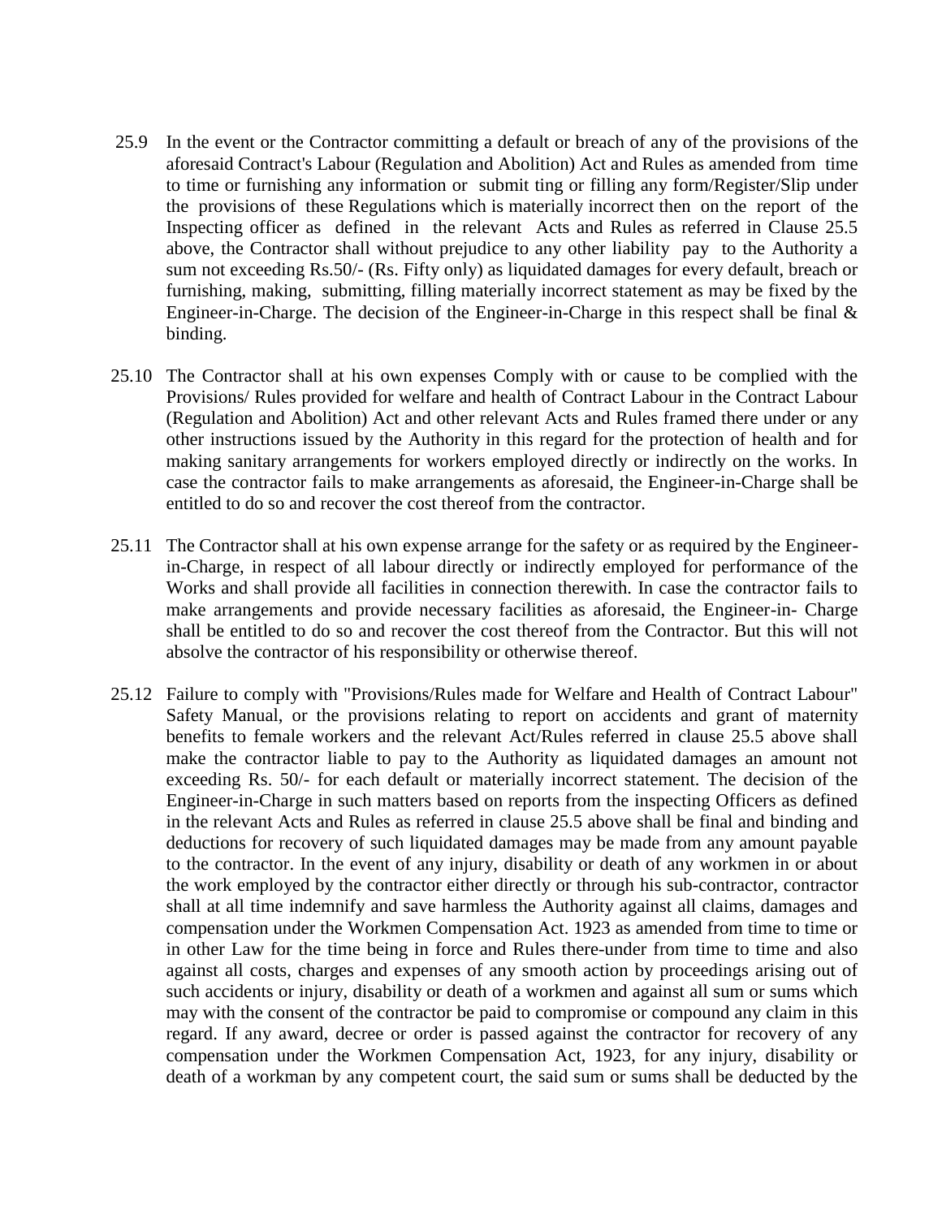25.9 In the event or the Contractor committing a default or breach of any of the provisions of the aforesaid Contract's Labour (Regulation and Abolition) Act and Rules as amended from time to time or furnishing any information or submit ting or filling any form/Register/Slip under the provisions of these Regulations which is materially incorrect then on the report of the Inspecting officer as defined in the relevant Acts and Rules as referred in Clause 25.5 above, the Contractor shall without prejudice to any other liability pay to the Authority a sum not exceeding Rs.50/- (Rs. Fifty only) as liquidated damages for every default, breach or furnishing, making, submitting, filling materially incorrect statement as may be fixed by the Engineer-in-Charge. The decision of the Engineer-in-Charge in this respect shall be final & binding.

25.10 The Contractor shall at his own expenses Comply with or cause to be complied with the Provisions/ Rules provided for welfare and health of Contract Labour in the Contract Labour (Regulation and Abolition) Act and other relevant Acts and Rules framed there under or any other instructions issued by the Authority in this regard for the protection of health and for making sanitary arrangements for workers employed directly or indirectly on the works. In case the contractor fails to make arrangements as aforesaid, the Engineer-in-Charge shall be entitled to do so and recover the cost thereof from the contractor.

25.11 The Contractor shall at his own expense arrange for the safety or as required by the Engineer-in-Charge, in respect of all labour directly or indirectly employed for performance of the Works and shall provide all facilities in connection therewith. In case the contractor fails to make arrangements and provide necessary facilities as aforesaid, the Engineer-in- Charge shall be entitled to do so and recover the cost thereof from the Contractor. But this will not absolve the contractor of his responsibility or otherwise thereof.

25.12 Failure to comply with "Provisions/Rules made for Welfare and Health of Contract Labour" Safety Manual, or the provisions relating to report on accidents and grant of maternity benefits to female workers and the relevant Act/Rules referred in clause 25.5 above shall make the contractor liable to pay to the Authority as liquidated damages an amount not exceeding Rs. 50/- for each default or materially incorrect statement. The decision of the Engineer-in-Charge in such matters based on reports from the inspecting Officers as defined in the relevant Acts and Rules as referred in clause 25.5 above shall be final and binding and deductions for recovery of such liquidated damages may be made from any amount payable to the contractor. In the event of any injury, disability or death of any workmen in or about the work employed by the contractor either directly or through his sub-contractor, contractor shall at all time indemnify and save harmless the Authority against all claims, damages and compensation under the Workmen Compensation Act. 1923 as amended from time to time or in other Law for the time being in force and Rules there-under from time to time and also against all costs, charges and expenses of any smooth action by proceedings arising out of such accidents or injury, disability or death of a workmen and against all sum or sums which may with the consent of the contractor be paid to compromise or compound any claim in this regard. If any award, decree or order is passed against the contractor for recovery of any compensation under the Workmen Compensation Act, 1923, for any injury, disability or death of a workman by any competent court, the said sum or sums shall be deducted by the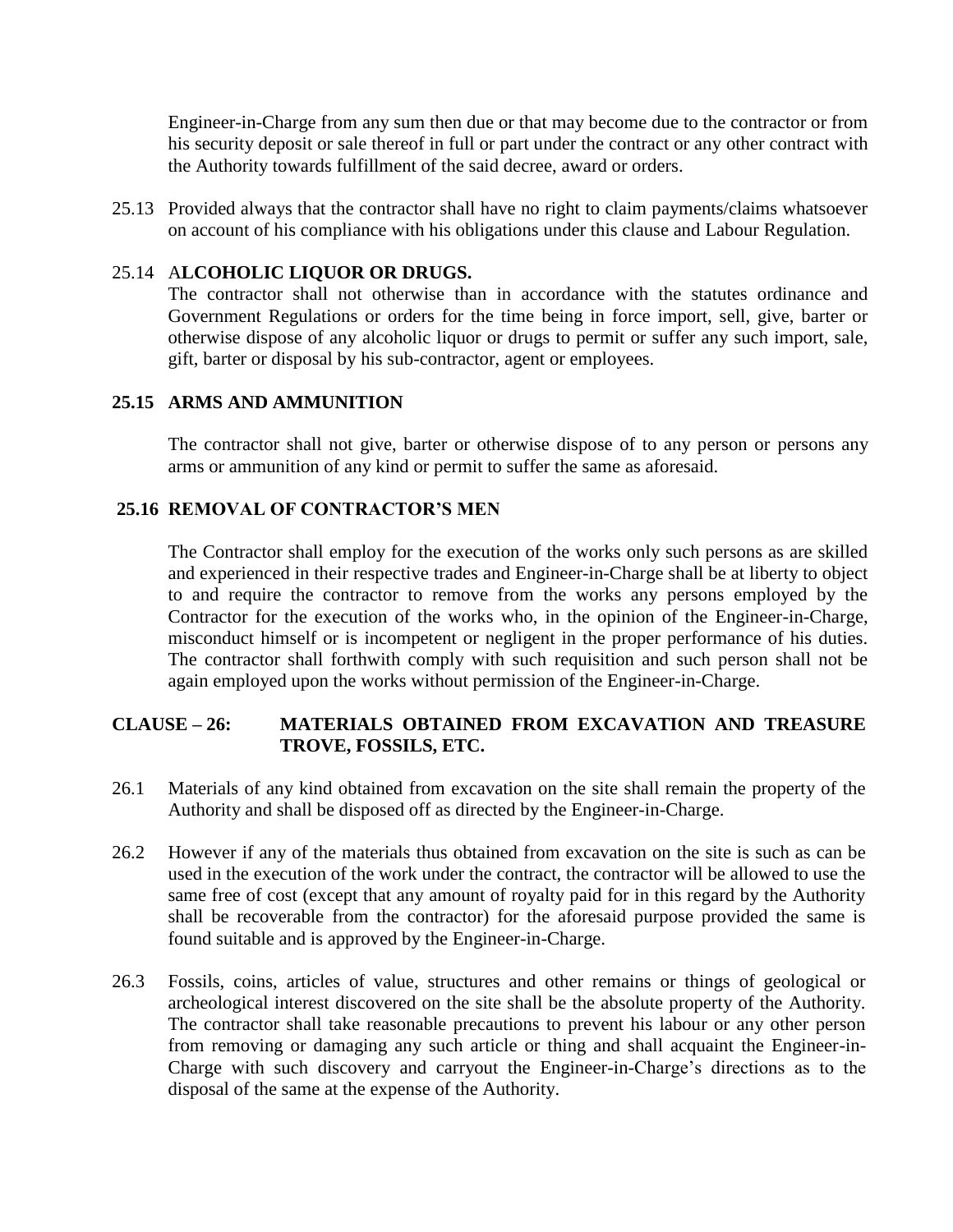Engineer-in-Charge from any sum then due or that may become due to the contractor or from his security deposit or sale thereof in full or part under the contract or any other contract with the Authority towards fulfillment of the said decree, award or orders.

25.13 Provided always that the contractor shall have no right to claim payments/claims whatsoever on account of his compliance with his obligations under this clause and Labour Regulation.

25.14 A**LCOHOLIC LIQUOR OR DRUGS.**

The contractor shall not otherwise than in accordance with the statutes ordinance and Government Regulations or orders for the time being in force import, sell, give, barter or otherwise dispose of any alcoholic liquor or drugs to permit or suffer any such import, sale, gift, barter or disposal by his sub-contractor, agent or employees.

**25.15 ARMS AND AMMUNITION**

The contractor shall not give, barter or otherwise dispose of to any person or persons any arms or ammunition of any kind or permit to suffer the same as aforesaid.

**25.16 REMOVAL OF CONTRACTOR'S MEN**

The Contractor shall employ for the execution of the works only such persons as are skilled and experienced in their respective trades and Engineer-in-Charge shall be at liberty to object to and require the contractor to remove from the works any persons employed by the Contractor for the execution of the works who, in the opinion of the Engineer-in-Charge, misconduct himself or is incompetent or negligent in the proper performance of his duties. The contractor shall forthwith comply with such requisition and such person shall not be again employed upon the works without permission of the Engineer-in-Charge.

## CLAUSE – 26: MATERIALS OBTAINED FROM EXCAVATION AND TREASURE TROVE, FOSSILS, ETC.

26.1 Materials of any kind obtained from excavation on the site shall remain the property of the Authority and shall be disposed off as directed by the Engineer-in-Charge.

26.2 However if any of the materials thus obtained from excavation on the site is such as can be used in the execution of the work under the contract, the contractor will be allowed to use the same free of cost (except that any amount of royalty paid for in this regard by the Authority shall be recoverable from the contractor) for the aforesaid purpose provided the same is found suitable and is approved by the Engineer-in-Charge.

26.3 Fossils, coins, articles of value, structures and other remains or things of geological or archeological interest discovered on the site shall be the absolute property of the Authority. The contractor shall take reasonable precautions to prevent his labour or any other person from removing or damaging any such article or thing and shall acquaint the Engineer-in-Charge with such discovery and carryout the Engineer-in-Charge's directions as to the disposal of the same at the expense of the Authority.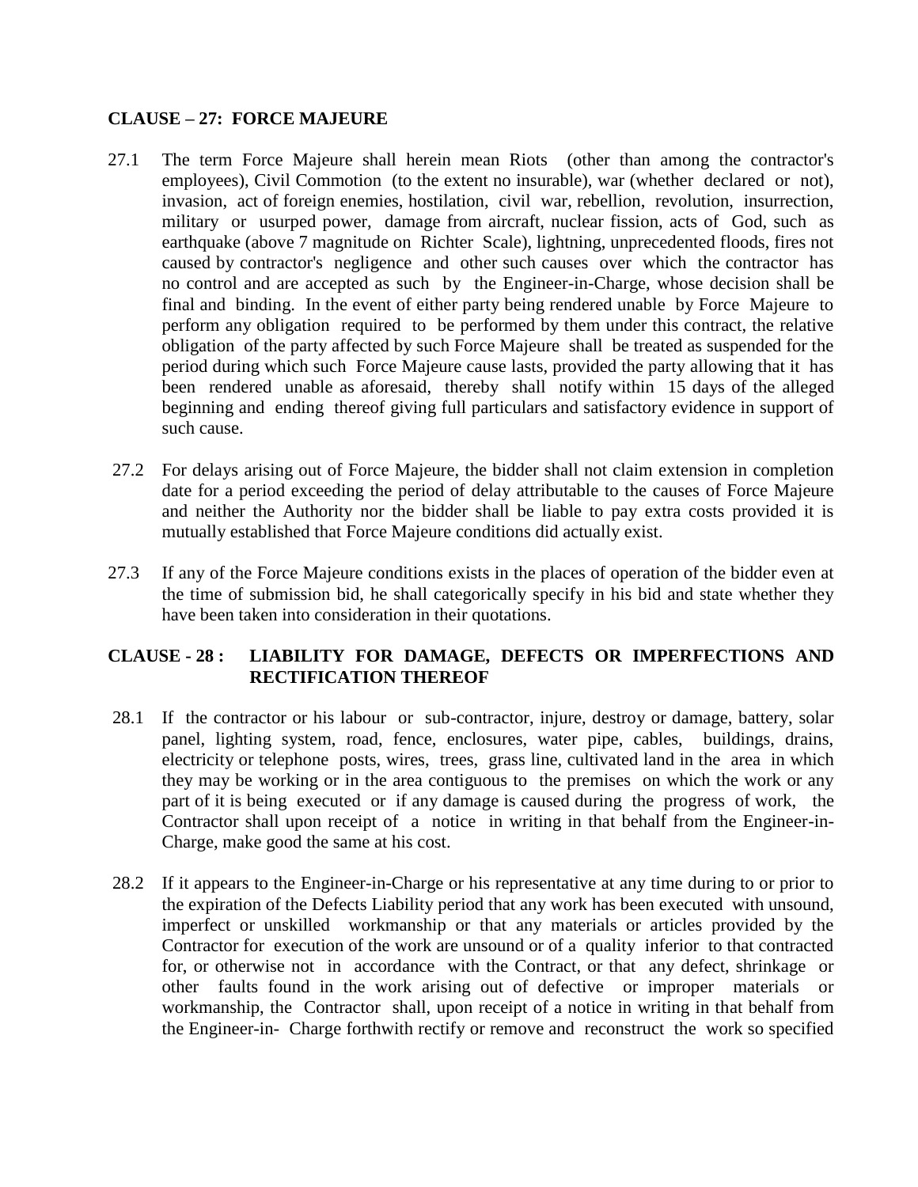**CLAUSE – 27: FORCE MAJEURE**

27.1 The term Force Majeure shall herein mean Riots (other than among the contractor's employees), Civil Commotion (to the extent no insurable), war (whether declared or not), invasion, act of foreign enemies, hostilation, civil war, rebellion, revolution, insurrection, military or usurped power, damage from aircraft, nuclear fission, acts of God, such as earthquake (above 7 magnitude on Richter Scale), lightning, unprecedented floods, fires not caused by contractor's negligence and other such causes over which the contractor has no control and are accepted as such by the Engineer-in-Charge, whose decision shall be final and binding. In the event of either party being rendered unable by Force Majeure to perform any obligation required to be performed by them under this contract, the relative obligation of the party affected by such Force Majeure shall be treated as suspended for the period during which such Force Majeure cause lasts, provided the party allowing that it has been rendered unable as aforesaid, thereby shall notify within 15 days of the alleged beginning and ending thereof giving full particulars and satisfactory evidence in support of such cause.

27.2 For delays arising out of Force Majeure, the bidder shall not claim extension in completion date for a period exceeding the period of delay attributable to the causes of Force Majeure and neither the Authority nor the bidder shall be liable to pay extra costs provided it is mutually established that Force Majeure conditions did actually exist.

27.3 If any of the Force Majeure conditions exists in the places of operation of the bidder even at the time of submission bid, he shall categorically specify in his bid and state whether they have been taken into consideration in their quotations.

**CLAUSE - 28 : LIABILITY FOR DAMAGE, DEFECTS OR IMPERFECTIONS AND RECTIFICATION THEREOF**

28.1 If the contractor or his labour or sub-contractor, injure, destroy or damage, battery, solar panel, lighting system, road, fence, enclosures, water pipe, cables, buildings, drains, electricity or telephone posts, wires, trees, grass line, cultivated land in the area in which they may be working or in the area contiguous to the premises on which the work or any part of it is being executed or if any damage is caused during the progress of work, the Contractor shall upon receipt of a notice in writing in that behalf from the Engineer-in-Charge, make good the same at his cost.

28.2 If it appears to the Engineer-in-Charge or his representative at any time during to or prior to the expiration of the Defects Liability period that any work has been executed with unsound, imperfect or unskilled workmanship or that any materials or articles provided by the Contractor for execution of the work are unsound or of a quality inferior to that contracted for, or otherwise not in accordance with the Contract, or that any defect, shrinkage or other faults found in the work arising out of defective or improper materials or workmanship, the Contractor shall, upon receipt of a notice in writing in that behalf from the Engineer-in- Charge forthwith rectify or remove and reconstruct the work so specified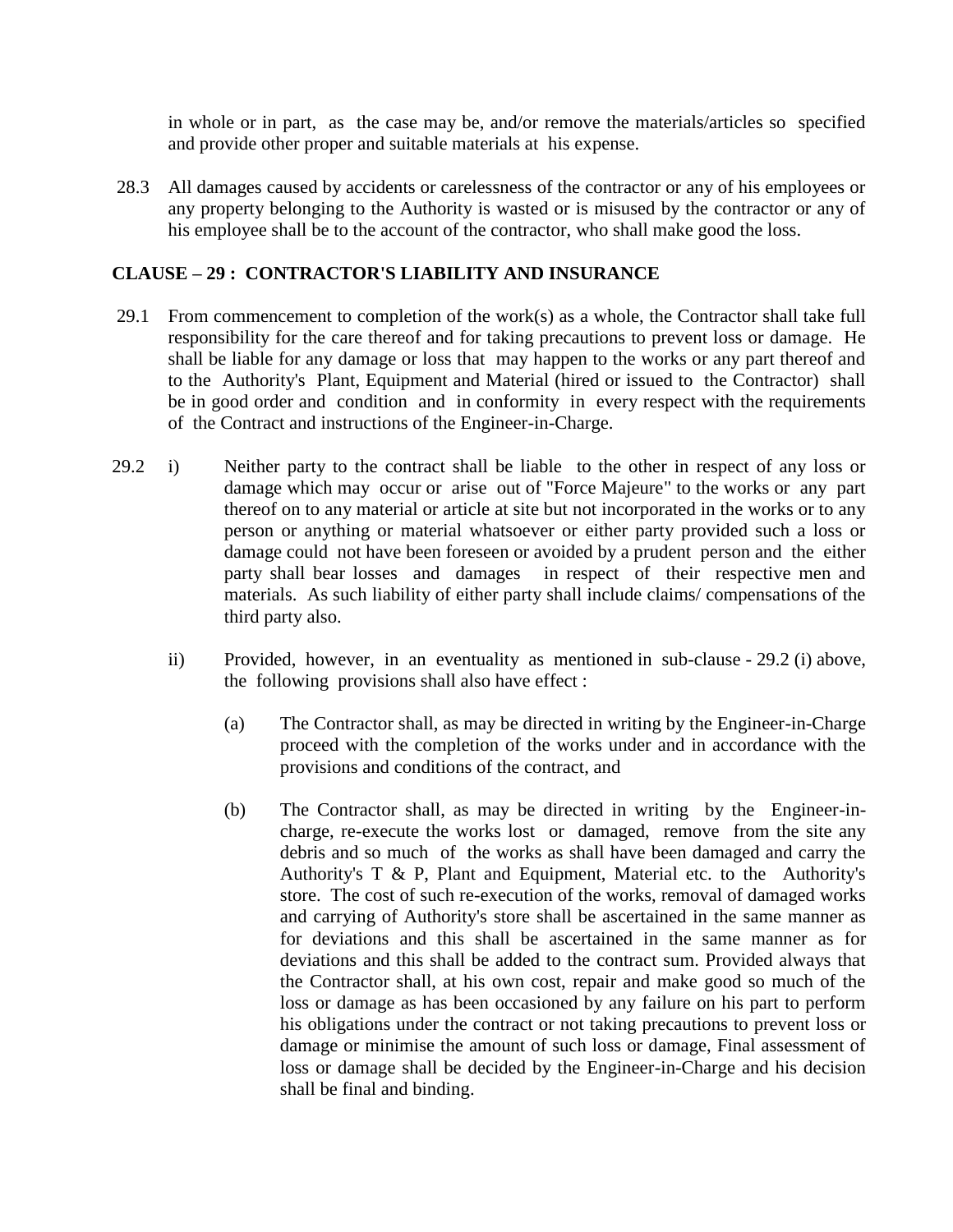in whole or in part, as the case may be, and/or remove the materials/articles so specified and provide other proper and suitable materials at his expense.

28.3 All damages caused by accidents or carelessness of the contractor or any of his employees or any property belonging to the Authority is wasted or is misused by the contractor or any of his employee shall be to the account of the contractor, who shall make good the loss.

## CLAUSE – 29 : CONTRACTOR'S LIABILITY AND INSURANCE

29.1 From commencement to completion of the work(s) as a whole, the Contractor shall take full responsibility for the care thereof and for taking precautions to prevent loss or damage. He shall be liable for any damage or loss that may happen to the works or any part thereof and to the Authority's Plant, Equipment and Material (hired or issued to the Contractor) shall be in good order and condition and in conformity in every respect with the requirements of the Contract and instructions of the Engineer-in-Charge.

29.2 i) Neither party to the contract shall be liable to the other in respect of any loss or damage which may occur or arise out of "Force Majeure" to the works or any part thereof on to any material or article at site but not incorporated in the works or to any person or anything or material whatsoever or either party provided such a loss or damage could not have been foreseen or avoided by a prudent person and the either party shall bear losses and damages in respect of their respective men and materials. As such liability of either party shall include claims/ compensations of the third party also.

ii) Provided, however, in an eventuality as mentioned in sub-clause - 29.2 (i) above, the following provisions shall also have effect :

(a) The Contractor shall, as may be directed in writing by the Engineer-in-Charge proceed with the completion of the works under and in accordance with the provisions and conditions of the contract, and

(b) The Contractor shall, as may be directed in writing by the Engineer-in-charge, re-execute the works lost or damaged, remove from the site any debris and so much of the works as shall have been damaged and carry the Authority's T & P, Plant and Equipment, Material etc. to the Authority's store. The cost of such re-execution of the works, removal of damaged works and carrying of Authority's store shall be ascertained in the same manner as for deviations and this shall be ascertained in the same manner as for deviations and this shall be added to the contract sum. Provided always that the Contractor shall, at his own cost, repair and make good so much of the loss or damage as has been occasioned by any failure on his part to perform his obligations under the contract or not taking precautions to prevent loss or damage or minimise the amount of such loss or damage, Final assessment of loss or damage shall be decided by the Engineer-in-Charge and his decision shall be final and binding.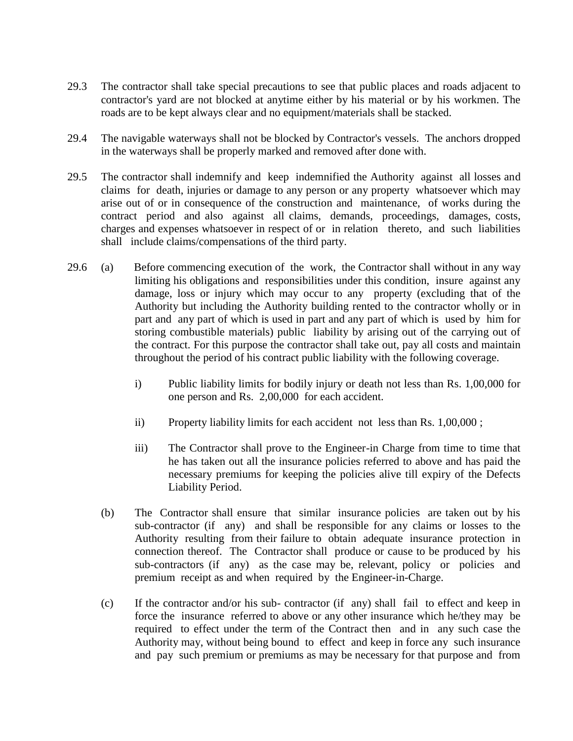29.3 The contractor shall take special precautions to see that public places and roads adjacent to contractor's yard are not blocked at anytime either by his material or by his workmen. The roads are to be kept always clear and no equipment/materials shall be stacked.

29.4 The navigable waterways shall not be blocked by Contractor's vessels. The anchors dropped in the waterways shall be properly marked and removed after done with.

29.5 The contractor shall indemnify and keep indemnified the Authority against all losses and claims for death, injuries or damage to any person or any property whatsoever which may arise out of or in consequence of the construction and maintenance, of works during the contract period and also against all claims, demands, proceedings, damages, costs, charges and expenses whatsoever in respect of or in relation thereto, and such liabilities shall include claims/compensations of the third party.

29.6 (a) Before commencing execution of the work, the Contractor shall without in any way limiting his obligations and responsibilities under this condition, insure against any damage, loss or injury which may occur to any property (excluding that of the Authority but including the Authority building rented to the contractor wholly or in part and any part of which is used in part and any part of which is used by him for storing combustible materials) public liability by arising out of the carrying out of the contract. For this purpose the contractor shall take out, pay all costs and maintain throughout the period of his contract public liability with the following coverage.

i) Public liability limits for bodily injury or death not less than Rs. 1,00,000 for one person and Rs. 2,00,000 for each accident.

ii) Property liability limits for each accident not less than Rs. 1,00,000 ;

iii) The Contractor shall prove to the Engineer-in Charge from time to time that he has taken out all the insurance policies referred to above and has paid the necessary premiums for keeping the policies alive till expiry of the Defects Liability Period.

(b) The Contractor shall ensure that similar insurance policies are taken out by his sub-contractor (if any) and shall be responsible for any claims or losses to the Authority resulting from their failure to obtain adequate insurance protection in connection thereof. The Contractor shall produce or cause to be produced by his sub-contractors (if any) as the case may be, relevant, policy or policies and premium receipt as and when required by the Engineer-in-Charge.

(c) If the contractor and/or his sub- contractor (if any) shall fail to effect and keep in force the insurance referred to above or any other insurance which he/they may be required to effect under the term of the Contract then and in any such case the Authority may, without being bound to effect and keep in force any such insurance and pay such premium or premiums as may be necessary for that purpose and from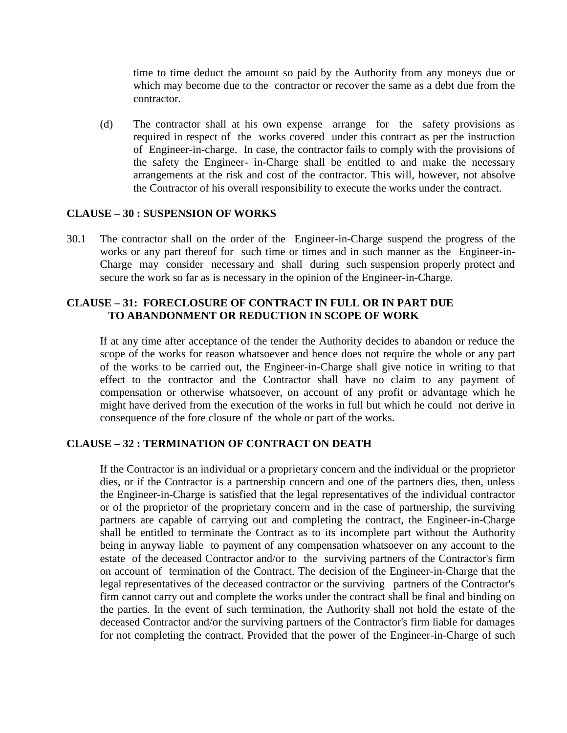time to time deduct the amount so paid by the Authority from any moneys due or which may become due to the contractor or recover the same as a debt due from the contractor.

(d) The contractor shall at his own expense arrange for the safety provisions as required in respect of the works covered under this contract as per the instruction of Engineer-in-charge. In case, the contractor fails to comply with the provisions of the safety the Engineer- in-Charge shall be entitled to and make the necessary arrangements at the risk and cost of the contractor. This will, however, not absolve the Contractor of his overall responsibility to execute the works under the contract.

**CLAUSE – 30 : SUSPENSION OF WORKS**

30.1 The contractor shall on the order of the Engineer-in-Charge suspend the progress of the works or any part thereof for such time or times and in such manner as the Engineer-in-Charge may consider necessary and shall during such suspension properly protect and secure the work so far as is necessary in the opinion of the Engineer-in-Charge.

**CLAUSE – 31: FORECLOSURE OF CONTRACT IN FULL OR IN PART DUE TO ABANDONMENT OR REDUCTION IN SCOPE OF WORK**

If at any time after acceptance of the tender the Authority decides to abandon or reduce the scope of the works for reason whatsoever and hence does not require the whole or any part of the works to be carried out, the Engineer-in-Charge shall give notice in writing to that effect to the contractor and the Contractor shall have no claim to any payment of compensation or otherwise whatsoever, on account of any profit or advantage which he might have derived from the execution of the works in full but which he could not derive in consequence of the fore closure of the whole or part of the works.

**CLAUSE – 32 : TERMINATION OF CONTRACT ON DEATH**

If the Contractor is an individual or a proprietary concern and the individual or the proprietor dies, or if the Contractor is a partnership concern and one of the partners dies, then, unless the Engineer-in-Charge is satisfied that the legal representatives of the individual contractor or of the proprietor of the proprietary concern and in the case of partnership, the surviving partners are capable of carrying out and completing the contract, the Engineer-in-Charge shall be entitled to terminate the Contract as to its incomplete part without the Authority being in anyway liable to payment of any compensation whatsoever on any account to the estate of the deceased Contractor and/or to the surviving partners of the Contractor's firm on account of termination of the Contract. The decision of the Engineer-in-Charge that the legal representatives of the deceased contractor or the surviving partners of the Contractor's firm cannot carry out and complete the works under the contract shall be final and binding on the parties. In the event of such termination, the Authority shall not hold the estate of the deceased Contractor and/or the surviving partners of the Contractor's firm liable for damages for not completing the contract. Provided that the power of the Engineer-in-Charge of such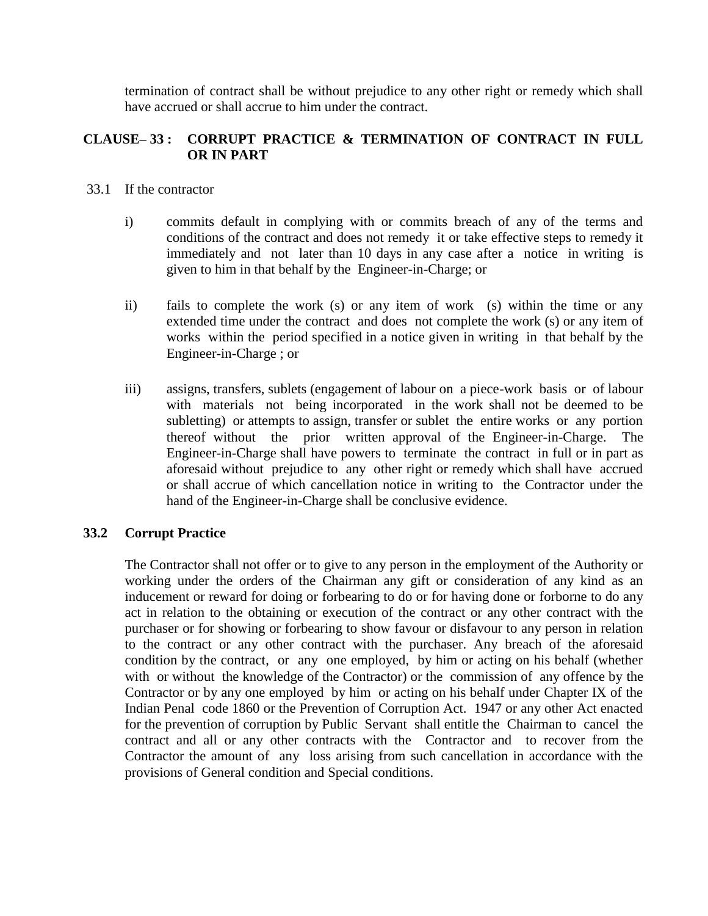termination of contract shall be without prejudice to any other right or remedy which shall have accrued or shall accrue to him under the contract.

## CLAUSE– 33 : CORRUPT PRACTICE & TERMINATION OF CONTRACT IN FULL OR IN PART

33.1 If the contractor

i) commits default in complying with or commits breach of any of the terms and conditions of the contract and does not remedy it or take effective steps to remedy it immediately and not later than 10 days in any case after a notice in writing is given to him in that behalf by the Engineer-in-Charge; or

ii) fails to complete the work (s) or any item of work (s) within the time or any extended time under the contract and does not complete the work (s) or any item of works within the period specified in a notice given in writing in that behalf by the Engineer-in-Charge ; or

iii) assigns, transfers, sublets (engagement of labour on a piece-work basis or of labour with materials not being incorporated in the work shall not be deemed to be subletting) or attempts to assign, transfer or sublet the entire works or any portion thereof without the prior written approval of the Engineer-in-Charge. The Engineer-in-Charge shall have powers to terminate the contract in full or in part as aforesaid without prejudice to any other right or remedy which shall have accrued or shall accrue of which cancellation notice in writing to the Contractor under the hand of the Engineer-in-Charge shall be conclusive evidence.

### 33.2 Corrupt Practice

The Contractor shall not offer or to give to any person in the employment of the Authority or working under the orders of the Chairman any gift or consideration of any kind as an inducement or reward for doing or forbearing to do or for having done or forborne to do any act in relation to the obtaining or execution of the contract or any other contract with the purchaser or for showing or forbearing to show favour or disfavour to any person in relation to the contract or any other contract with the purchaser. Any breach of the aforesaid condition by the contract, or any one employed, by him or acting on his behalf (whether with or without the knowledge of the Contractor) or the commission of any offence by the Contractor or by any one employed by him or acting on his behalf under Chapter IX of the Indian Penal code 1860 or the Prevention of Corruption Act. 1947 or any other Act enacted for the prevention of corruption by Public Servant shall entitle the Chairman to cancel the contract and all or any other contracts with the Contractor and to recover from the Contractor the amount of any loss arising from such cancellation in accordance with the provisions of General condition and Special conditions.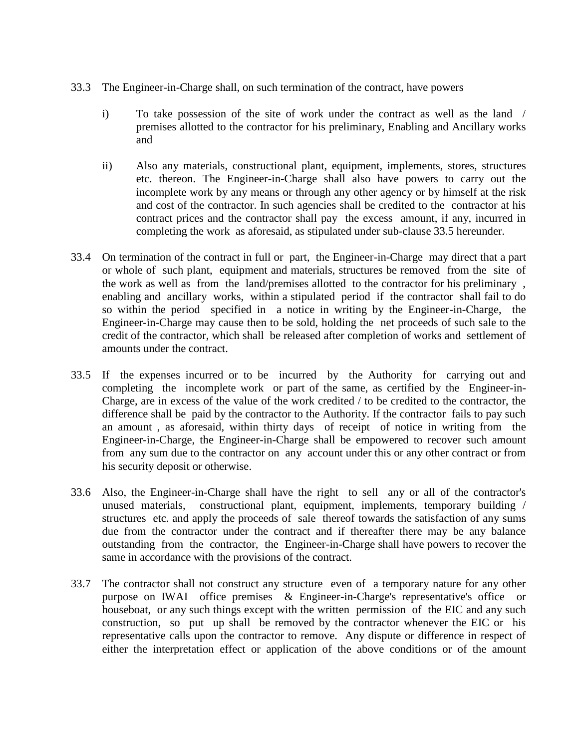33.3 The Engineer-in-Charge shall, on such termination of the contract, have powers

i) To take possession of the site of work under the contract as well as the land / premises allotted to the contractor for his preliminary, Enabling and Ancillary works and

ii) Also any materials, constructional plant, equipment, implements, stores, structures etc. thereon. The Engineer-in-Charge shall also have powers to carry out the incomplete work by any means or through any other agency or by himself at the risk and cost of the contractor. In such agencies shall be credited to the contractor at his contract prices and the contractor shall pay the excess amount, if any, incurred in completing the work as aforesaid, as stipulated under sub-clause 33.5 hereunder.

33.4 On termination of the contract in full or part, the Engineer-in-Charge may direct that a part or whole of such plant, equipment and materials, structures be removed from the site of the work as well as from the land/premises allotted to the contractor for his preliminary , enabling and ancillary works, within a stipulated period if the contractor shall fail to do so within the period specified in a notice in writing by the Engineer-in-Charge, the Engineer-in-Charge may cause then to be sold, holding the net proceeds of such sale to the credit of the contractor, which shall be released after completion of works and settlement of amounts under the contract.

33.5 If the expenses incurred or to be incurred by the Authority for carrying out and completing the incomplete work or part of the same, as certified by the Engineer-in-Charge, are in excess of the value of the work credited / to be credited to the contractor, the difference shall be paid by the contractor to the Authority. If the contractor fails to pay such an amount , as aforesaid, within thirty days of receipt of notice in writing from the Engineer-in-Charge, the Engineer-in-Charge shall be empowered to recover such amount from any sum due to the contractor on any account under this or any other contract or from his security deposit or otherwise.

33.6 Also, the Engineer-in-Charge shall have the right to sell any or all of the contractor's unused materials, constructional plant, equipment, implements, temporary building / structures etc. and apply the proceeds of sale thereof towards the satisfaction of any sums due from the contractor under the contract and if thereafter there may be any balance outstanding from the contractor, the Engineer-in-Charge shall have powers to recover the same in accordance with the provisions of the contract.

33.7 The contractor shall not construct any structure even of a temporary nature for any other purpose on IWAI office premises & Engineer-in-Charge's representative's office or houseboat, or any such things except with the written permission of the EIC and any such construction, so put up shall be removed by the contractor whenever the EIC or his representative calls upon the contractor to remove. Any dispute or difference in respect of either the interpretation effect or application of the above conditions or of the amount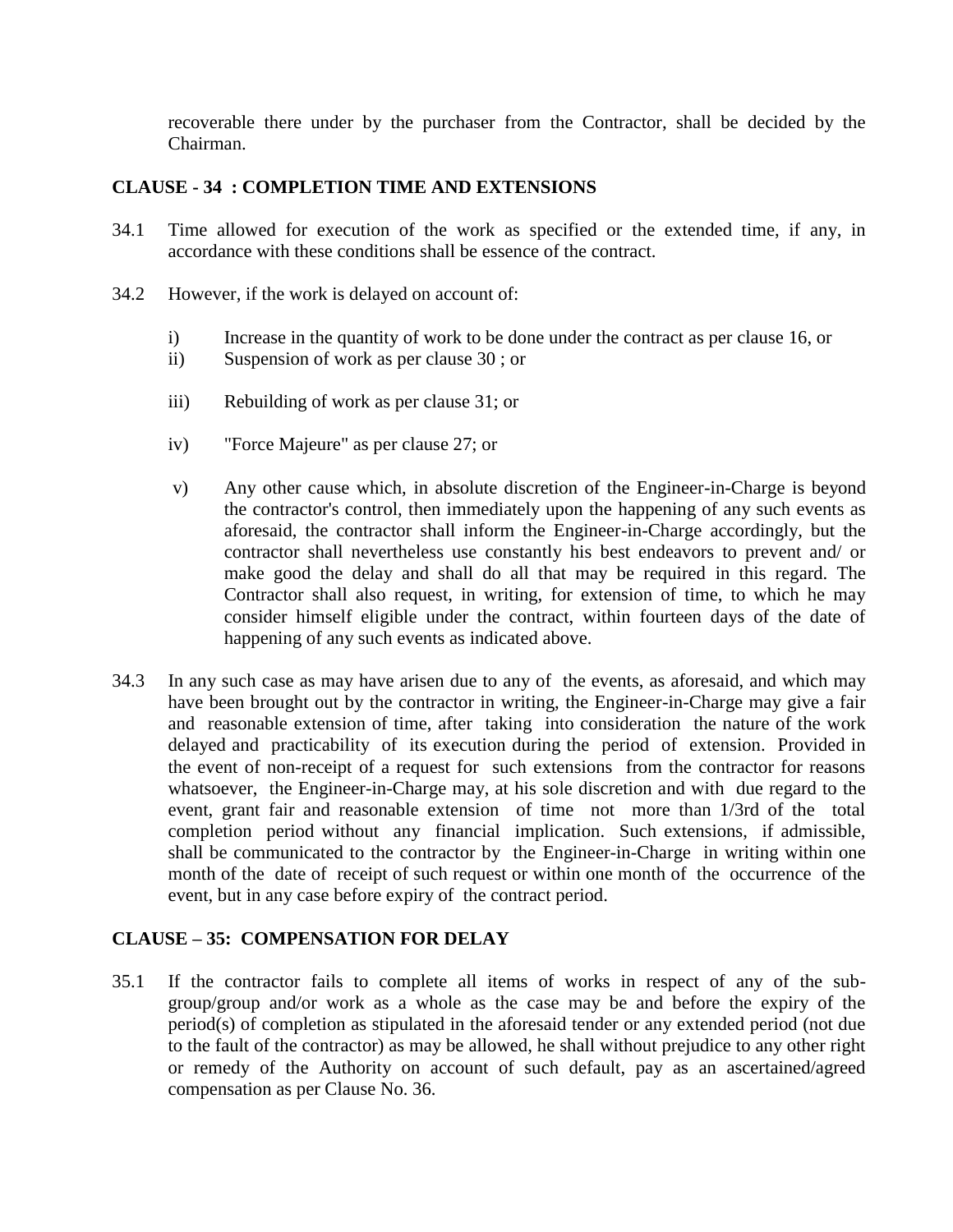recoverable there under by the purchaser from the Contractor, shall be decided by the Chairman.

**CLAUSE - 34 : COMPLETION TIME AND EXTENSIONS**

34.1 Time allowed for execution of the work as specified or the extended time, if any, in accordance with these conditions shall be essence of the contract.

34.2 However, if the work is delayed on account of:

i) Increase in the quantity of work to be done under the contract as per clause 16, or

ii) Suspension of work as per clause 30 ; or

iii) Rebuilding of work as per clause 31; or

iv) "Force Majeure" as per clause 27; or

v) Any other cause which, in absolute discretion of the Engineer-in-Charge is beyond the contractor's control, then immediately upon the happening of any such events as aforesaid, the contractor shall inform the Engineer-in-Charge accordingly, but the contractor shall nevertheless use constantly his best endeavors to prevent and/ or make good the delay and shall do all that may be required in this regard. The Contractor shall also request, in writing, for extension of time, to which he may consider himself eligible under the contract, within fourteen days of the date of happening of any such events as indicated above.

34.3 In any such case as may have arisen due to any of the events, as aforesaid, and which may have been brought out by the contractor in writing, the Engineer-in-Charge may give a fair and reasonable extension of time, after taking into consideration the nature of the work delayed and practicability of its execution during the period of extension. Provided in the event of non-receipt of a request for such extensions from the contractor for reasons whatsoever, the Engineer-in-Charge may, at his sole discretion and with due regard to the event, grant fair and reasonable extension of time not more than 1/3rd of the total completion period without any financial implication. Such extensions, if admissible, shall be communicated to the contractor by the Engineer-in-Charge in writing within one month of the date of receipt of such request or within one month of the occurrence of the event, but in any case before expiry of the contract period.

**CLAUSE – 35: COMPENSATION FOR DELAY**

35.1 If the contractor fails to complete all items of works in respect of any of the sub-group/group and/or work as a whole as the case may be and before the expiry of the period(s) of completion as stipulated in the aforesaid tender or any extended period (not due to the fault of the contractor) as may be allowed, he shall without prejudice to any other right or remedy of the Authority on account of such default, pay as an ascertained/agreed compensation as per Clause No. 36.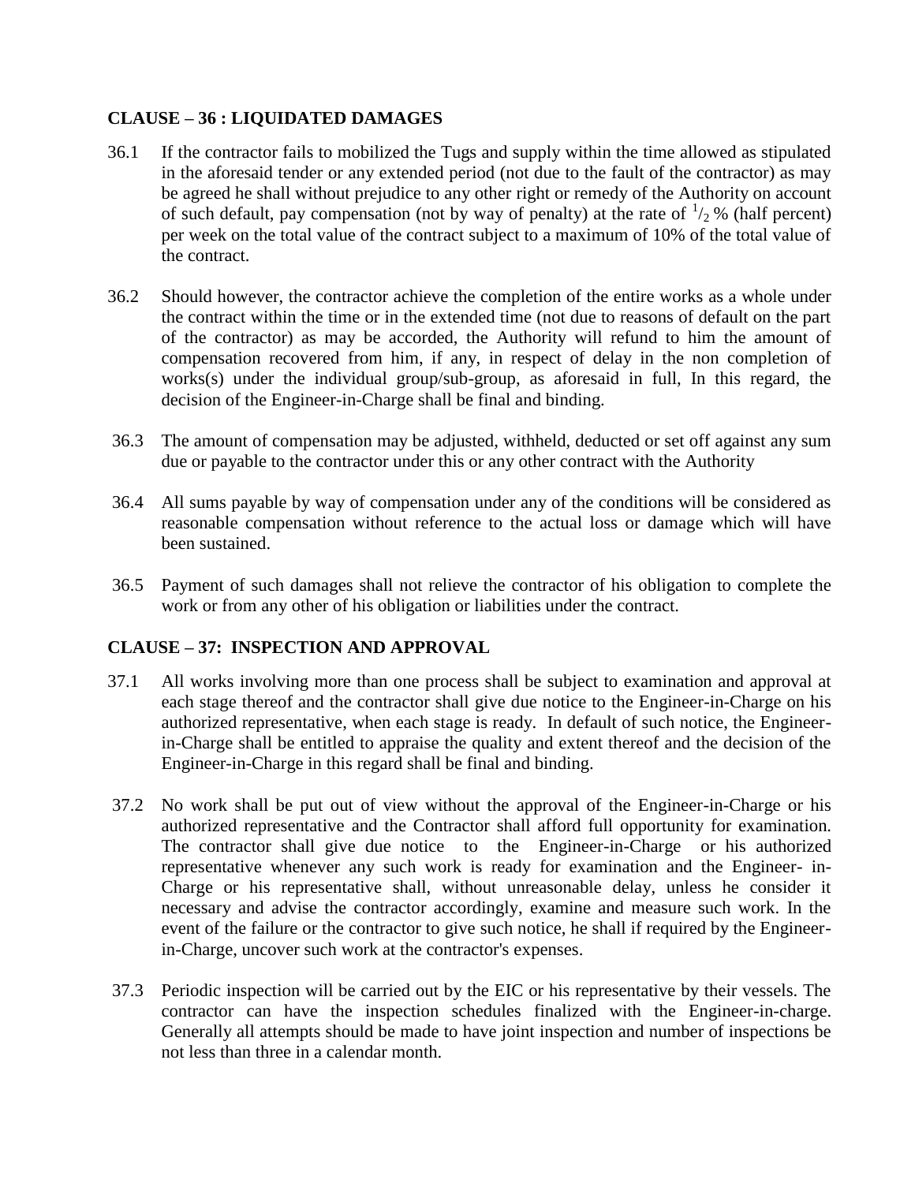## CLAUSE – 36 : LIQUIDATED DAMAGES

36.1 If the contractor fails to mobilized the Tugs and supply within the time allowed as stipulated in the aforesaid tender or any extended period (not due to the fault of the contractor) as may be agreed he shall without prejudice to any other right or remedy of the Authority on account of such default, pay compensation (not by way of penalty) at the rate of $^1/_2$ % (half percent) per week on the total value of the contract subject to a maximum of 10% of the total value of the contract.

36.2 Should however, the contractor achieve the completion of the entire works as a whole under the contract within the time or in the extended time (not due to reasons of default on the part of the contractor) as may be accorded, the Authority will refund to him the amount of compensation recovered from him, if any, in respect of delay in the non completion of works(s) under the individual group/sub-group, as aforesaid in full, In this regard, the decision of the Engineer-in-Charge shall be final and binding.

36.3 The amount of compensation may be adjusted, withheld, deducted or set off against any sum due or payable to the contractor under this or any other contract with the Authority

36.4 All sums payable by way of compensation under any of the conditions will be considered as reasonable compensation without reference to the actual loss or damage which will have been sustained.

36.5 Payment of such damages shall not relieve the contractor of his obligation to complete the work or from any other of his obligation or liabilities under the contract.

## CLAUSE – 37: INSPECTION AND APPROVAL

37.1 All works involving more than one process shall be subject to examination and approval at each stage thereof and the contractor shall give due notice to the Engineer-in-Charge on his authorized representative, when each stage is ready. In default of such notice, the Engineer-in-Charge shall be entitled to appraise the quality and extent thereof and the decision of the Engineer-in-Charge in this regard shall be final and binding.

37.2 No work shall be put out of view without the approval of the Engineer-in-Charge or his authorized representative and the Contractor shall afford full opportunity for examination. The contractor shall give due notice to the Engineer-in-Charge or his authorized representative whenever any such work is ready for examination and the Engineer- in-Charge or his representative shall, without unreasonable delay, unless he consider it necessary and advise the contractor accordingly, examine and measure such work. In the event of the failure or the contractor to give such notice, he shall if required by the Engineer-in-Charge, uncover such work at the contractor's expenses.

37.3 Periodic inspection will be carried out by the EIC or his representative by their vessels. The contractor can have the inspection schedules finalized with the Engineer-in-charge. Generally all attempts should be made to have joint inspection and number of inspections be not less than three in a calendar month.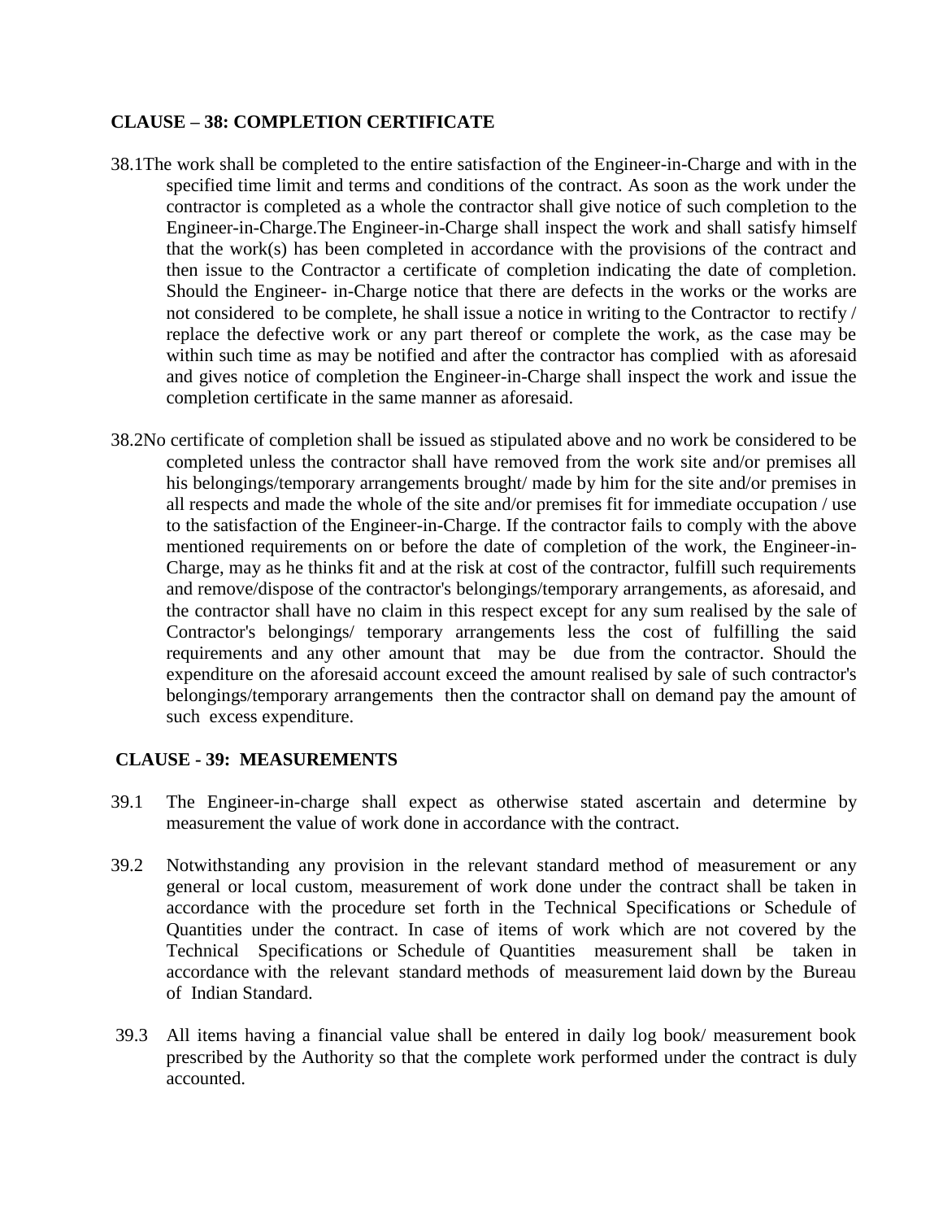**CLAUSE – 38: COMPLETION CERTIFICATE**

38.1The work shall be completed to the entire satisfaction of the Engineer-in-Charge and with in the specified time limit and terms and conditions of the contract. As soon as the work under the contractor is completed as a whole the contractor shall give notice of such completion to the Engineer-in-Charge.The Engineer-in-Charge shall inspect the work and shall satisfy himself that the work(s) has been completed in accordance with the provisions of the contract and then issue to the Contractor a certificate of completion indicating the date of completion. Should the Engineer- in-Charge notice that there are defects in the works or the works are not considered to be complete, he shall issue a notice in writing to the Contractor to rectify / replace the defective work or any part thereof or complete the work, as the case may be within such time as may be notified and after the contractor has complied with as aforesaid and gives notice of completion the Engineer-in-Charge shall inspect the work and issue the completion certificate in the same manner as aforesaid.

38.2No certificate of completion shall be issued as stipulated above and no work be considered to be completed unless the contractor shall have removed from the work site and/or premises all his belongings/temporary arrangements brought/ made by him for the site and/or premises in all respects and made the whole of the site and/or premises fit for immediate occupation / use to the satisfaction of the Engineer-in-Charge. If the contractor fails to comply with the above mentioned requirements on or before the date of completion of the work, the Engineer-in-Charge, may as he thinks fit and at the risk at cost of the contractor, fulfill such requirements and remove/dispose of the contractor's belongings/temporary arrangements, as aforesaid, and the contractor shall have no claim in this respect except for any sum realised by the sale of Contractor's belongings/ temporary arrangements less the cost of fulfilling the said requirements and any other amount that may be due from the contractor. Should the expenditure on the aforesaid account exceed the amount realised by sale of such contractor's belongings/temporary arrangements then the contractor shall on demand pay the amount of such excess expenditure.

**CLAUSE - 39: MEASUREMENTS**

39.1 The Engineer-in-charge shall expect as otherwise stated ascertain and determine by measurement the value of work done in accordance with the contract.

39.2 Notwithstanding any provision in the relevant standard method of measurement or any general or local custom, measurement of work done under the contract shall be taken in accordance with the procedure set forth in the Technical Specifications or Schedule of Quantities under the contract. In case of items of work which are not covered by the Technical Specifications or Schedule of Quantities measurement shall be taken in accordance with the relevant standard methods of measurement laid down by the Bureau of Indian Standard.

39.3 All items having a financial value shall be entered in daily log book/ measurement book prescribed by the Authority so that the complete work performed under the contract is duly accounted.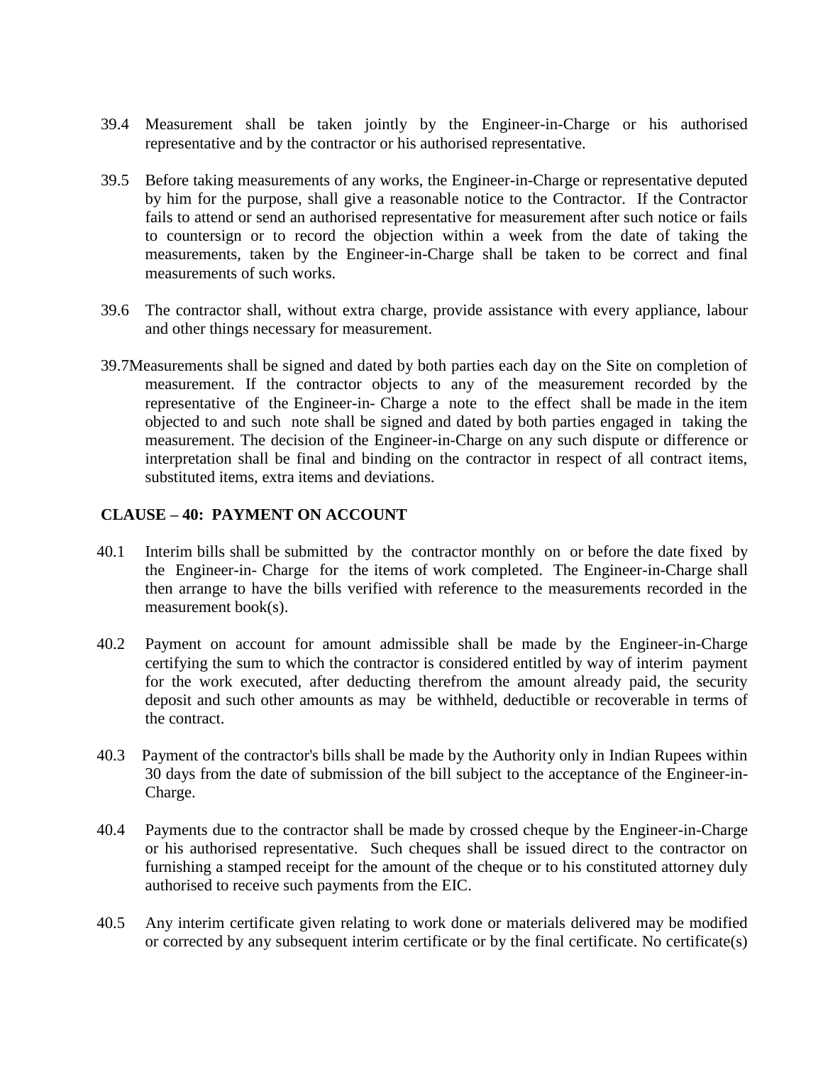39.4 Measurement shall be taken jointly by the Engineer-in-Charge or his authorised representative and by the contractor or his authorised representative.

39.5 Before taking measurements of any works, the Engineer-in-Charge or representative deputed by him for the purpose, shall give a reasonable notice to the Contractor. If the Contractor fails to attend or send an authorised representative for measurement after such notice or fails to countersign or to record the objection within a week from the date of taking the measurements, taken by the Engineer-in-Charge shall be taken to be correct and final measurements of such works.

39.6 The contractor shall, without extra charge, provide assistance with every appliance, labour and other things necessary for measurement.

39.7Measurements shall be signed and dated by both parties each day on the Site on completion of measurement. If the contractor objects to any of the measurement recorded by the representative of the Engineer-in- Charge a note to the effect shall be made in the item objected to and such note shall be signed and dated by both parties engaged in taking the measurement. The decision of the Engineer-in-Charge on any such dispute or difference or interpretation shall be final and binding on the contractor in respect of all contract items, substituted items, extra items and deviations.

**CLAUSE – 40: PAYMENT ON ACCOUNT**

40.1 Interim bills shall be submitted by the contractor monthly on or before the date fixed by the Engineer-in- Charge for the items of work completed. The Engineer-in-Charge shall then arrange to have the bills verified with reference to the measurements recorded in the measurement book(s).

40.2 Payment on account for amount admissible shall be made by the Engineer-in-Charge certifying the sum to which the contractor is considered entitled by way of interim payment for the work executed, after deducting therefrom the amount already paid, the security deposit and such other amounts as may be withheld, deductible or recoverable in terms of the contract.

40.3 Payment of the contractor's bills shall be made by the Authority only in Indian Rupees within 30 days from the date of submission of the bill subject to the acceptance of the Engineer-in-Charge.

40.4 Payments due to the contractor shall be made by crossed cheque by the Engineer-in-Charge or his authorised representative. Such cheques shall be issued direct to the contractor on furnishing a stamped receipt for the amount of the cheque or to his constituted attorney duly authorised to receive such payments from the EIC.

40.5 Any interim certificate given relating to work done or materials delivered may be modified or corrected by any subsequent interim certificate or by the final certificate. No certificate(s)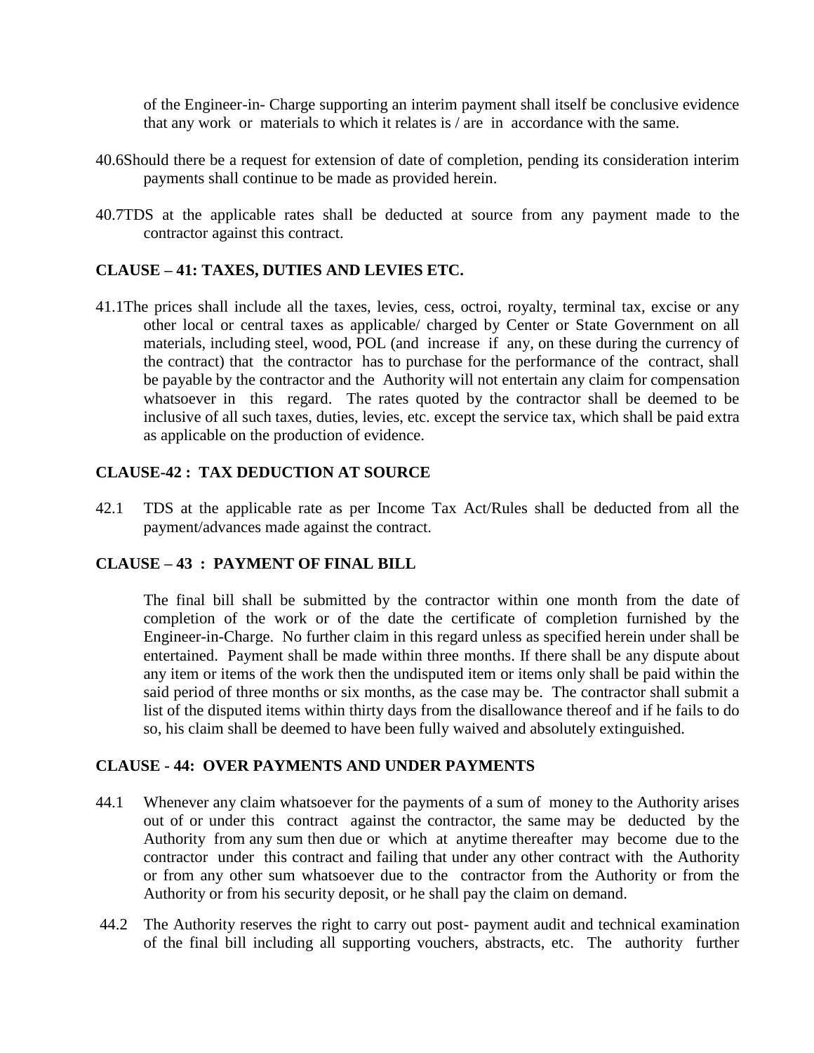of the Engineer-in- Charge supporting an interim payment shall itself be conclusive evidence that any work or materials to which it relates is / are in accordance with the same.

40.6 Should there be a request for extension of date of completion, pending its consideration interim payments shall continue to be made as provided herein.

40.7 TDS at the applicable rates shall be deducted at source from any payment made to the contractor against this contract.

**CLAUSE – 41: TAXES, DUTIES AND LEVIES ETC.**

41.1 The prices shall include all the taxes, levies, cess, octroi, royalty, terminal tax, excise or any other local or central taxes as applicable/ charged by Center or State Government on all materials, including steel, wood, POL (and increase if any, on these during the currency of the contract) that the contractor has to purchase for the performance of the contract, shall be payable by the contractor and the Authority will not entertain any claim for compensation whatsoever in this regard. The rates quoted by the contractor shall be deemed to be inclusive of all such taxes, duties, levies, etc. except the service tax, which shall be paid extra as applicable on the production of evidence.

**CLAUSE-42 : TAX DEDUCTION AT SOURCE**

42.1 TDS at the applicable rate as per Income Tax Act/Rules shall be deducted from all the payment/advances made against the contract.

**CLAUSE – 43 : PAYMENT OF FINAL BILL**

The final bill shall be submitted by the contractor within one month from the date of completion of the work or of the date the certificate of completion furnished by the Engineer-in-Charge. No further claim in this regard unless as specified herein under shall be entertained. Payment shall be made within three months. If there shall be any dispute about any item or items of the work then the undisputed item or items only shall be paid within the said period of three months or six months, as the case may be. The contractor shall submit a list of the disputed items within thirty days from the disallowance thereof and if he fails to do so, his claim shall be deemed to have been fully waived and absolutely extinguished.

**CLAUSE - 44: OVER PAYMENTS AND UNDER PAYMENTS**

44.1 Whenever any claim whatsoever for the payments of a sum of money to the Authority arises out of or under this contract against the contractor, the same may be deducted by the Authority from any sum then due or which at anytime thereafter may become due to the contractor under this contract and failing that under any other contract with the Authority or from any other sum whatsoever due to the contractor from the Authority or from the Authority or from his security deposit, or he shall pay the claim on demand.

44.2 The Authority reserves the right to carry out post- payment audit and technical examination of the final bill including all supporting vouchers, abstracts, etc. The authority further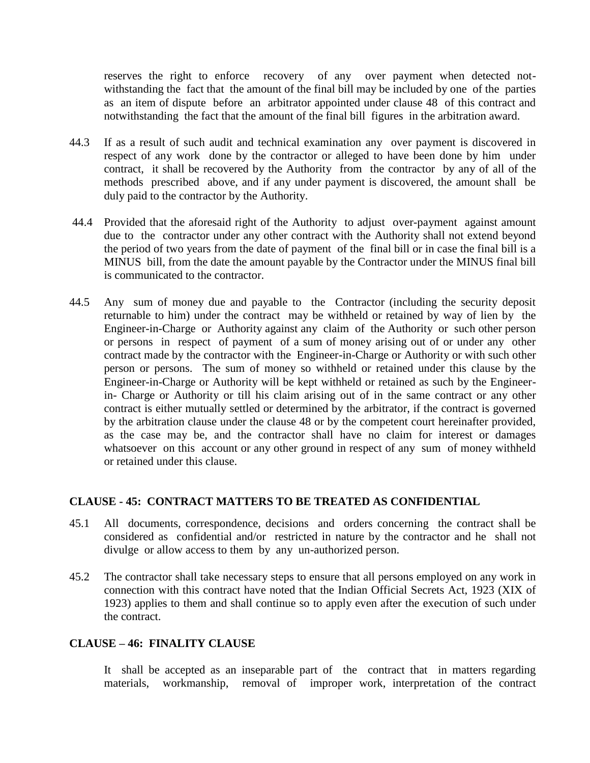reserves the right to enforce recovery of any over payment when detected notwithstanding the fact that the amount of the final bill may be included by one of the parties as an item of dispute before an arbitrator appointed under clause 48 of this contract and notwithstanding the fact that the amount of the final bill figures in the arbitration award.

44.3 If as a result of such audit and technical examination any over payment is discovered in respect of any work done by the contractor or alleged to have been done by him under contract, it shall be recovered by the Authority from the contractor by any of all of the methods prescribed above, and if any under payment is discovered, the amount shall be duly paid to the contractor by the Authority.

44.4 Provided that the aforesaid right of the Authority to adjust over-payment against amount due to the contractor under any other contract with the Authority shall not extend beyond the period of two years from the date of payment of the final bill or in case the final bill is a MINUS bill, from the date the amount payable by the Contractor under the MINUS final bill is communicated to the contractor.

44.5 Any sum of money due and payable to the Contractor (including the security deposit returnable to him) under the contract may be withheld or retained by way of lien by the Engineer-in-Charge or Authority against any claim of the Authority or such other person or persons in respect of payment of a sum of money arising out of or under any other contract made by the contractor with the Engineer-in-Charge or Authority or with such other person or persons. The sum of money so withheld or retained under this clause by the Engineer-in-Charge or Authority will be kept withheld or retained as such by the Engineer-in- Charge or Authority or till his claim arising out of in the same contract or any other contract is either mutually settled or determined by the arbitrator, if the contract is governed by the arbitration clause under the clause 48 or by the competent court hereinafter provided, as the case may be, and the contractor shall have no claim for interest or damages whatsoever on this account or any other ground in respect of any sum of money withheld or retained under this clause.

### CLAUSE - 45: CONTRACT MATTERS TO BE TREATED AS CONFIDENTIAL

45.1 All documents, correspondence, decisions and orders concerning the contract shall be considered as confidential and/or restricted in nature by the contractor and he shall not divulge or allow access to them by any un-authorized person.

45.2 The contractor shall take necessary steps to ensure that all persons employed on any work in connection with this contract have noted that the Indian Official Secrets Act, 1923 (XIX of 1923) applies to them and shall continue so to apply even after the execution of such under the contract.

### CLAUSE – 46: FINALITY CLAUSE

It shall be accepted as an inseparable part of the contract that in matters regarding materials, workmanship, removal of improper work, interpretation of the contract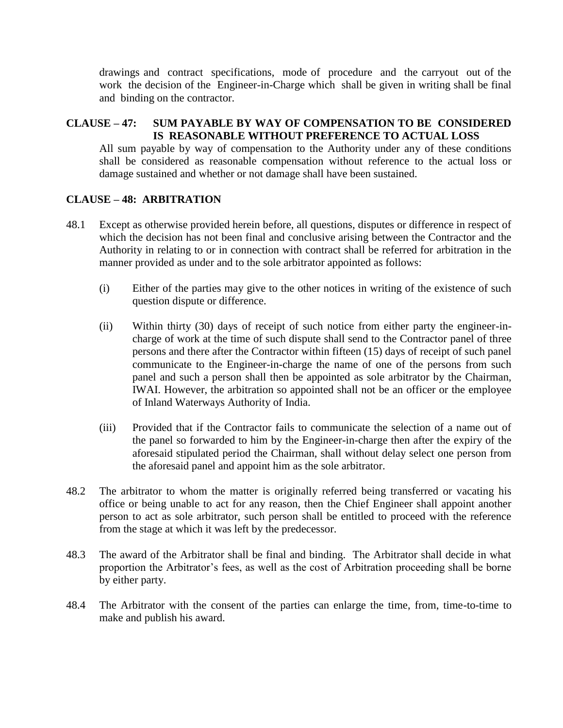drawings and contract specifications, mode of procedure and the carryout out of the work the decision of the Engineer-in-Charge which shall be given in writing shall be final and binding on the contractor.

## CLAUSE – 47: SUM PAYABLE BY WAY OF COMPENSATION TO BE CONSIDERED IS REASONABLE WITHOUT PREFERENCE TO ACTUAL LOSS

All sum payable by way of compensation to the Authority under any of these conditions shall be considered as reasonable compensation without reference to the actual loss or damage sustained and whether or not damage shall have been sustained.

## CLAUSE – 48: ARBITRATION

48.1 Except as otherwise provided herein before, all questions, disputes or difference in respect of which the decision has not been final and conclusive arising between the Contractor and the Authority in relating to or in connection with contract shall be referred for arbitration in the manner provided as under and to the sole arbitrator appointed as follows:

(i) Either of the parties may give to the other notices in writing of the existence of such question dispute or difference.

(ii) Within thirty (30) days of receipt of such notice from either party the engineer-in-charge of work at the time of such dispute shall send to the Contractor panel of three persons and there after the Contractor within fifteen (15) days of receipt of such panel communicate to the Engineer-in-charge the name of one of the persons from such panel and such a person shall then be appointed as sole arbitrator by the Chairman, IWAI. However, the arbitration so appointed shall not be an officer or the employee of Inland Waterways Authority of India.

(iii) Provided that if the Contractor fails to communicate the selection of a name out of the panel so forwarded to him by the Engineer-in-charge then after the expiry of the aforesaid stipulated period the Chairman, shall without delay select one person from the aforesaid panel and appoint him as the sole arbitrator.

48.2 The arbitrator to whom the matter is originally referred being transferred or vacating his office or being unable to act for any reason, then the Chief Engineer shall appoint another person to act as sole arbitrator, such person shall be entitled to proceed with the reference from the stage at which it was left by the predecessor.

48.3 The award of the Arbitrator shall be final and binding. The Arbitrator shall decide in what proportion the Arbitrator's fees, as well as the cost of Arbitration proceeding shall be borne by either party.

48.4 The Arbitrator with the consent of the parties can enlarge the time, from, time-to-time to make and publish his award.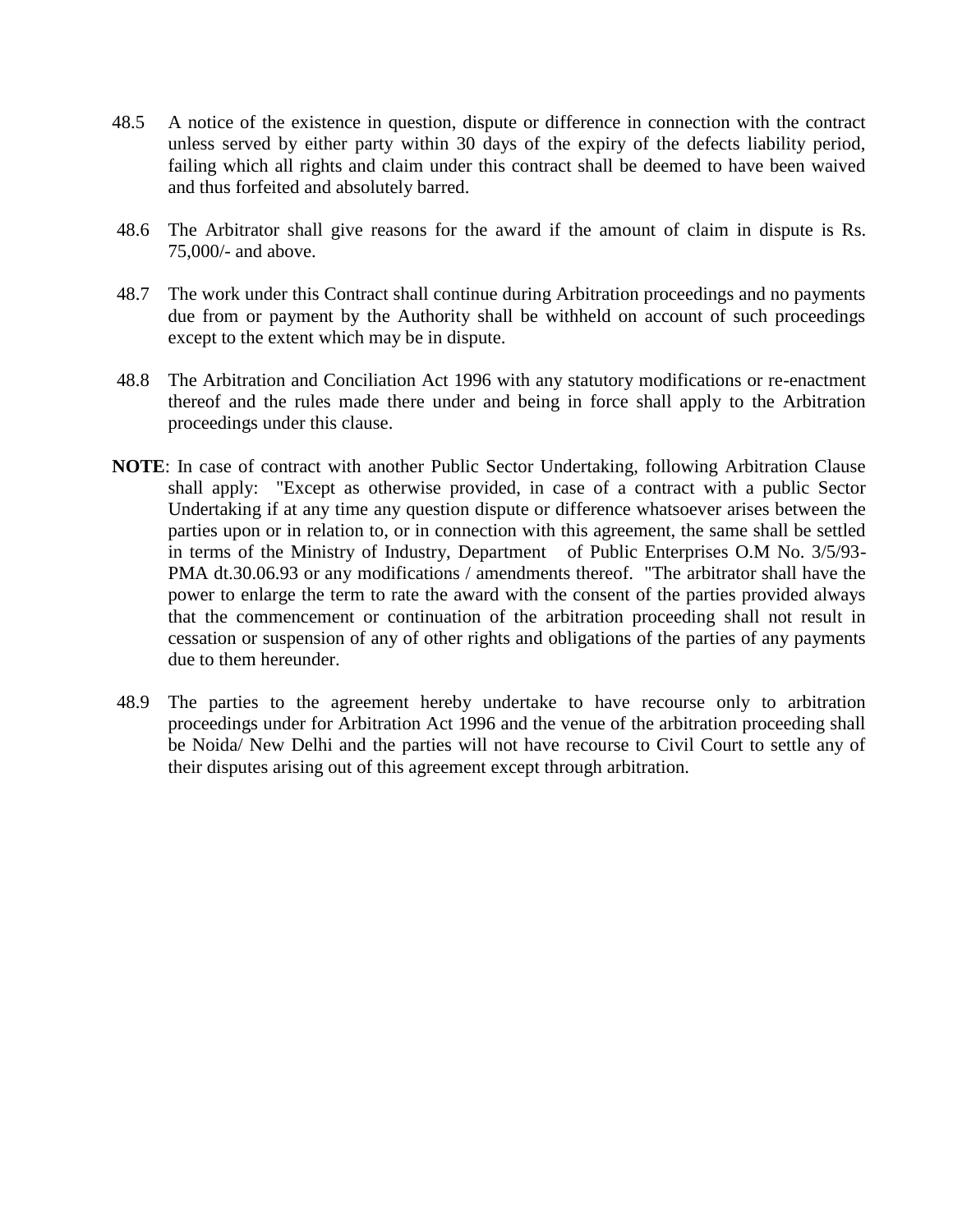48.5 A notice of the existence in question, dispute or difference in connection with the contract unless served by either party within 30 days of the expiry of the defects liability period, failing which all rights and claim under this contract shall be deemed to have been waived and thus forfeited and absolutely barred.

48.6 The Arbitrator shall give reasons for the award if the amount of claim in dispute is Rs. 75,000/- and above.

48.7 The work under this Contract shall continue during Arbitration proceedings and no payments due from or payment by the Authority shall be withheld on account of such proceedings except to the extent which may be in dispute.

48.8 The Arbitration and Conciliation Act 1996 with any statutory modifications or re-enactment thereof and the rules made there under and being in force shall apply to the Arbitration proceedings under this clause.

**NOTE**: In case of contract with another Public Sector Undertaking, following Arbitration Clause shall apply: "Except as otherwise provided, in case of a contract with a public Sector Undertaking if at any time any question dispute or difference whatsoever arises between the parties upon or in relation to, or in connection with this agreement, the same shall be settled in terms of the Ministry of Industry, Department of Public Enterprises O.M No. 3/5/93-PMA dt.30.06.93 or any modifications / amendments thereof. "The arbitrator shall have the power to enlarge the term to rate the award with the consent of the parties provided always that the commencement or continuation of the arbitration proceeding shall not result in cessation or suspension of any of other rights and obligations of the parties of any payments due to them hereunder.

48.9 The parties to the agreement hereby undertake to have recourse only to arbitration proceedings under for Arbitration Act 1996 and the venue of the arbitration proceeding shall be Noida/ New Delhi and the parties will not have recourse to Civil Court to settle any of their disputes arising out of this agreement except through arbitration.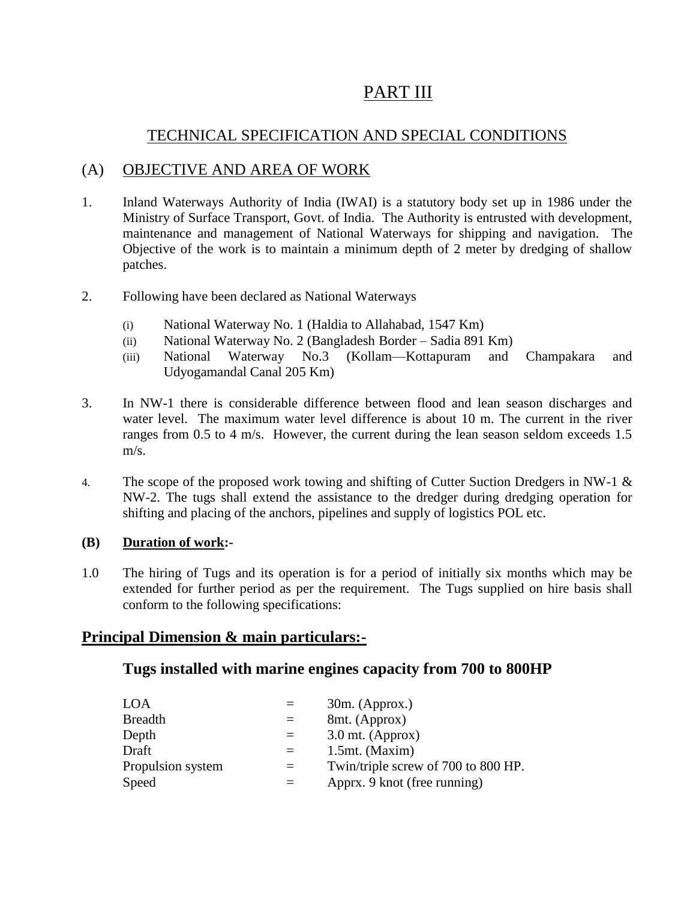# PART III

## TECHNICAL SPECIFICATION AND SPECIAL CONDITIONS

## (A) OBJECTIVE AND AREA OF WORK

1. Inland Waterways Authority of India (IWAI) is a statutory body set up in 1986 under the Ministry of Surface Transport, Govt. of India. The Authority is entrusted with development, maintenance and management of National Waterways for shipping and navigation. The Objective of the work is to maintain a minimum depth of 2 meter by dredging of shallow patches.

2. Following have been declared as National Waterways

   (i) National Waterway No. 1 (Haldia to Allahabad, 1547 Km)
   (ii) National Waterway No. 2 (Bangladesh Border – Sadia 891 Km)
   (iii) National Waterway No.3 (Kollam—Kottapuram and Champakara and Udyogamandal Canal 205 Km)

3. In NW-1 there is considerable difference between flood and lean season discharges and water level. The maximum water level difference is about 10 m. The current in the river ranges from 0.5 to 4 m/s. However, the current during the lean season seldom exceeds 1.5 m/s.

4. The scope of the proposed work towing and shifting of Cutter Suction Dredgers in NW-1 & NW-2. The tugs shall extend the assistance to the dredger during dredging operation for shifting and placing of the anchors, pipelines and supply of logistics POL etc.

**(B) Duration of work:-**

1.0 The hiring of Tugs and its operation is for a period of initially six months which may be extended for further period as per the requirement. The Tugs supplied on hire basis shall conform to the following specifications:

## Principal Dimension & main particulars:-

### Tugs installed with marine engines capacity from 700 to 800HP

| | | |
|---|---|---|
| LOA | = | 30m. (Approx.) |
| Breadth | = | 8mt. (Approx) |
| Depth | = | 3.0 mt. (Approx) |
| Draft | = | 1.5mt. (Maxim) |
| Propulsion system | = | Twin/triple screw of 700 to 800 HP. |
| Speed | = | Apprx. 9 knot (free running) |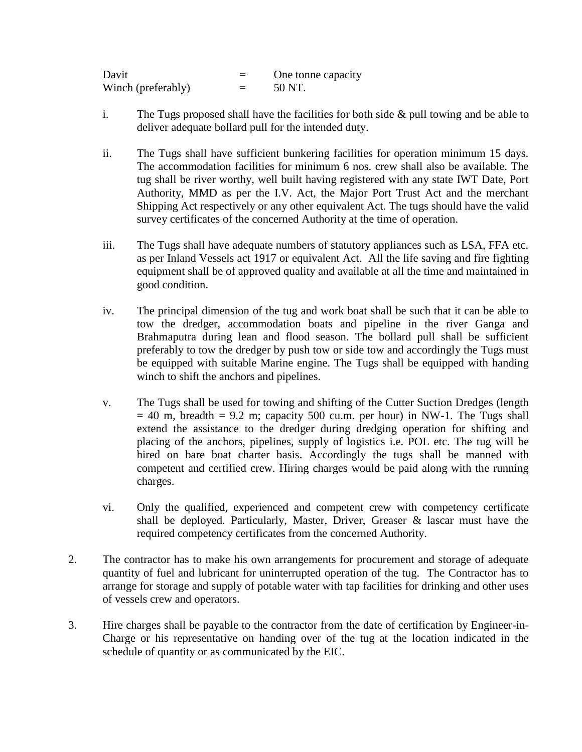| | | |
|---|---|---|
| Davit | = | One tonne capacity |
| Winch (preferably) | = | 50 NT. |

i. The Tugs proposed shall have the facilities for both side & pull towing and be able to deliver adequate bollard pull for the intended duty.

ii. The Tugs shall have sufficient bunkering facilities for operation minimum 15 days. The accommodation facilities for minimum 6 nos. crew shall also be available. The tug shall be river worthy, well built having registered with any state IWT Date, Port Authority, MMD as per the I.V. Act, the Major Port Trust Act and the merchant Shipping Act respectively or any other equivalent Act. The tugs should have the valid survey certificates of the concerned Authority at the time of operation.

iii. The Tugs shall have adequate numbers of statutory appliances such as LSA, FFA etc. as per Inland Vessels act 1917 or equivalent Act. All the life saving and fire fighting equipment shall be of approved quality and available at all the time and maintained in good condition.

iv. The principal dimension of the tug and work boat shall be such that it can be able to tow the dredger, accommodation boats and pipeline in the river Ganga and Brahmaputra during lean and flood season. The bollard pull shall be sufficient preferably to tow the dredger by push tow or side tow and accordingly the Tugs must be equipped with suitable Marine engine. The Tugs shall be equipped with handing winch to shift the anchors and pipelines.

v. The Tugs shall be used for towing and shifting of the Cutter Suction Dredges (length = 40 m, breadth = 9.2 m; capacity 500 cu.m. per hour) in NW-1. The Tugs shall extend the assistance to the dredger during dredging operation for shifting and placing of the anchors, pipelines, supply of logistics i.e. POL etc. The tug will be hired on bare boat charter basis. Accordingly the tugs shall be manned with competent and certified crew. Hiring charges would be paid along with the running charges.

vi. Only the qualified, experienced and competent crew with competency certificate shall be deployed. Particularly, Master, Driver, Greaser & lascar must have the required competency certificates from the concerned Authority.

2. The contractor has to make his own arrangements for procurement and storage of adequate quantity of fuel and lubricant for uninterrupted operation of the tug. The Contractor has to arrange for storage and supply of potable water with tap facilities for drinking and other uses of vessels crew and operators.

3. Hire charges shall be payable to the contractor from the date of certification by Engineer-in-Charge or his representative on handing over of the tug at the location indicated in the schedule of quantity or as communicated by the EIC.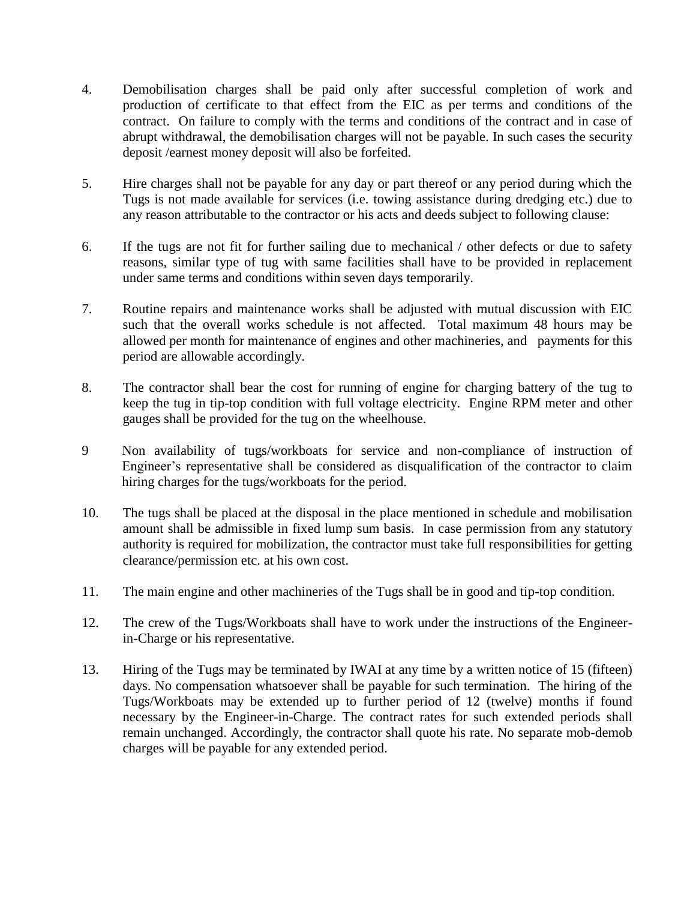4. Demobilisation charges shall be paid only after successful completion of work and production of certificate to that effect from the EIC as per terms and conditions of the contract. On failure to comply with the terms and conditions of the contract and in case of abrupt withdrawal, the demobilisation charges will not be payable. In such cases the security deposit /earnest money deposit will also be forfeited.

5. Hire charges shall not be payable for any day or part thereof or any period during which the Tugs is not made available for services (i.e. towing assistance during dredging etc.) due to any reason attributable to the contractor or his acts and deeds subject to following clause:

6. If the tugs are not fit for further sailing due to mechanical / other defects or due to safety reasons, similar type of tug with same facilities shall have to be provided in replacement under same terms and conditions within seven days temporarily.

7. Routine repairs and maintenance works shall be adjusted with mutual discussion with EIC such that the overall works schedule is not affected. Total maximum 48 hours may be allowed per month for maintenance of engines and other machineries, and payments for this period are allowable accordingly.

8. The contractor shall bear the cost for running of engine for charging battery of the tug to keep the tug in tip-top condition with full voltage electricity. Engine RPM meter and other gauges shall be provided for the tug on the wheelhouse.

9 Non availability of tugs/workboats for service and non-compliance of instruction of Engineer's representative shall be considered as disqualification of the contractor to claim hiring charges for the tugs/workboats for the period.

10. The tugs shall be placed at the disposal in the place mentioned in schedule and mobilisation amount shall be admissible in fixed lump sum basis. In case permission from any statutory authority is required for mobilization, the contractor must take full responsibilities for getting clearance/permission etc. at his own cost.

11. The main engine and other machineries of the Tugs shall be in good and tip-top condition.

12. The crew of the Tugs/Workboats shall have to work under the instructions of the Engineer-in-Charge or his representative.

13. Hiring of the Tugs may be terminated by IWAI at any time by a written notice of 15 (fifteen) days. No compensation whatsoever shall be payable for such termination. The hiring of the Tugs/Workboats may be extended up to further period of 12 (twelve) months if found necessary by the Engineer-in-Charge. The contract rates for such extended periods shall remain unchanged. Accordingly, the contractor shall quote his rate. No separate mob-demob charges will be payable for any extended period.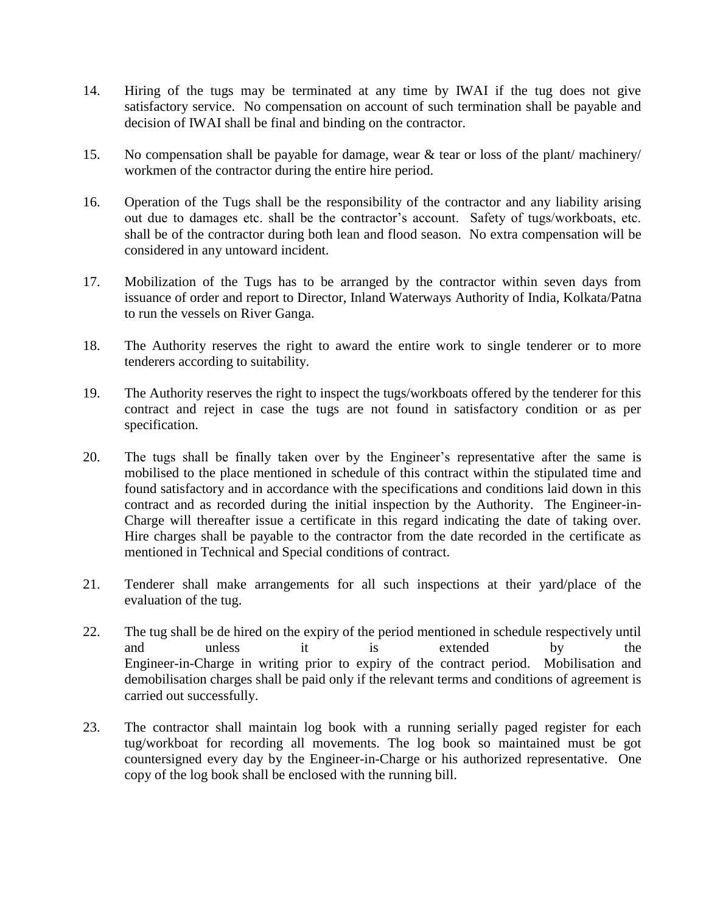14. Hiring of the tugs may be terminated at any time by IWAI if the tug does not give satisfactory service. No compensation on account of such termination shall be payable and decision of IWAI shall be final and binding on the contractor.

15. No compensation shall be payable for damage, wear & tear or loss of the plant/ machinery/ workmen of the contractor during the entire hire period.

16. Operation of the Tugs shall be the responsibility of the contractor and any liability arising out due to damages etc. shall be the contractor's account. Safety of tugs/workboats, etc. shall be of the contractor during both lean and flood season. No extra compensation will be considered in any untoward incident.

17. Mobilization of the Tugs has to be arranged by the contractor within seven days from issuance of order and report to Director, Inland Waterways Authority of India, Kolkata/Patna to run the vessels on River Ganga.

18. The Authority reserves the right to award the entire work to single tenderer or to more tenderers according to suitability.

19. The Authority reserves the right to inspect the tugs/workboats offered by the tenderer for this contract and reject in case the tugs are not found in satisfactory condition or as per specification.

20. The tugs shall be finally taken over by the Engineer's representative after the same is mobilised to the place mentioned in schedule of this contract within the stipulated time and found satisfactory and in accordance with the specifications and conditions laid down in this contract and as recorded during the initial inspection by the Authority. The Engineer-in-Charge will thereafter issue a certificate in this regard indicating the date of taking over. Hire charges shall be payable to the contractor from the date recorded in the certificate as mentioned in Technical and Special conditions of contract.

21. Tenderer shall make arrangements for all such inspections at their yard/place of the evaluation of the tug.

22. The tug shall be de hired on the expiry of the period mentioned in schedule respectively until and unless it is extended by the Engineer-in-Charge in writing prior to expiry of the contract period. Mobilisation and demobilisation charges shall be paid only if the relevant terms and conditions of agreement is carried out successfully.

23. The contractor shall maintain log book with a running serially paged register for each tug/workboat for recording all movements. The log book so maintained must be got countersigned every day by the Engineer-in-Charge or his authorized representative. One copy of the log book shall be enclosed with the running bill.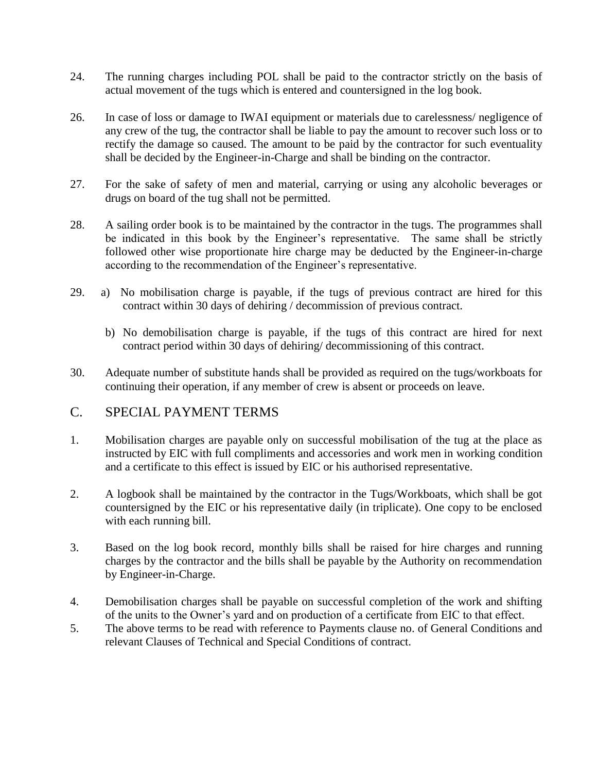24. The running charges including POL shall be paid to the contractor strictly on the basis of actual movement of the tugs which is entered and countersigned in the log book.

26. In case of loss or damage to IWAI equipment or materials due to carelessness/ negligence of any crew of the tug, the contractor shall be liable to pay the amount to recover such loss or to rectify the damage so caused. The amount to be paid by the contractor for such eventuality shall be decided by the Engineer-in-Charge and shall be binding on the contractor.

27. For the sake of safety of men and material, carrying or using any alcoholic beverages or drugs on board of the tug shall not be permitted.

28. A sailing order book is to be maintained by the contractor in the tugs. The programmes shall be indicated in this book by the Engineer's representative. The same shall be strictly followed other wise proportionate hire charge may be deducted by the Engineer-in-charge according to the recommendation of the Engineer's representative.

29. a) No mobilisation charge is payable, if the tugs of previous contract are hired for this contract within 30 days of dehiring / decommission of previous contract.

    b) No demobilisation charge is payable, if the tugs of this contract are hired for next contract period within 30 days of dehiring/ decommissioning of this contract.

30. Adequate number of substitute hands shall be provided as required on the tugs/workboats for continuing their operation, if any member of crew is absent or proceeds on leave.

## C. SPECIAL PAYMENT TERMS

1. Mobilisation charges are payable only on successful mobilisation of the tug at the place as instructed by EIC with full compliments and accessories and work men in working condition and a certificate to this effect is issued by EIC or his authorised representative.

2. A logbook shall be maintained by the contractor in the Tugs/Workboats, which shall be got countersigned by the EIC or his representative daily (in triplicate). One copy to be enclosed with each running bill.

3. Based on the log book record, monthly bills shall be raised for hire charges and running charges by the contractor and the bills shall be payable by the Authority on recommendation by Engineer-in-Charge.

4. Demobilisation charges shall be payable on successful completion of the work and shifting of the units to the Owner's yard and on production of a certificate from EIC to that effect.

5. The above terms to be read with reference to Payments clause no. of General Conditions and relevant Clauses of Technical and Special Conditions of contract.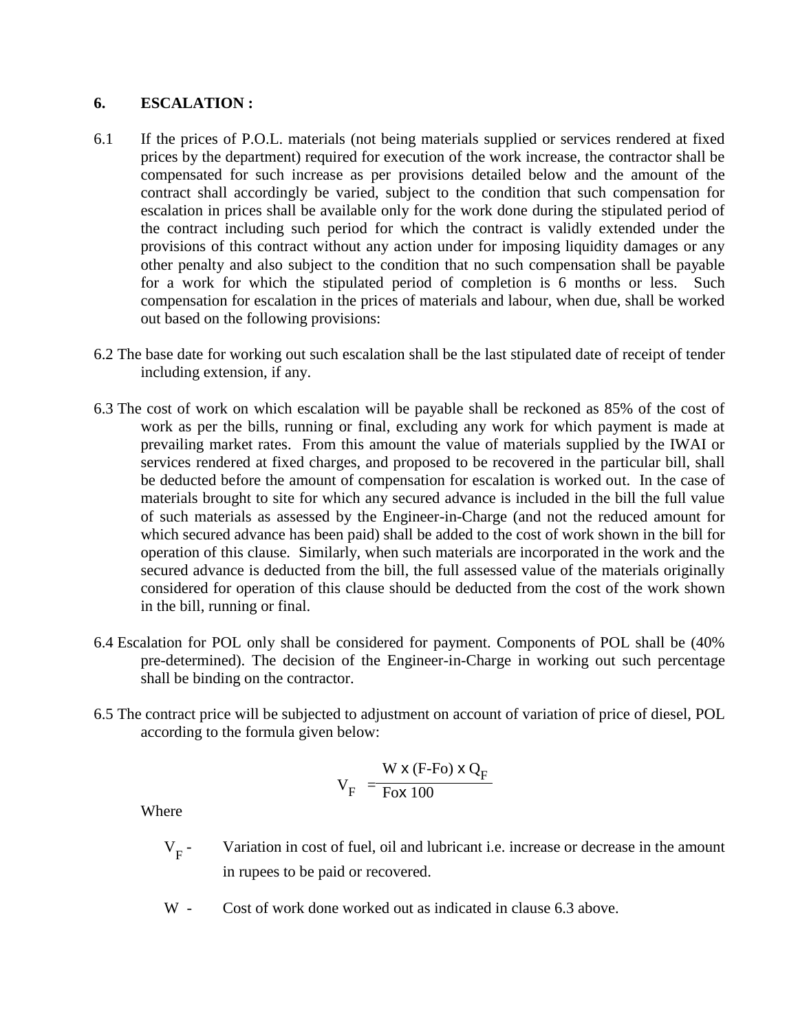## 6. ESCALATION :

6.1 If the prices of P.O.L. materials (not being materials supplied or services rendered at fixed prices by the department) required for execution of the work increase, the contractor shall be compensated for such increase as per provisions detailed below and the amount of the contract shall accordingly be varied, subject to the condition that such compensation for escalation in prices shall be available only for the work done during the stipulated period of the contract including such period for which the contract is validly extended under the provisions of this contract without any action under for imposing liquidity damages or any other penalty and also subject to the condition that no such compensation shall be payable for a work for which the stipulated period of completion is 6 months or less. Such compensation for escalation in the prices of materials and labour, when due, shall be worked out based on the following provisions:

6.2 The base date for working out such escalation shall be the last stipulated date of receipt of tender including extension, if any.

6.3 The cost of work on which escalation will be payable shall be reckoned as 85% of the cost of work as per the bills, running or final, excluding any work for which payment is made at prevailing market rates. From this amount the value of materials supplied by the IWAI or services rendered at fixed charges, and proposed to be recovered in the particular bill, shall be deducted before the amount of compensation for escalation is worked out. In the case of materials brought to site for which any secured advance is included in the bill the full value of such materials as assessed by the Engineer-in-Charge (and not the reduced amount for which secured advance has been paid) shall be added to the cost of work shown in the bill for operation of this clause. Similarly, when such materials are incorporated in the work and the secured advance is deducted from the bill, the full assessed value of the materials originally considered for operation of this clause should be deducted from the cost of the work shown in the bill, running or final.

6.4 Escalation for POL only shall be considered for payment. Components of POL shall be (40% pre-determined). The decision of the Engineer-in-Charge in working out such percentage shall be binding on the contractor.

6.5 The contract price will be subjected to adjustment on account of variation of price of diesel, POL according to the formula given below:

$$V_F = \frac{W \times (F - Fo) \times Q_F}{Fo \times 100}$$

Where

$V_F$ - Variation in cost of fuel, oil and lubricant i.e. increase or decrease in the amount in rupees to be paid or recovered.

W - Cost of work done worked out as indicated in clause 6.3 above.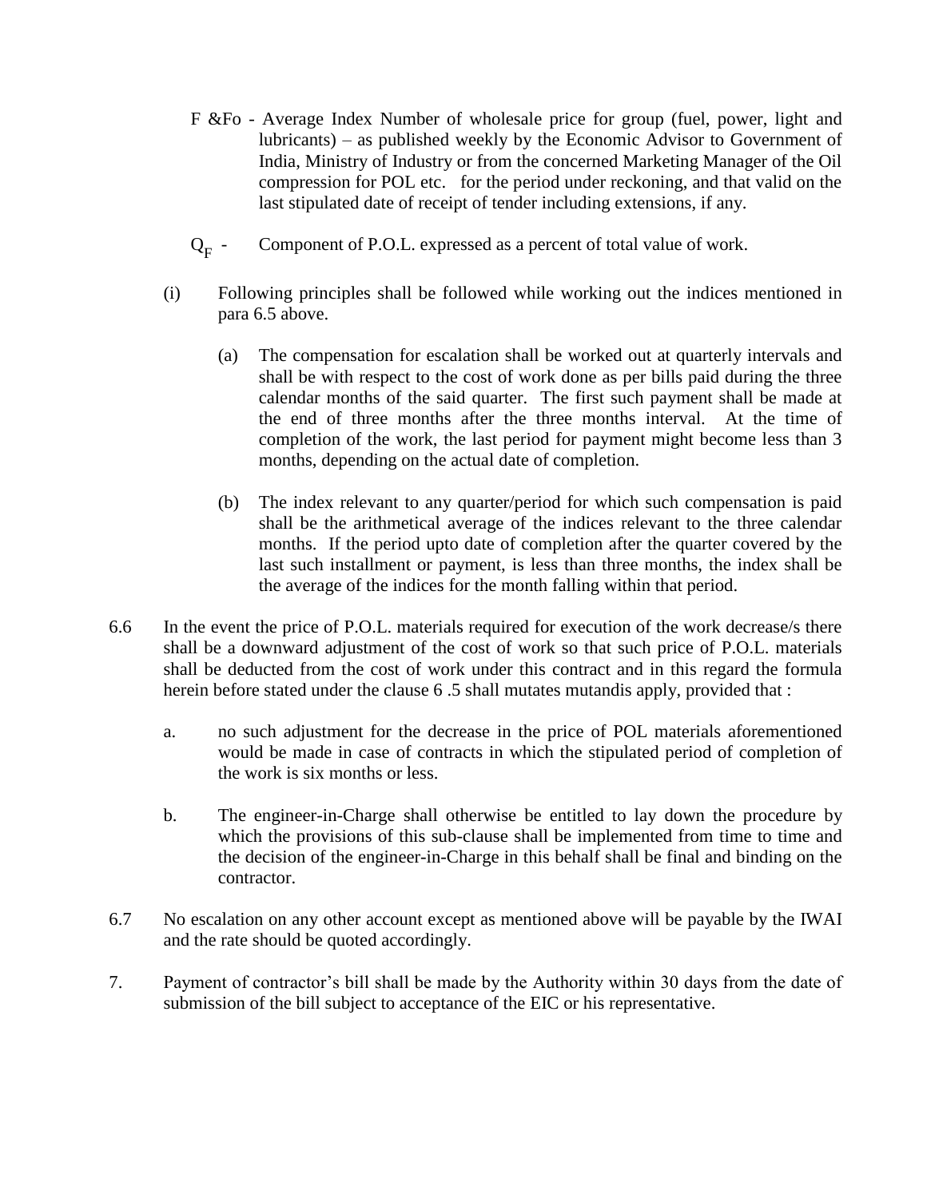F &Fo - Average Index Number of wholesale price for group (fuel, power, light and lubricants) – as published weekly by the Economic Advisor to Government of India, Ministry of Industry or from the concerned Marketing Manager of the Oil compression for POL etc. for the period under reckoning, and that valid on the last stipulated date of receipt of tender including extensions, if any.

$Q_F$ - Component of P.O.L. expressed as a percent of total value of work.

(i) Following principles shall be followed while working out the indices mentioned in para 6.5 above.

(a) The compensation for escalation shall be worked out at quarterly intervals and shall be with respect to the cost of work done as per bills paid during the three calendar months of the said quarter. The first such payment shall be made at the end of three months after the three months interval. At the time of completion of the work, the last period for payment might become less than 3 months, depending on the actual date of completion.

(b) The index relevant to any quarter/period for which such compensation is paid shall be the arithmetical average of the indices relevant to the three calendar months. If the period upto date of completion after the quarter covered by the last such installment or payment, is less than three months, the index shall be the average of the indices for the month falling within that period.

6.6 In the event the price of P.O.L. materials required for execution of the work decrease/s there shall be a downward adjustment of the cost of work so that such price of P.O.L. materials shall be deducted from the cost of work under this contract and in this regard the formula herein before stated under the clause 6 .5 shall mutates mutandis apply, provided that :

a. no such adjustment for the decrease in the price of POL materials aforementioned would be made in case of contracts in which the stipulated period of completion of the work is six months or less.

b. The engineer-in-Charge shall otherwise be entitled to lay down the procedure by which the provisions of this sub-clause shall be implemented from time to time and the decision of the engineer-in-Charge in this behalf shall be final and binding on the contractor.

6.7 No escalation on any other account except as mentioned above will be payable by the IWAI and the rate should be quoted accordingly.

7. Payment of contractor's bill shall be made by the Authority within 30 days from the date of submission of the bill subject to acceptance of the EIC or his representative.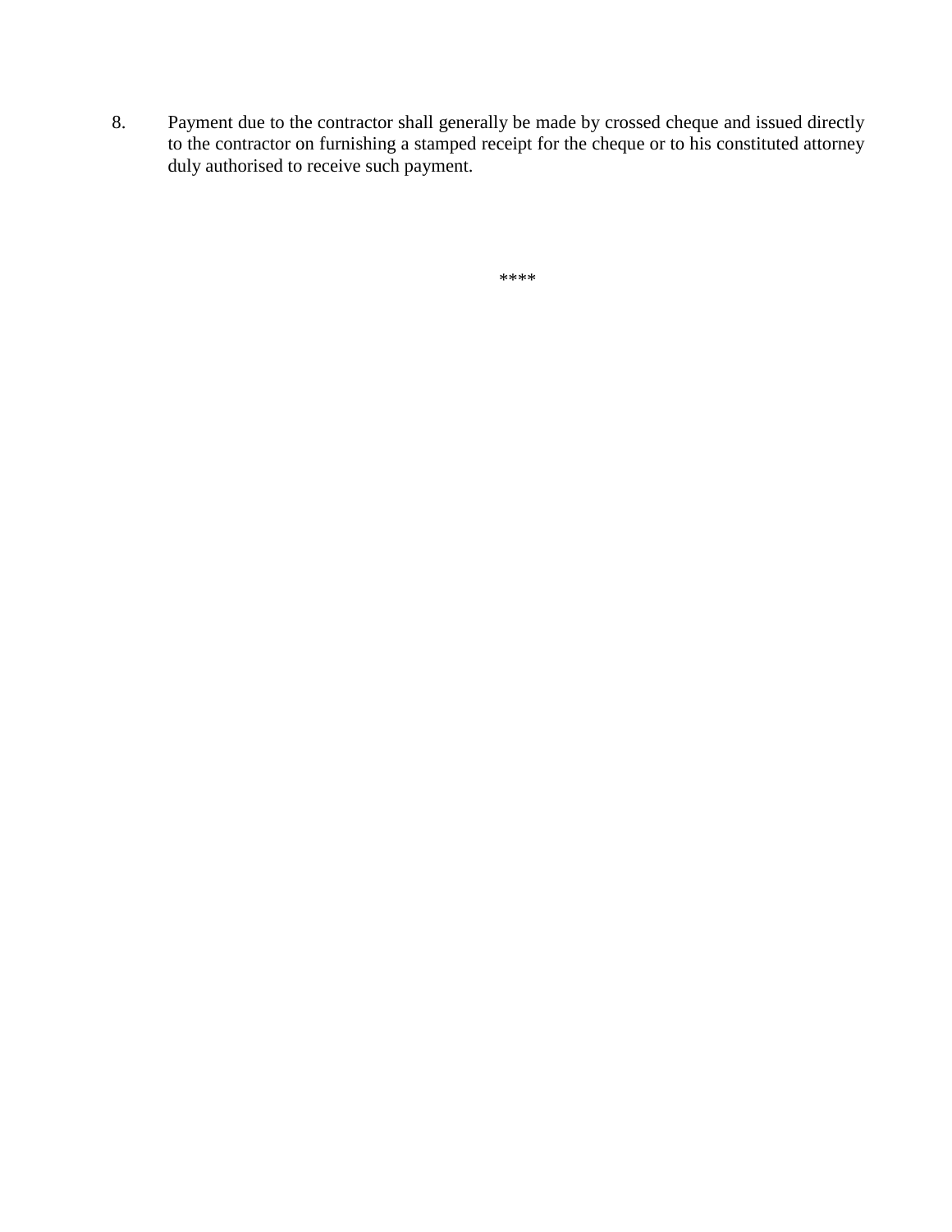8. Payment due to the contractor shall generally be made by crossed cheque and issued directly to the contractor on furnishing a stamped receipt for the cheque or to his constituted attorney duly authorised to receive such payment.

****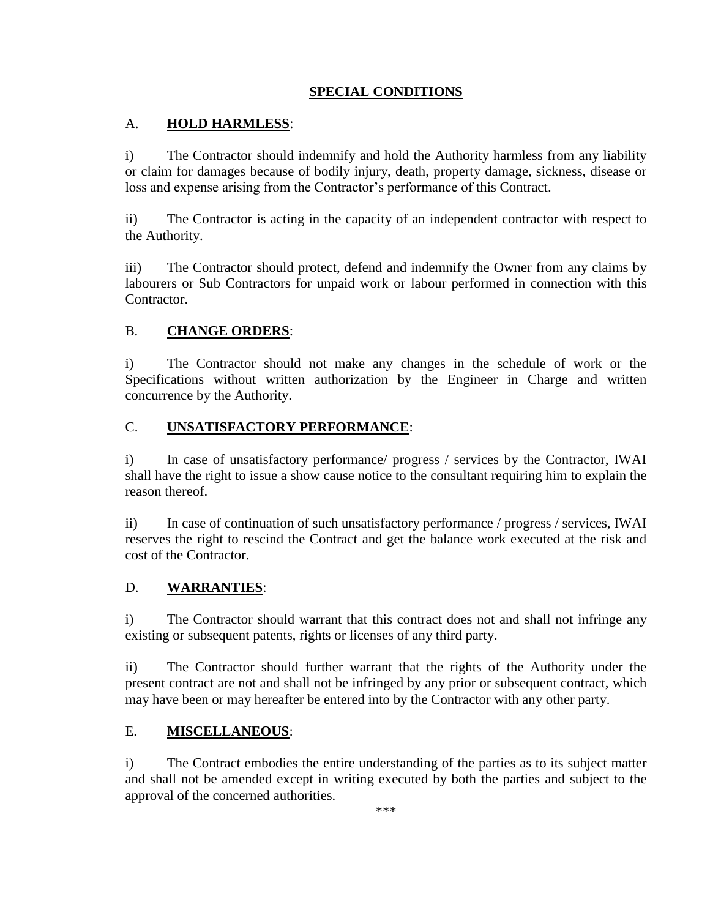## SPECIAL CONDITIONS

### A. HOLD HARMLESS:

i) The Contractor should indemnify and hold the Authority harmless from any liability or claim for damages because of bodily injury, death, property damage, sickness, disease or loss and expense arising from the Contractor's performance of this Contract.

ii) The Contractor is acting in the capacity of an independent contractor with respect to the Authority.

iii) The Contractor should protect, defend and indemnify the Owner from any claims by labourers or Sub Contractors for unpaid work or labour performed in connection with this Contractor.

### B. CHANGE ORDERS:

i) The Contractor should not make any changes in the schedule of work or the Specifications without written authorization by the Engineer in Charge and written concurrence by the Authority.

### C. UNSATISFACTORY PERFORMANCE:

i) In case of unsatisfactory performance/ progress / services by the Contractor, IWAI shall have the right to issue a show cause notice to the consultant requiring him to explain the reason thereof.

ii) In case of continuation of such unsatisfactory performance / progress / services, IWAI reserves the right to rescind the Contract and get the balance work executed at the risk and cost of the Contractor.

### D. WARRANTIES:

i) The Contractor should warrant that this contract does not and shall not infringe any existing or subsequent patents, rights or licenses of any third party.

ii) The Contractor should further warrant that the rights of the Authority under the present contract are not and shall not be infringed by any prior or subsequent contract, which may have been or may hereafter be entered into by the Contractor with any other party.

### E. MISCELLANEOUS:

i) The Contract embodies the entire understanding of the parties as to its subject matter and shall not be amended except in writing executed by both the parties and subject to the approval of the concerned authorities.

***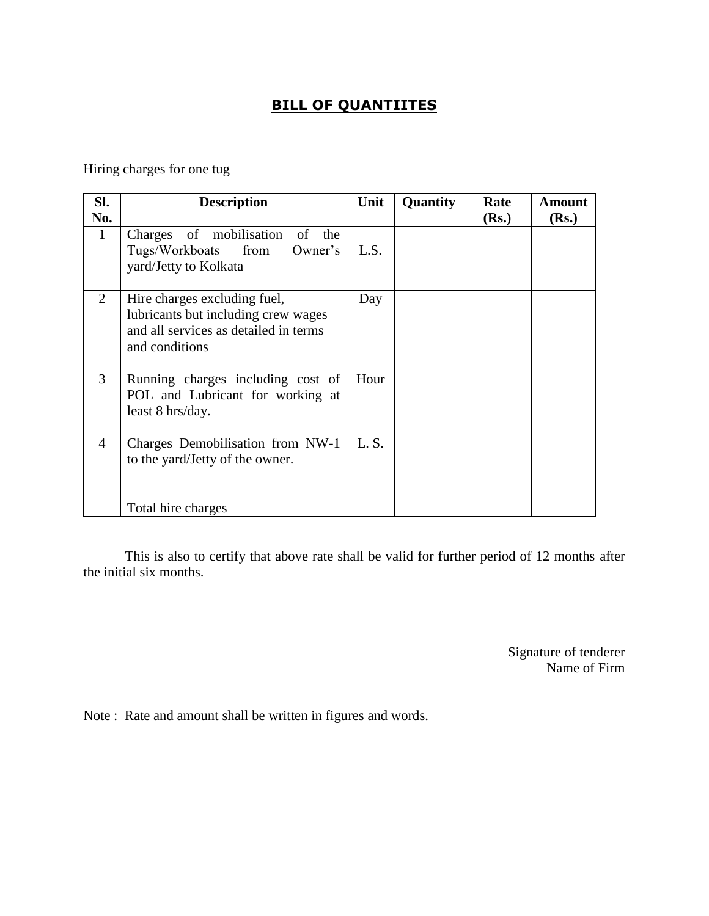# BILL OF QUANTIITES

Hiring charges for one tug

| Sl. No. | Description | Unit | Quantity | Rate (Rs.) | Amount (Rs.) |
|---|---|---|---|---|---|
| 1 | Charges of mobilisation of the Tugs/Workboats from Owner's yard/Jetty to Kolkata | L.S. | | | |
| 2 | Hire charges excluding fuel, lubricants but including crew wages and all services as detailed in terms and conditions | Day | | | |
| 3 | Running charges including cost of POL and Lubricant for working at least 8 hrs/day. | Hour | | | |
| 4 | Charges Demobilisation from NW-1 to the yard/Jetty of the owner. | L. S. | | | |
| | Total hire charges | | | | |

This is also to certify that above rate shall be valid for further period of 12 months after the initial six months.

Signature of tenderer
Name of Firm

Note : Rate and amount shall be written in figures and words.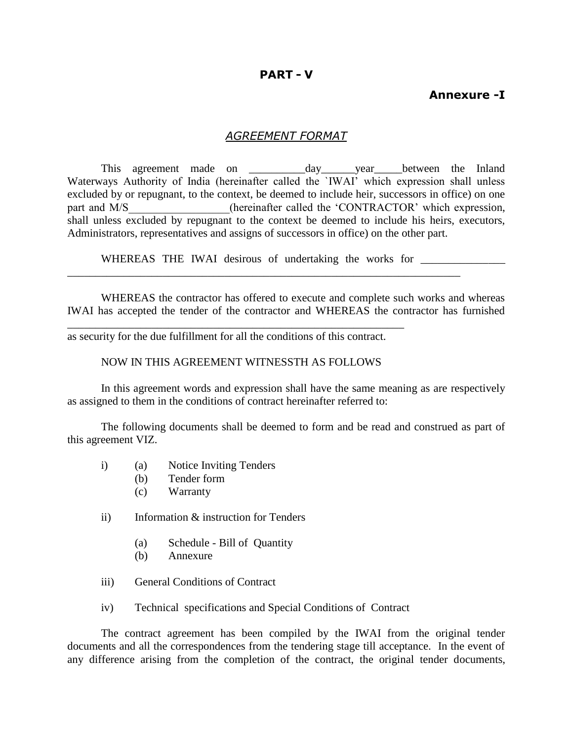# PART - V

**Annexure -I**

## *AGREEMENT FORMAT*

This agreement made on __________day______year_____between the Inland Waterways Authority of India (hereinafter called the `IWAI' which expression shall unless excluded by or repugnant, to the context, be deemed to include heir, successors in office) on one part and M/S__________________(hereinafter called the 'CONTRACTOR' which expression, shall unless excluded by repugnant to the context be deemed to include his heirs, executors, Administrators, representatives and assigns of successors in office) on the other part.

WHEREAS THE IWAI desirous of undertaking the works for _______________ ________________________________________________________________________

WHEREAS the contractor has offered to execute and complete such works and whereas IWAI has accepted the tender of the contractor and WHEREAS the contractor has furnished ______________________________________________________________ as security for the due fulfillment for all the conditions of this contract.

NOW IN THIS AGREEMENT WITNESSTH AS FOLLOWS

In this agreement words and expression shall have the same meaning as are respectively as assigned to them in the conditions of contract hereinafter referred to:

The following documents shall be deemed to form and be read and construed as part of this agreement VIZ.

i) (a) Notice Inviting Tenders
   (b) Tender form
   (c) Warranty

ii) Information & instruction for Tenders

   (a) Schedule - Bill of Quantity
   (b) Annexure

iii) General Conditions of Contract

iv) Technical specifications and Special Conditions of Contract

The contract agreement has been compiled by the IWAI from the original tender documents and all the correspondences from the tendering stage till acceptance. In the event of any difference arising from the completion of the contract, the original tender documents,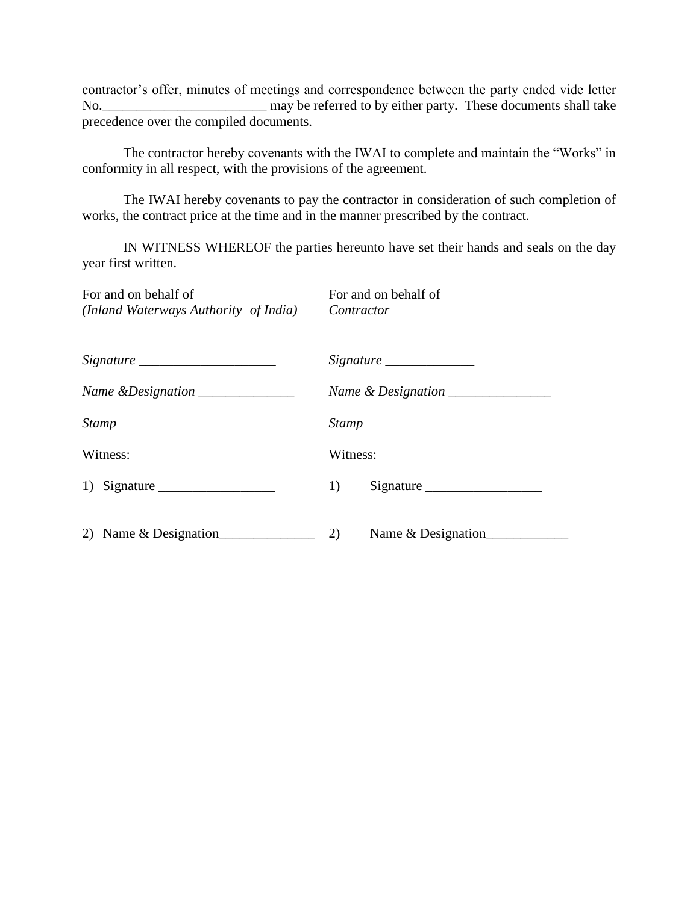contractor's offer, minutes of meetings and correspondence between the party ended vide letter No.________________________ may be referred to by either party. These documents shall take precedence over the compiled documents.

The contractor hereby covenants with the IWAI to complete and maintain the "Works" in conformity in all respect, with the provisions of the agreement.

The IWAI hereby covenants to pay the contractor in consideration of such completion of works, the contract price at the time and in the manner prescribed by the contract.

IN WITNESS WHEREOF the parties hereunto have set their hands and seals on the day year first written.

| For and on behalf of *(Inland Waterways Authority of India)* | For and on behalf of *Contractor* |
|---|---|
| *Signature* ____________________ | *Signature* _____________ |
| *Name &Designation* ______________ | *Name & Designation* _______________ |
| *Stamp* | *Stamp* |
| Witness: | Witness: |
| 1) Signature _________________ | 1) Signature _________________ |
| 2) Name & Designation______________ | 2) Name & Designation____________ |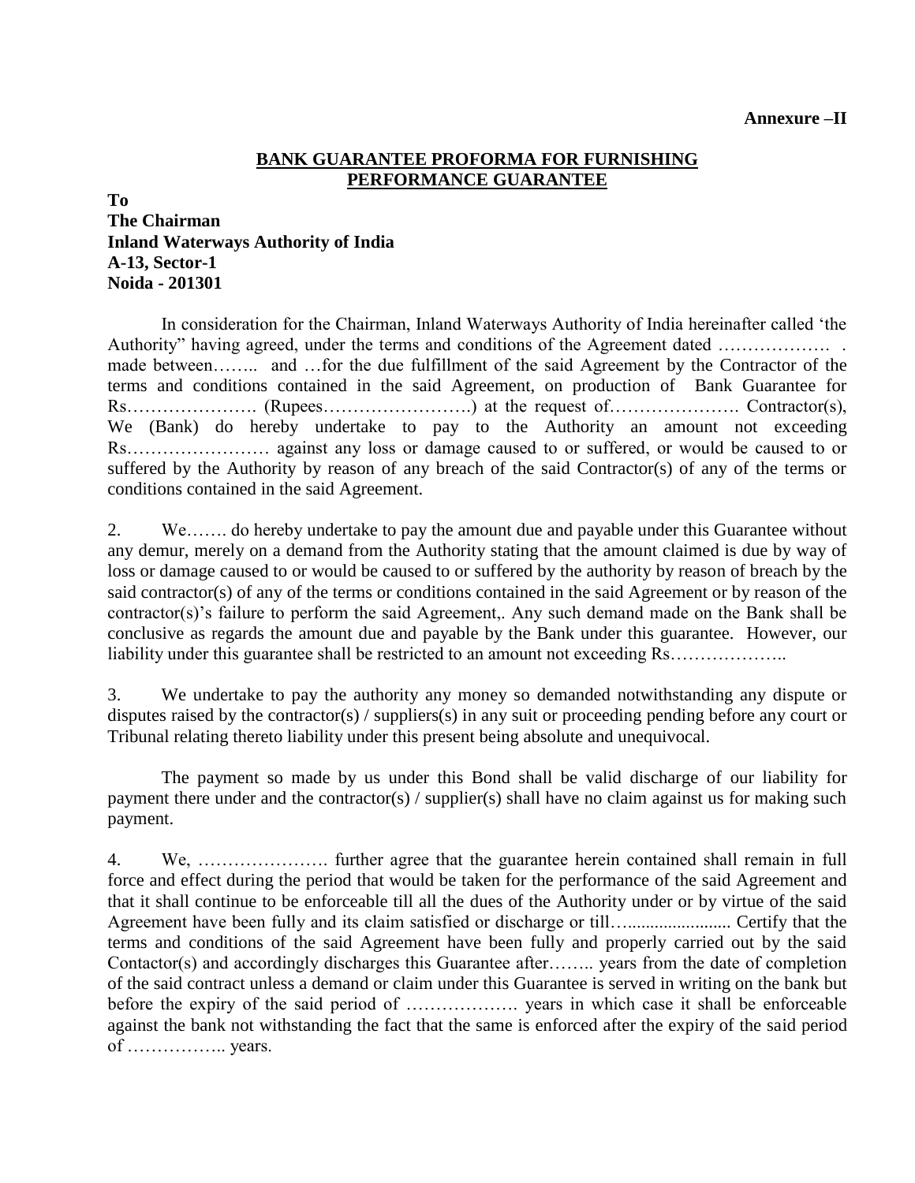**Annexure –II**

## BANK GUARANTEE PROFORMA FOR FURNISHING PERFORMANCE GUARANTEE

**To**
**The Chairman**
**Inland Waterways Authority of India**
**A-13, Sector-1**
**Noida - 201301**

In consideration for the Chairman, Inland Waterways Authority of India hereinafter called 'the Authority" having agreed, under the terms and conditions of the Agreement dated ………………. . made between…….. and …for the due fulfillment of the said Agreement by the Contractor of the terms and conditions contained in the said Agreement, on production of Bank Guarantee for Rs…………………. (Rupees…………………….) at the request of…………………. Contractor(s), We (Bank) do hereby undertake to pay to the Authority an amount not exceeding Rs…………………… against any loss or damage caused to or suffered, or would be caused to or suffered by the Authority by reason of any breach of the said Contractor(s) of any of the terms or conditions contained in the said Agreement.

2. We……. do hereby undertake to pay the amount due and payable under this Guarantee without any demur, merely on a demand from the Authority stating that the amount claimed is due by way of loss or damage caused to or would be caused to or suffered by the authority by reason of breach by the said contractor(s) of any of the terms or conditions contained in the said Agreement or by reason of the contractor(s)'s failure to perform the said Agreement,. Any such demand made on the Bank shall be conclusive as regards the amount due and payable by the Bank under this guarantee. However, our liability under this guarantee shall be restricted to an amount not exceeding Rs………………..

3. We undertake to pay the authority any money so demanded notwithstanding any dispute or disputes raised by the contractor(s) / suppliers(s) in any suit or proceeding pending before any court or Tribunal relating thereto liability under this present being absolute and unequivocal.

The payment so made by us under this Bond shall be valid discharge of our liability for payment there under and the contractor(s) / supplier(s) shall have no claim against us for making such payment.

4. We, …………………. further agree that the guarantee herein contained shall remain in full force and effect during the period that would be taken for the performance of the said Agreement and that it shall continue to be enforceable till all the dues of the Authority under or by virtue of the said Agreement have been fully and its claim satisfied or discharge or till…...................... Certify that the terms and conditions of the said Agreement have been fully and properly carried out by the said Contactor(s) and accordingly discharges this Guarantee after…….. years from the date of completion of the said contract unless a demand or claim under this Guarantee is served in writing on the bank but before the expiry of the said period of ………………. years in which case it shall be enforceable against the bank not withstanding the fact that the same is enforced after the expiry of the said period of …………….. years.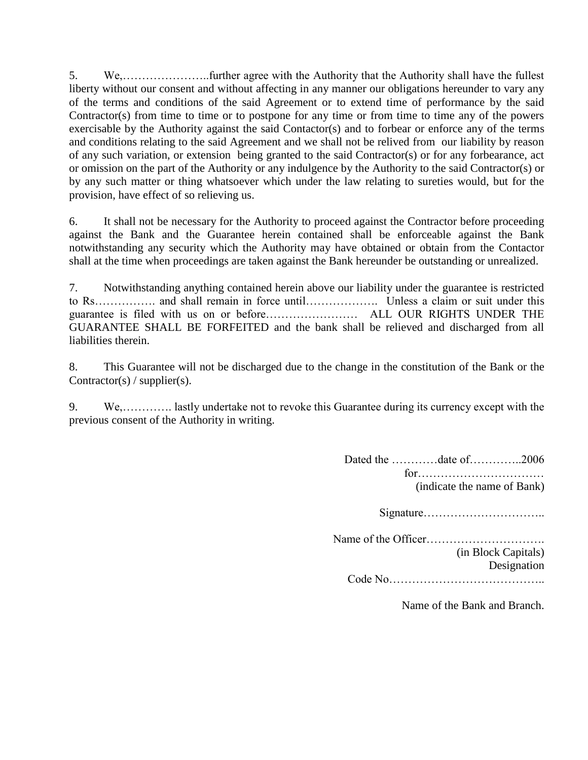5. We,…………………..further agree with the Authority that the Authority shall have the fullest liberty without our consent and without affecting in any manner our obligations hereunder to vary any of the terms and conditions of the said Agreement or to extend time of performance by the said Contractor(s) from time to time or to postpone for any time or from time to time any of the powers exercisable by the Authority against the said Contactor(s) and to forbear or enforce any of the terms and conditions relating to the said Agreement and we shall not be relived from our liability by reason of any such variation, or extension being granted to the said Contractor(s) or for any forbearance, act or omission on the part of the Authority or any indulgence by the Authority to the said Contractor(s) or by any such matter or thing whatsoever which under the law relating to sureties would, but for the provision, have effect of so relieving us.

6. It shall not be necessary for the Authority to proceed against the Contractor before proceeding against the Bank and the Guarantee herein contained shall be enforceable against the Bank notwithstanding any security which the Authority may have obtained or obtain from the Contactor shall at the time when proceedings are taken against the Bank hereunder be outstanding or unrealized.

7. Notwithstanding anything contained herein above our liability under the guarantee is restricted to Rs……………. and shall remain in force until………………. Unless a claim or suit under this guarantee is filed with us on or before…………………… ALL OUR RIGHTS UNDER THE GUARANTEE SHALL BE FORFEITED and the bank shall be relieved and discharged from all liabilities therein.

8. This Guarantee will not be discharged due to the change in the constitution of the Bank or the Contractor(s) / supplier(s).

9. We,…………. lastly undertake not to revoke this Guarantee during its currency except with the previous consent of the Authority in writing.

Dated the …………date of…………..2006
for……………………………
(indicate the name of Bank)

Signature…………………………..

Name of the Officer………………………….
(in Block Capitals)
Designation
Code No…………………………………..

Name of the Bank and Branch.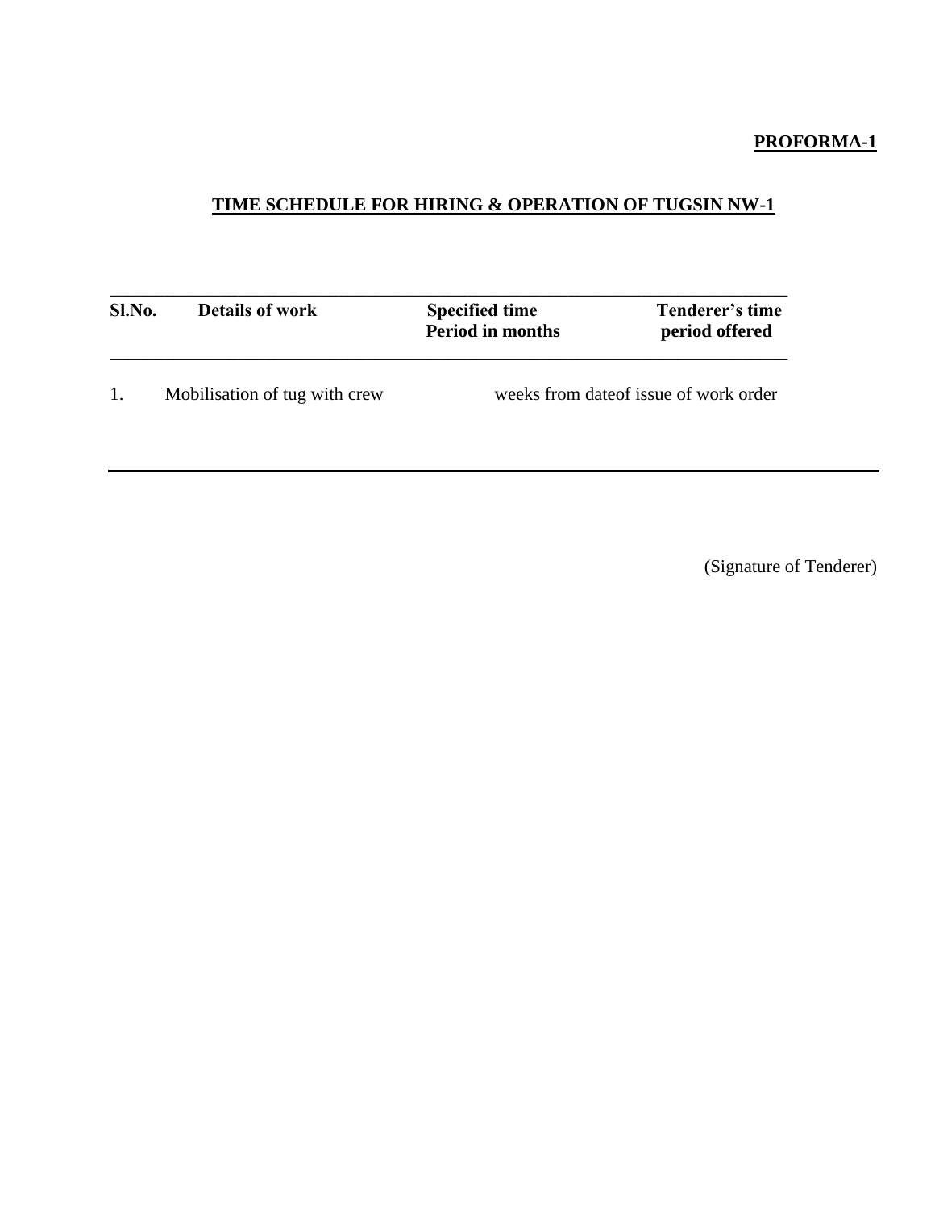**PROFORMA-1**

## TIME SCHEDULE FOR HIRING & OPERATION OF TUGSIN NW-1

| Sl.No. | Details of work | Specified time Period in months | Tenderer's time period offered |
|---|---|---|---|
| 1. | Mobilisation of tug with crew | weeks from dateof issue of work order | |

(Signature of Tenderer)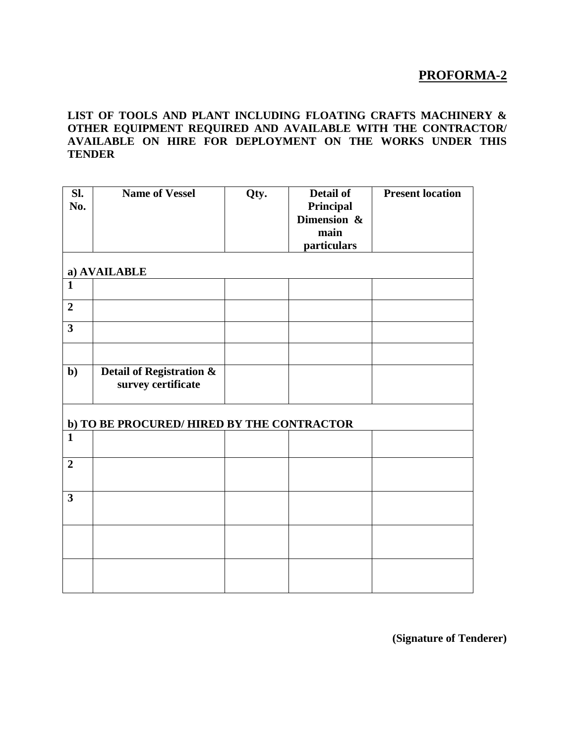**PROFORMA-2**

**LIST OF TOOLS AND PLANT INCLUDING FLOATING CRAFTS MACHINERY & OTHER EQUIPMENT REQUIRED AND AVAILABLE WITH THE CONTRACTOR/ AVAILABLE ON HIRE FOR DEPLOYMENT ON THE WORKS UNDER THIS TENDER**

| Sl. No. | Name of Vessel | Qty. | Detail of Principal Dimension & main particulars | Present location |
|---|---|---|---|---|
| **a) AVAILABLE** | | | | |
| **1** | | | | |
| **2** | | | | |
| **3** | | | | |
| | | | | |
| **b)** | **Detail of Registration & survey certificate** | | | |
| **b) TO BE PROCURED/ HIRED BY THE CONTRACTOR** | | | | |
| **1** | | | | |
| **2** | | | | |
| **3** | | | | |
| | | | | |
| | | | | |

**(Signature of Tenderer)**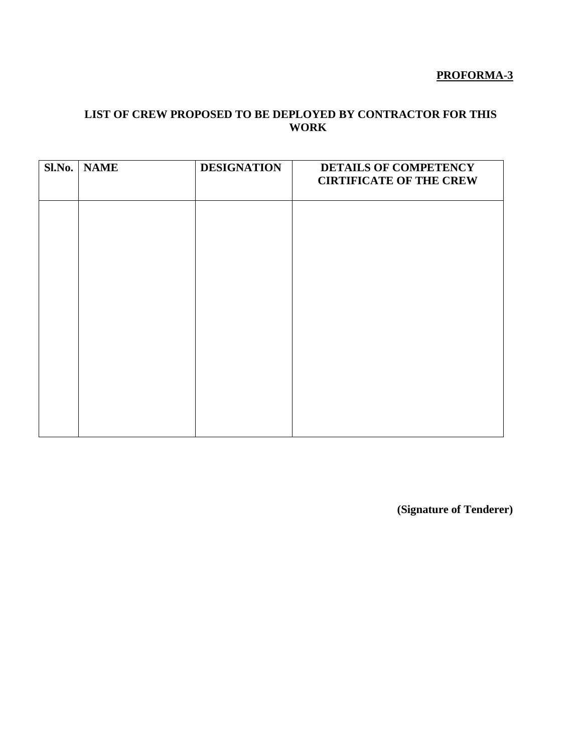**PROFORMA-3**

**LIST OF CREW PROPOSED TO BE DEPLOYED BY CONTRACTOR FOR THIS WORK**

| Sl.No. | NAME | DESIGNATION | DETAILS OF COMPETENCY CIRTIFICATE OF THE CREW |
|---|---|---|---|
| | | | |

**(Signature of Tenderer)**